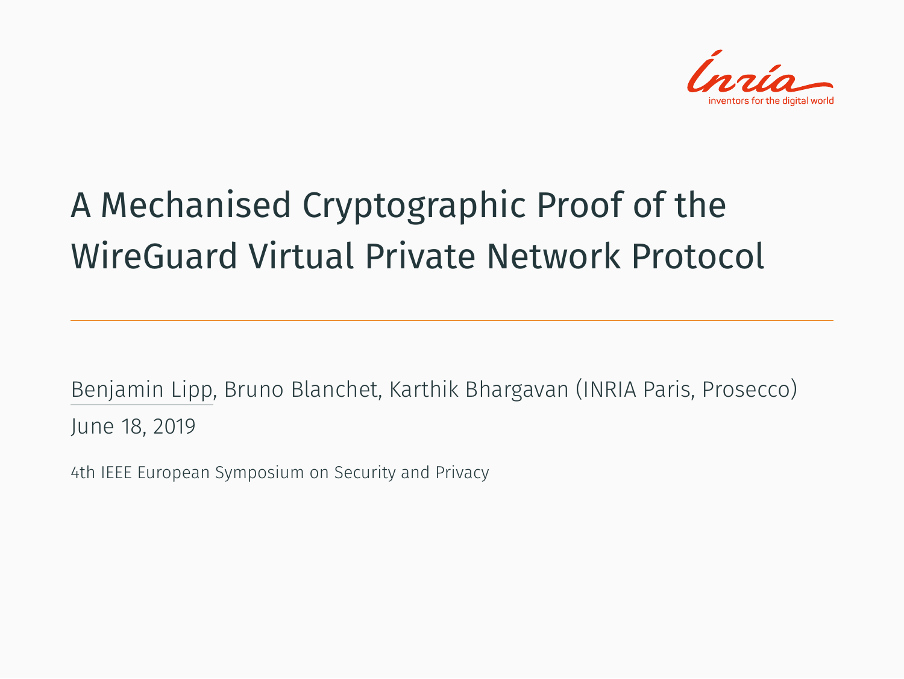# A Mechanised Cryptographic Proof of the WireGuard Virtual Private Network Protocol

Benjamin Lipp, Bruno Blanchet, Karthik Bhargavan (INRIA Paris, Prosecco)

June 18, 2019

4th IEEE European Symposium on Security and Privacy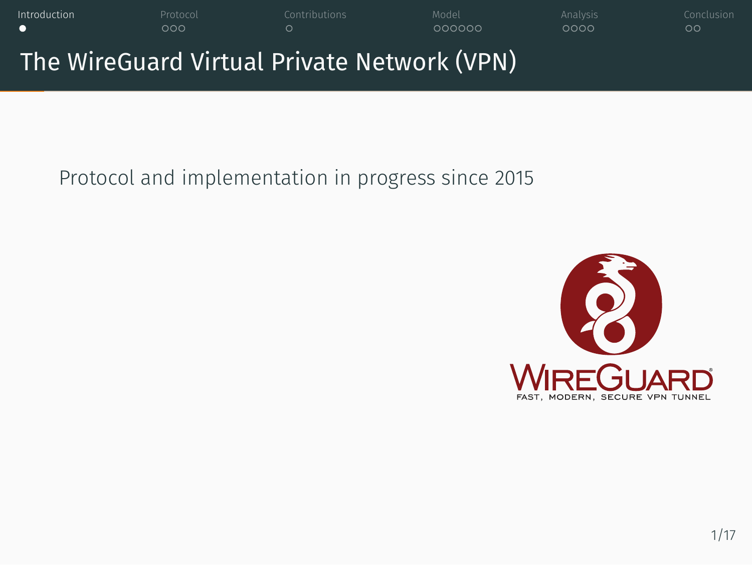# The WireGuard Virtual Private Network (VPN)

Protocol and implementation in progress since 2015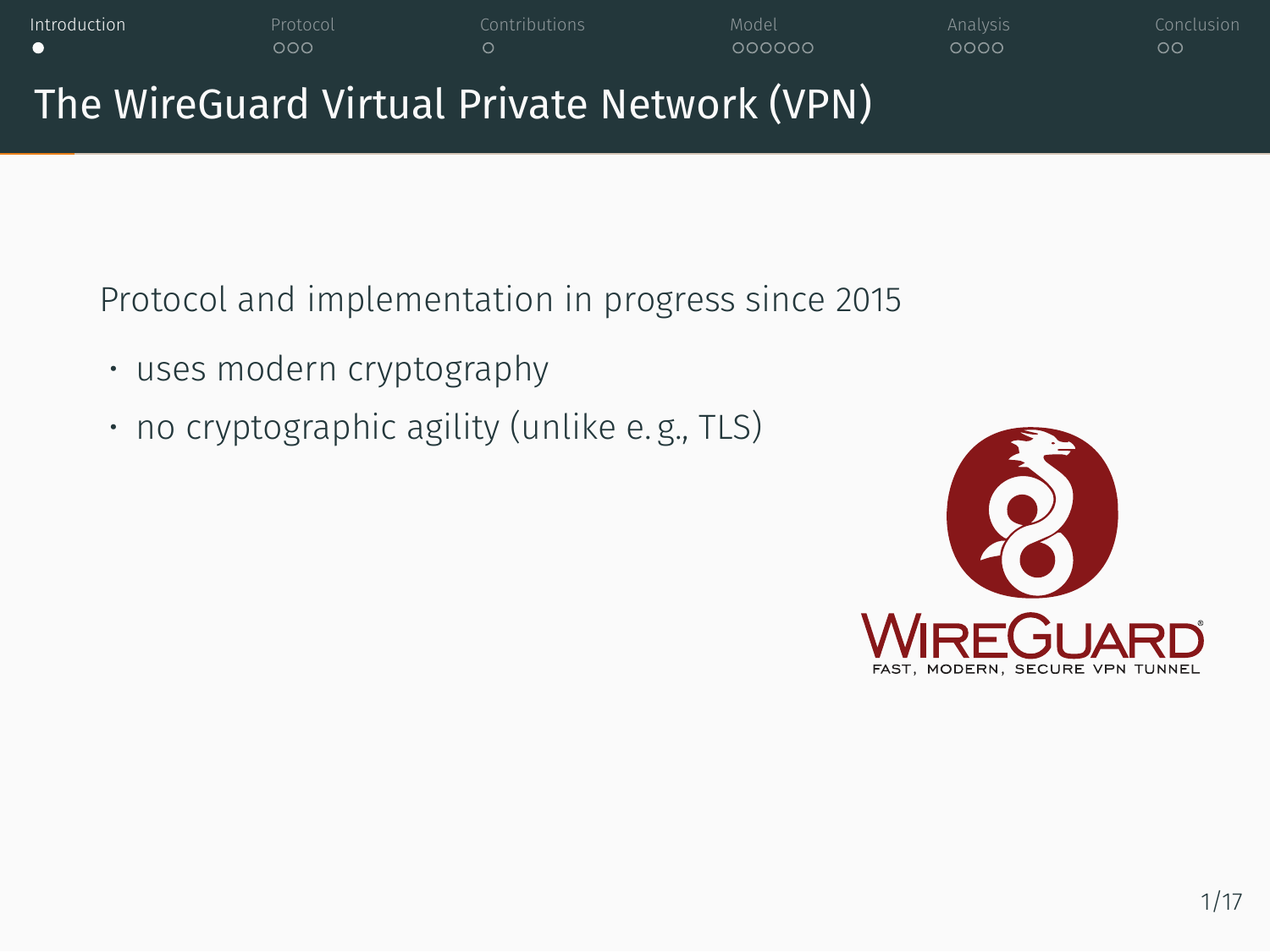# The WireGuard Virtual Private Network (VPN)

Protocol and implementation in progress since 2015

- uses modern cryptography
- no cryptographic agility (unlike e. g., TLS)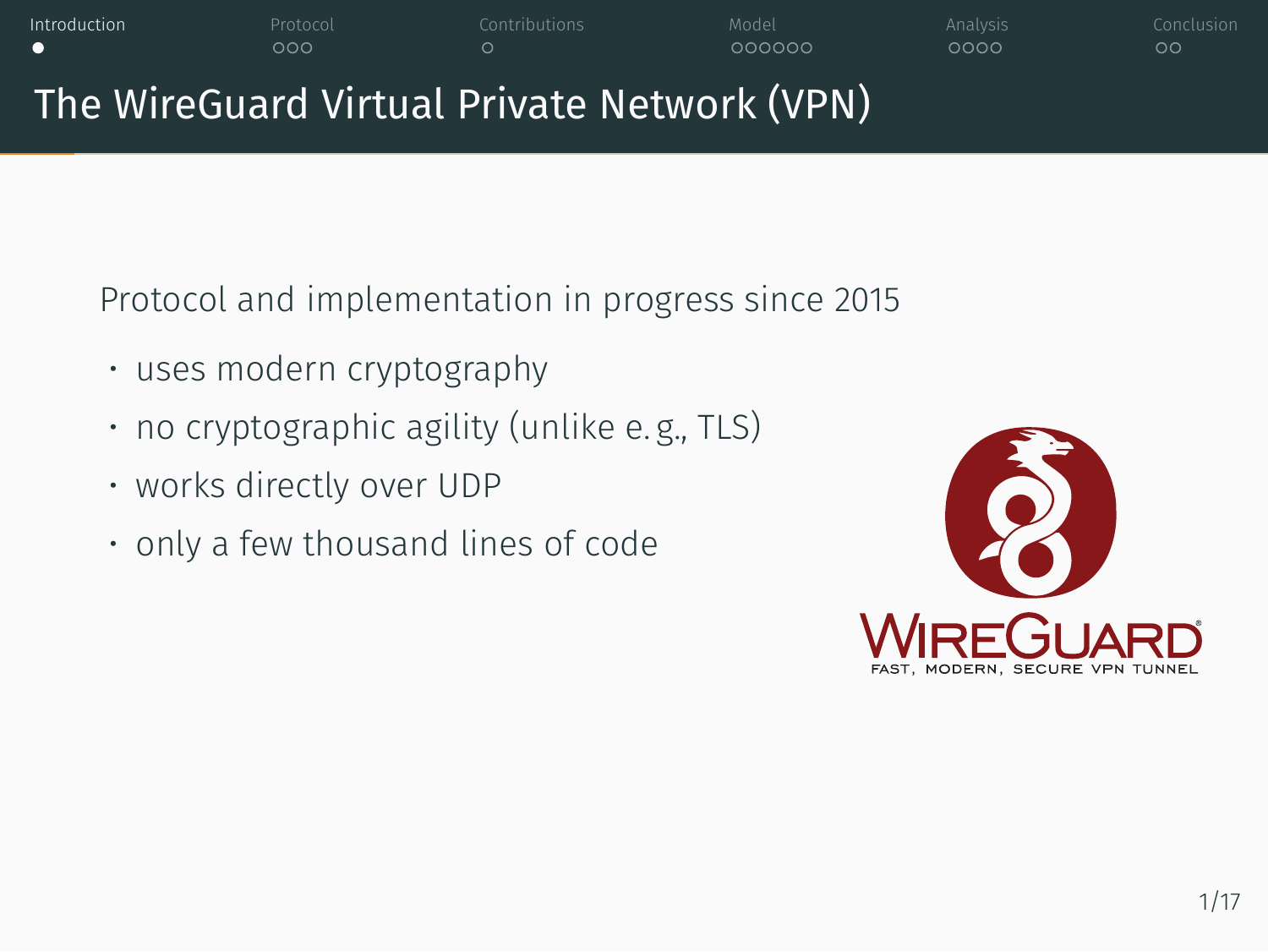# The WireGuard Virtual Private Network (VPN)

Protocol and implementation in progress since 2015

- uses modern cryptography
- no cryptographic agility (unlike e. g., TLS)
- works directly over UDP
- only a few thousand lines of code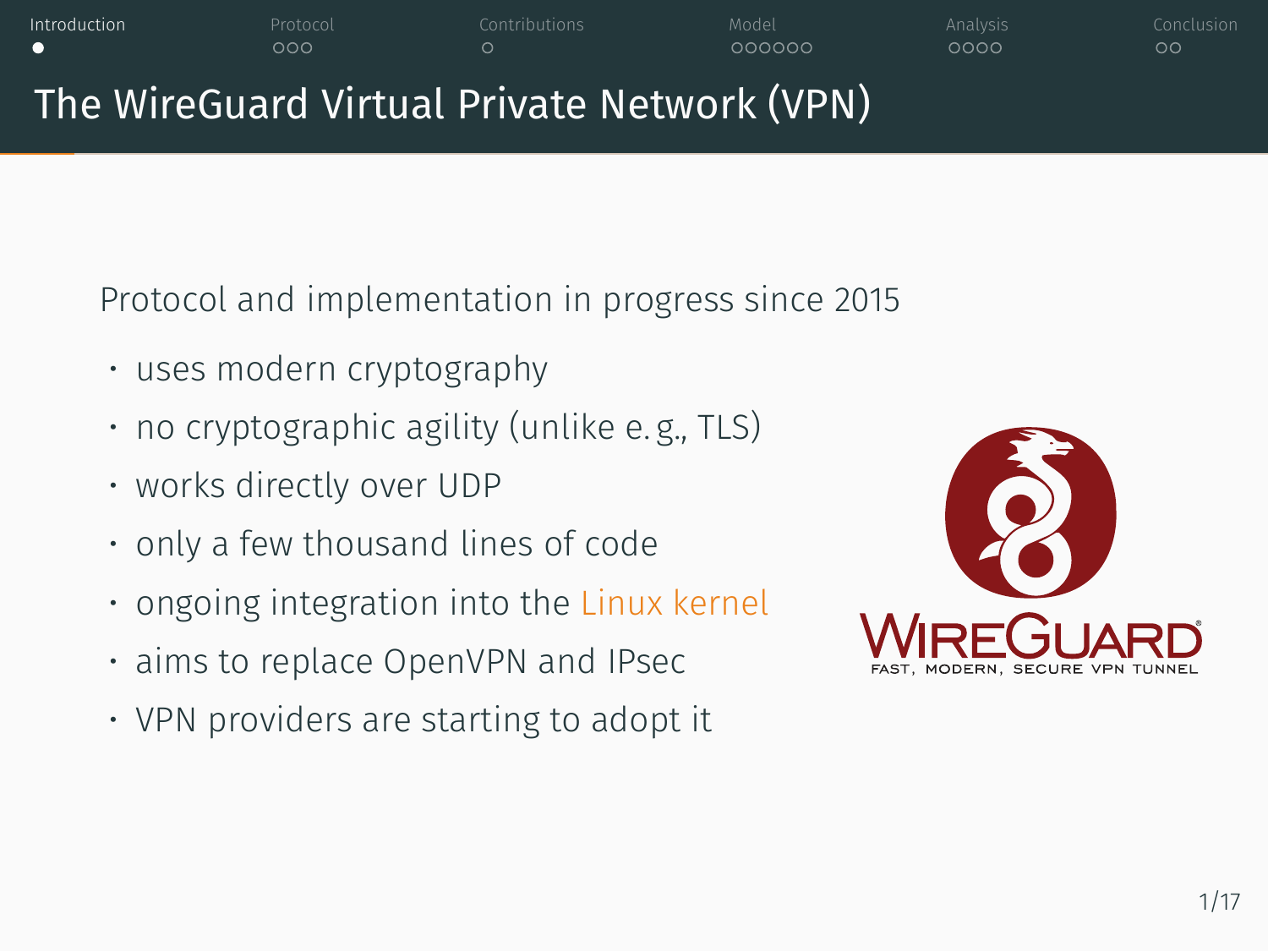# The WireGuard Virtual Private Network (VPN)

Protocol and implementation in progress since 2015

- uses modern cryptography
- no cryptographic agility (unlike e. g., TLS)
- works directly over UDP
- only a few thousand lines of code
- ongoing integration into the Linux kernel
- aims to replace OpenVPN and IPsec
- VPN providers are starting to adopt it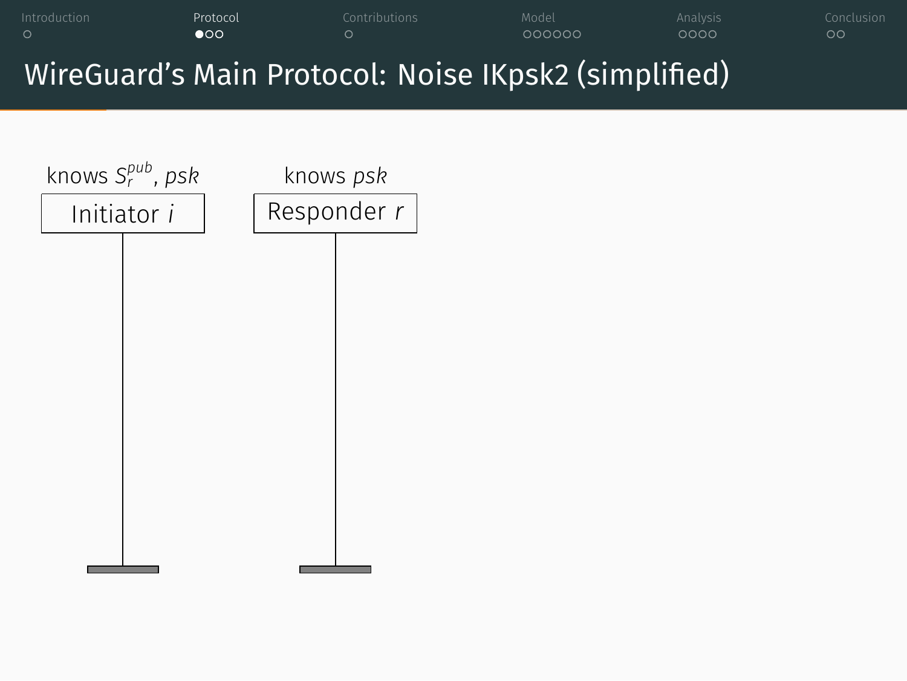# WireGuard's Main Protocol: Noise IKpsk2 (simplified)

knows $S_r^{pub}$, $psk$

Initiator $i$

knows $psk$

Responder $r$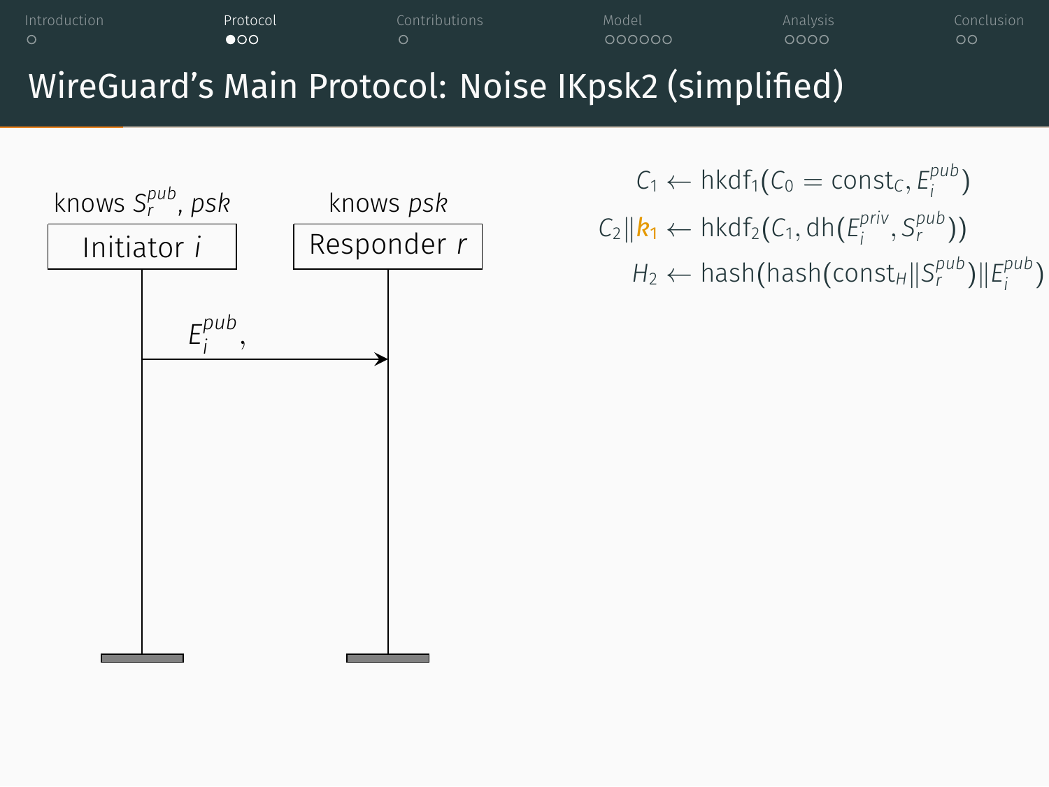# WireGuard's Main Protocol: Noise IKpsk2 (simplified)

knows $S_r^{pub}$, $psk$

**Initiator $i$**

knows $psk$

**Responder $r$**

$E_i^{pub}$,

$$C_1 \leftarrow \text{hkdf}_1(C_0 = \text{const}_C, E_i^{pub})$$

$$C_2 \| k_1 \leftarrow \text{hkdf}_2(C_1, \text{dh}(E_i^{priv}, S_r^{pub}))$$

$$H_2 \leftarrow \text{hash}(\text{hash}(\text{const}_H \| S_r^{pub}) \| E_i^{pub})$$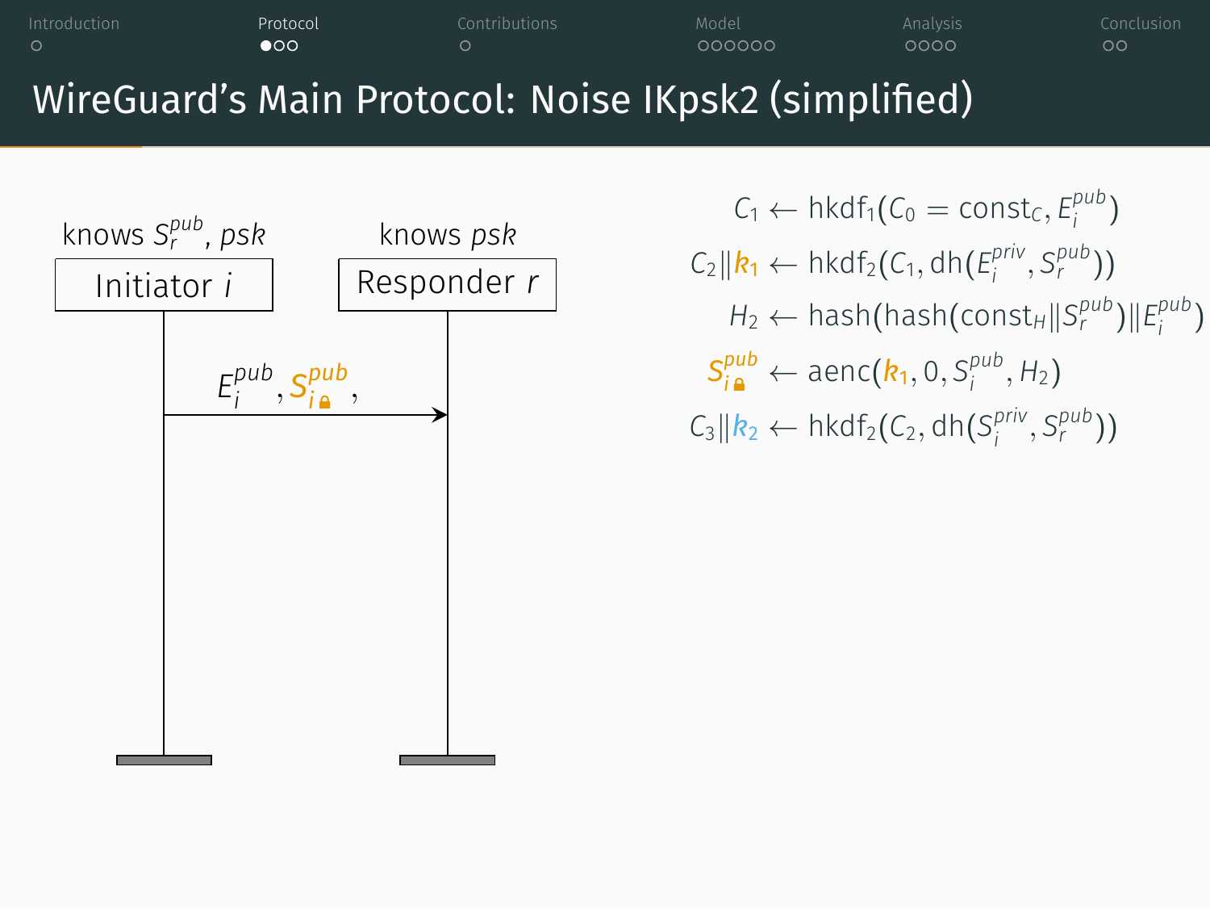# WireGuard's Main Protocol: Noise IKpsk2 (simplified)

knows $S_r^{pub}$, $psk$

**Initiator $i$**

knows $psk$

**Responder $r$**

$E_i^{pub}, S_{i🔒}^{pub},$

$$C_1 \leftarrow \text{hkdf}_1(C_0 = \text{const}_C, E_i^{pub})$$

$$C_2 \| k_1 \leftarrow \text{hkdf}_2(C_1, \text{dh}(E_i^{priv}, S_r^{pub}))$$

$$H_2 \leftarrow \text{hash}(\text{hash}(\text{const}_H \| S_r^{pub}) \| E_i^{pub})$$

$$S_{i🔒}^{pub} \leftarrow \text{aenc}(k_1, 0, S_i^{pub}, H_2)$$

$$C_3 \| k_2 \leftarrow \text{hkdf}_2(C_2, \text{dh}(S_i^{priv}, S_r^{pub}))$$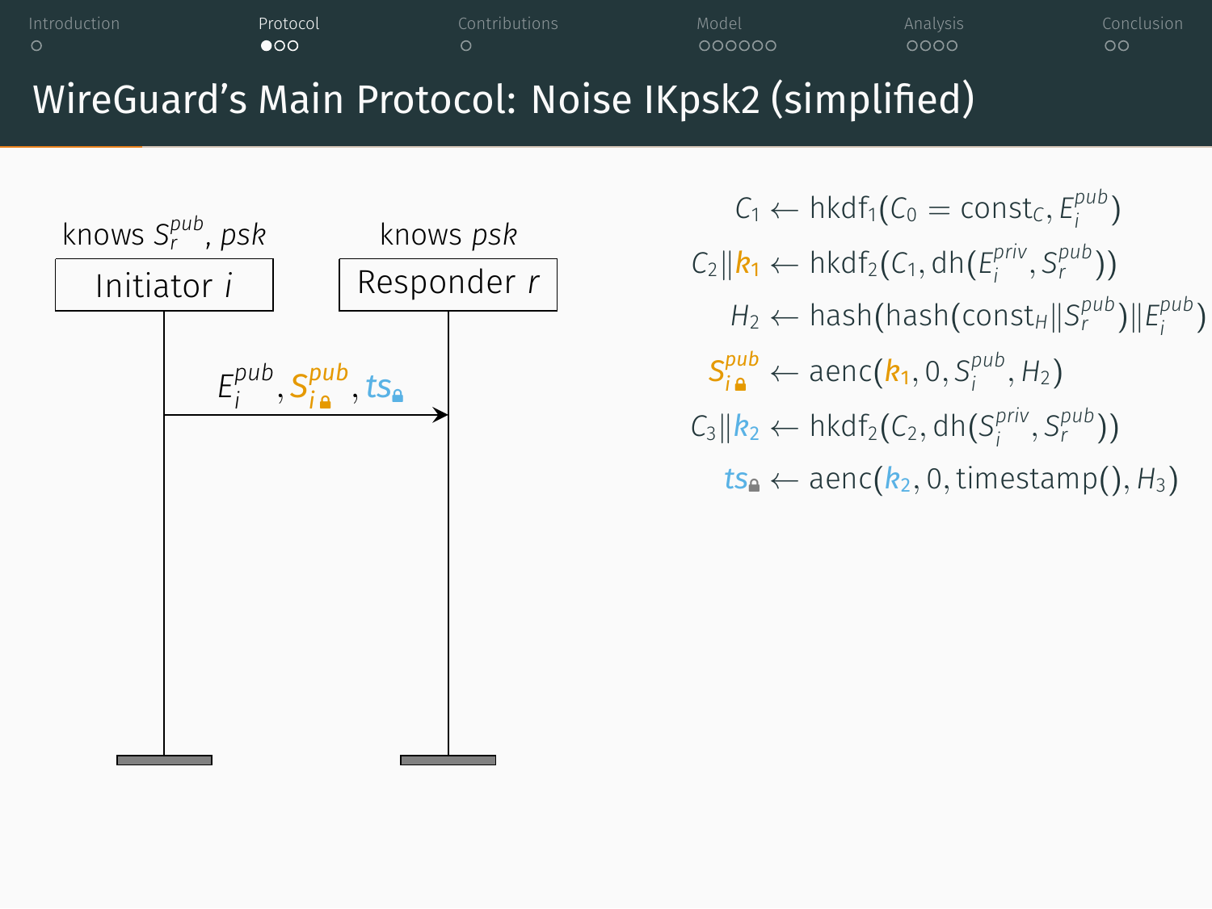# WireGuard's Main Protocol: Noise IKpsk2 (simplified)

knows $S_r^{pub}$, $psk$ — **Initiator $i$**

knows $psk$ — **Responder $r$**

$i \rightarrow r$: $E_i^{pub}, S_i^{pub}$ (encrypted), $ts$ (encrypted)

$$C_1 \leftarrow \mathrm{hkdf}_1(C_0 = \mathrm{const}_C, E_i^{pub})$$

$$C_2 \| k_1 \leftarrow \mathrm{hkdf}_2(C_1, \mathrm{dh}(E_i^{priv}, S_r^{pub}))$$

$$H_2 \leftarrow \mathrm{hash}(\mathrm{hash}(\mathrm{const}_H \| S_r^{pub}) \| E_i^{pub})$$

$$S_i^{pub} \leftarrow \mathrm{aenc}(k_1, 0, S_i^{pub}, H_2)$$

$$C_3 \| k_2 \leftarrow \mathrm{hkdf}_2(C_2, \mathrm{dh}(S_i^{priv}, S_r^{pub}))$$

$$ts \leftarrow \mathrm{aenc}(k_2, 0, \mathrm{timestamp}(), H_3)$$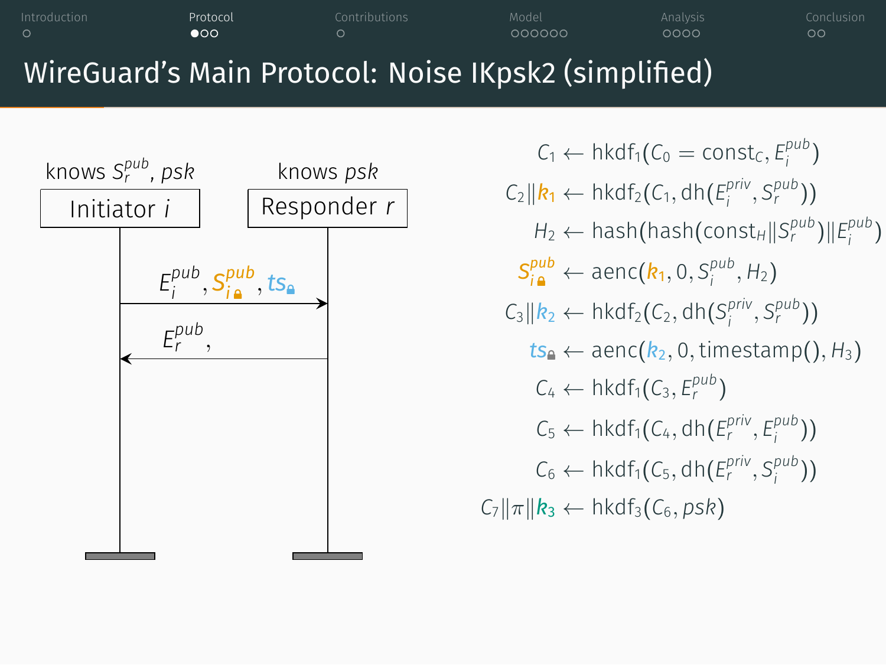# WireGuard's Main Protocol: Noise IKpsk2 (simplified)

knows $S_r^{pub}$, $psk$ — **Initiator $i$**

knows $psk$ — **Responder $r$**

Initiator → Responder: $E_i^{pub}, S_{i}^{pub}, ts$

Responder → Initiator: $E_r^{pub},$

$$C_1 \leftarrow \text{hkdf}_1(C_0 = \text{const}_C, E_i^{pub})$$

$$C_2 \| k_1 \leftarrow \text{hkdf}_2(C_1, \text{dh}(E_i^{priv}, S_r^{pub}))$$

$$H_2 \leftarrow \text{hash}(\text{hash}(\text{const}_H \| S_r^{pub}) \| E_i^{pub})$$

$$S_i^{pub} \leftarrow \text{aenc}(k_1, 0, S_i^{pub}, H_2)$$

$$C_3 \| k_2 \leftarrow \text{hkdf}_2(C_2, \text{dh}(S_i^{priv}, S_r^{pub}))$$

$$ts \leftarrow \text{aenc}(k_2, 0, \text{timestamp}(), H_3)$$

$$C_4 \leftarrow \text{hkdf}_1(C_3, E_r^{pub})$$

$$C_5 \leftarrow \text{hkdf}_1(C_4, \text{dh}(E_r^{priv}, E_i^{pub}))$$

$$C_6 \leftarrow \text{hkdf}_1(C_5, \text{dh}(E_r^{priv}, S_i^{pub}))$$

$$C_7 \| \pi \| k_3 \leftarrow \text{hkdf}_3(C_6, psk)$$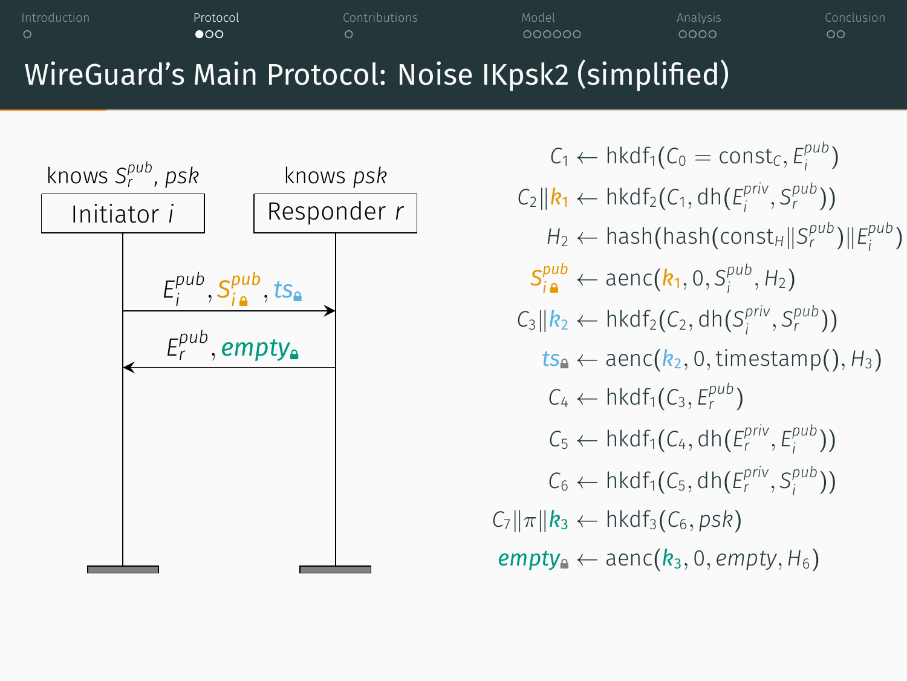# WireGuard's Main Protocol: Noise IKpsk2 (simplified)

knows $S_r^{pub}$, $psk$ — **Initiator $i$**

knows $psk$ — **Responder $r$**

Initiator → Responder: $E_i^{pub}, S_{i}^{pub}, ts$

Responder → Initiator: $E_r^{pub}, empty$

$$C_1 \leftarrow \text{hkdf}_1(C_0 = \text{const}_C, E_i^{pub})$$

$$C_2 \| k_1 \leftarrow \text{hkdf}_2(C_1, \text{dh}(E_i^{priv}, S_r^{pub}))$$

$$H_2 \leftarrow \text{hash}(\text{hash}(\text{const}_H \| S_r^{pub}) \| E_i^{pub})$$

$$S_i^{pub} \leftarrow \text{aenc}(k_1, 0, S_i^{pub}, H_2)$$

$$C_3 \| k_2 \leftarrow \text{hkdf}_2(C_2, \text{dh}(S_i^{priv}, S_r^{pub}))$$

$$ts \leftarrow \text{aenc}(k_2, 0, \text{timestamp}(), H_3)$$

$$C_4 \leftarrow \text{hkdf}_1(C_3, E_r^{pub})$$

$$C_5 \leftarrow \text{hkdf}_1(C_4, \text{dh}(E_r^{priv}, E_i^{pub}))$$

$$C_6 \leftarrow \text{hkdf}_1(C_5, \text{dh}(E_r^{priv}, S_i^{pub}))$$

$$C_7 \| \pi \| k_3 \leftarrow \text{hkdf}_3(C_6, psk)$$

$$empty \leftarrow \text{aenc}(k_3, 0, empty, H_6)$$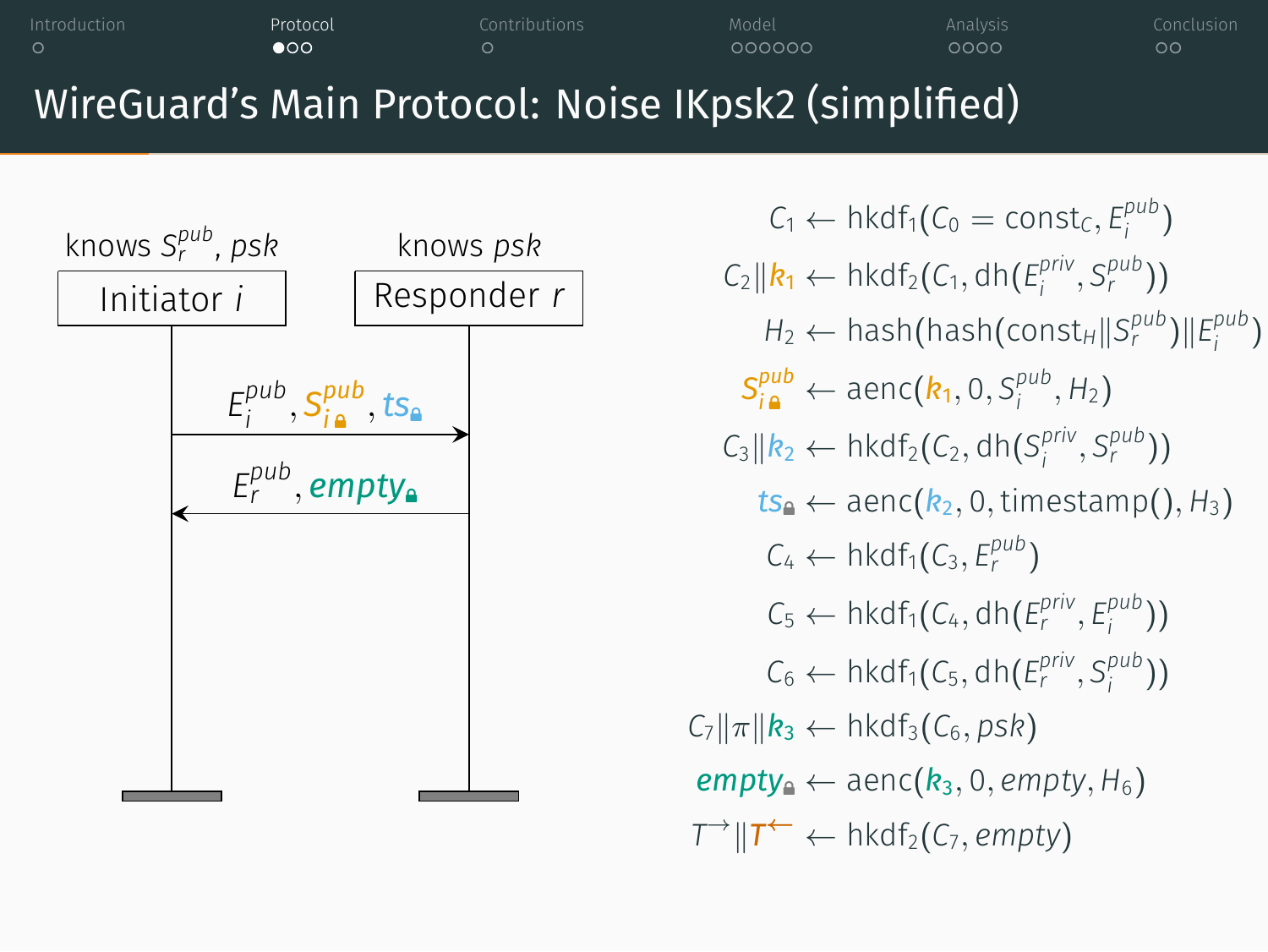# WireGuard's Main Protocol: Noise IKpsk2 (simplified)

knows $S_r^{pub}$, $psk$ — **Initiator $i$**

knows $psk$ — **Responder $r$**

Initiator → Responder: $E_i^{pub}, S_{i\,🔒}^{pub}, ts_{🔒}$

Responder → Initiator: $E_r^{pub}, empty_{🔒}$

$$C_1 \leftarrow \text{hkdf}_1(C_0 = \text{const}_C, E_i^{pub})$$

$$C_2 \| k_1 \leftarrow \text{hkdf}_2(C_1, \text{dh}(E_i^{priv}, S_r^{pub}))$$

$$H_2 \leftarrow \text{hash}(\text{hash}(\text{const}_H \| S_r^{pub}) \| E_i^{pub})$$

$$S_{i\,🔒}^{pub} \leftarrow \text{aenc}(k_1, 0, S_i^{pub}, H_2)$$

$$C_3 \| k_2 \leftarrow \text{hkdf}_2(C_2, \text{dh}(S_i^{priv}, S_r^{pub}))$$

$$ts_{🔒} \leftarrow \text{aenc}(k_2, 0, \text{timestamp}(), H_3)$$

$$C_4 \leftarrow \text{hkdf}_1(C_3, E_r^{pub})$$

$$C_5 \leftarrow \text{hkdf}_1(C_4, \text{dh}(E_r^{priv}, E_i^{pub}))$$

$$C_6 \leftarrow \text{hkdf}_1(C_5, \text{dh}(E_r^{priv}, S_i^{pub}))$$

$$C_7 \| \pi \| k_3 \leftarrow \text{hkdf}_3(C_6, psk)$$

$$empty_{🔒} \leftarrow \text{aenc}(k_3, 0, empty, H_6)$$

$$T^{\rightarrow} \| T^{\leftarrow} \leftarrow \text{hkdf}_2(C_7, empty)$$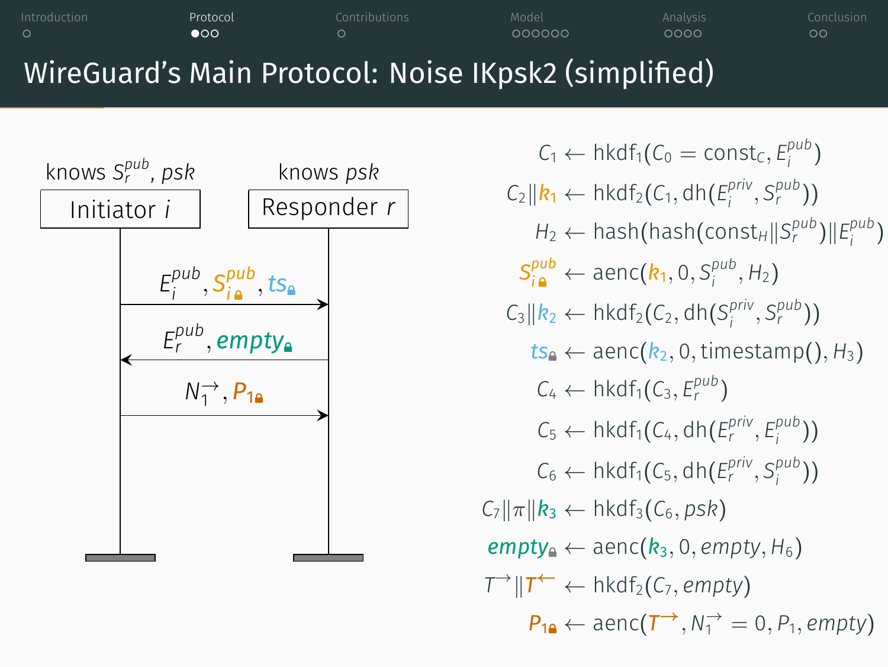# WireGuard's Main Protocol: Noise IKpsk2 (simplified)

knows $S_r^{pub}$, $psk$ — **Initiator $i$**

knows $psk$ — **Responder $r$**

Initiator → Responder: $E_i^{pub}, S_{i}^{pub}$🔒$, ts$🔒

Responder → Initiator: $E_r^{pub}, empty$🔒

Initiator → Responder: $N_1^{\rightarrow}, P_1$🔒

$$C_1 \leftarrow \mathrm{hkdf}_1(C_0 = \mathrm{const}_C, E_i^{pub})$$

$$C_2 \| k_1 \leftarrow \mathrm{hkdf}_2(C_1, \mathrm{dh}(E_i^{priv}, S_r^{pub}))$$

$$H_2 \leftarrow \mathrm{hash}(\mathrm{hash}(\mathrm{const}_H \| S_r^{pub}) \| E_i^{pub})$$

$$S_i^{pub}🔒 \leftarrow \mathrm{aenc}(k_1, 0, S_i^{pub}, H_2)$$

$$C_3 \| k_2 \leftarrow \mathrm{hkdf}_2(C_2, \mathrm{dh}(S_i^{priv}, S_r^{pub}))$$

$$ts🔒 \leftarrow \mathrm{aenc}(k_2, 0, \mathrm{timestamp}(), H_3)$$

$$C_4 \leftarrow \mathrm{hkdf}_1(C_3, E_r^{pub})$$

$$C_5 \leftarrow \mathrm{hkdf}_1(C_4, \mathrm{dh}(E_r^{priv}, E_i^{pub}))$$

$$C_6 \leftarrow \mathrm{hkdf}_1(C_5, \mathrm{dh}(E_r^{priv}, S_i^{pub}))$$

$$C_7 \| \pi \| k_3 \leftarrow \mathrm{hkdf}_3(C_6, psk)$$

$$empty🔒 \leftarrow \mathrm{aenc}(k_3, 0, empty, H_6)$$

$$T^{\rightarrow} \| T^{\leftarrow} \leftarrow \mathrm{hkdf}_2(C_7, empty)$$

$$P_1🔒 \leftarrow \mathrm{aenc}(T^{\rightarrow}, N_1^{\rightarrow} = 0, P_1, empty)$$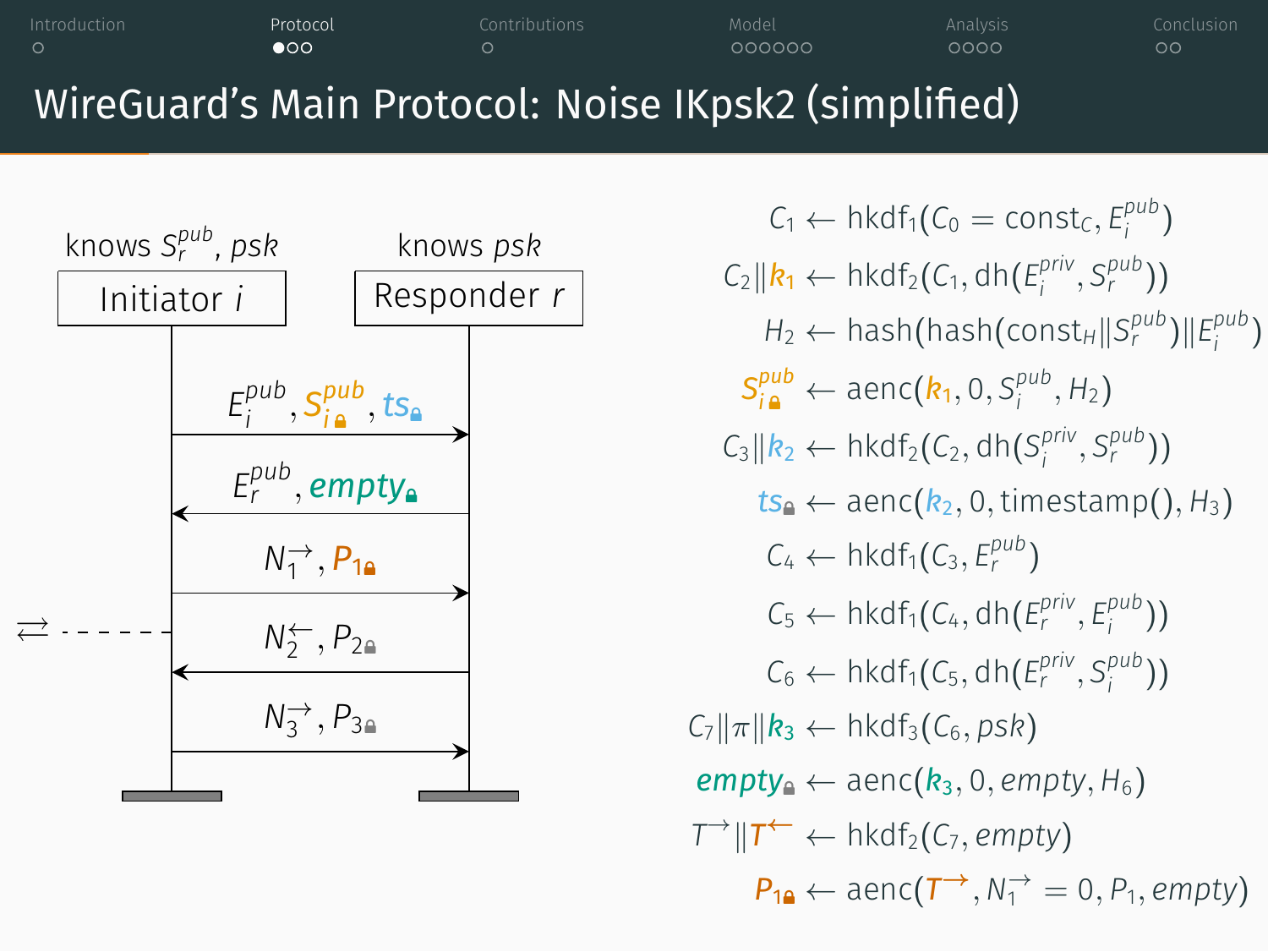# WireGuard's Main Protocol: Noise IKpsk2 (simplified)

Initiator $i$ — knows $S_r^{pub}$, $psk$

Responder $r$ — knows $psk$

1. $i \rightarrow r$: $E_i^{pub}, S_{i}^{pub}{}_{🔒}, ts_{🔒}$
2. $r \rightarrow i$: $E_r^{pub}, empty_{🔒}$
3. $i \rightarrow r$: $N_1^{\rightarrow}, P_{1🔒}$
4. $r \rightarrow i$: $N_2^{\leftarrow}, P_{2🔒}$
5. $i \rightarrow r$: $N_3^{\rightarrow}, P_{3🔒}$

$$
\begin{aligned}
C_1 &\leftarrow \text{hkdf}_1(C_0 = \text{const}_C, E_i^{pub}) \\
C_2 \| k_1 &\leftarrow \text{hkdf}_2(C_1, \text{dh}(E_i^{priv}, S_r^{pub})) \\
H_2 &\leftarrow \text{hash}(\text{hash}(\text{const}_H \| S_r^{pub}) \| E_i^{pub}) \\
S_{i🔒}^{pub} &\leftarrow \text{aenc}(k_1, 0, S_i^{pub}, H_2) \\
C_3 \| k_2 &\leftarrow \text{hkdf}_2(C_2, \text{dh}(S_i^{priv}, S_r^{pub})) \\
ts_{🔒} &\leftarrow \text{aenc}(k_2, 0, \text{timestamp}(), H_3) \\
C_4 &\leftarrow \text{hkdf}_1(C_3, E_r^{pub}) \\
C_5 &\leftarrow \text{hkdf}_1(C_4, \text{dh}(E_r^{priv}, E_i^{pub})) \\
C_6 &\leftarrow \text{hkdf}_1(C_5, \text{dh}(E_r^{priv}, S_i^{pub})) \\
C_7 \| \pi \| k_3 &\leftarrow \text{hkdf}_3(C_6, psk) \\
empty_{🔒} &\leftarrow \text{aenc}(k_3, 0, empty, H_6) \\
T^{\rightarrow} \| T^{\leftarrow} &\leftarrow \text{hkdf}_2(C_7, empty) \\
P_{1🔒} &\leftarrow \text{aenc}(T^{\rightarrow}, N_1^{\rightarrow} = 0, P_1, empty)
\end{aligned}
$$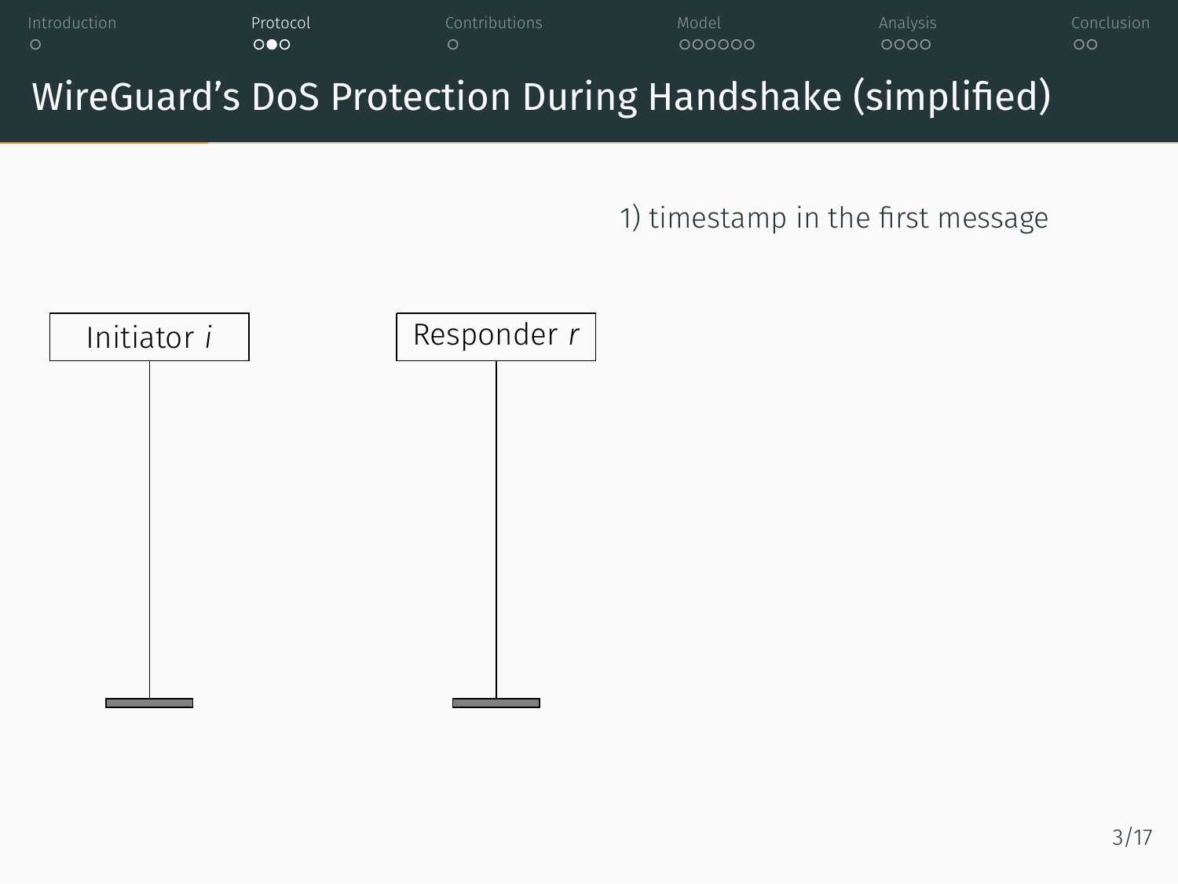# WireGuard's DoS Protection During Handshake (simplified)

1) timestamp in the first message

Initiator $i$

Responder $r$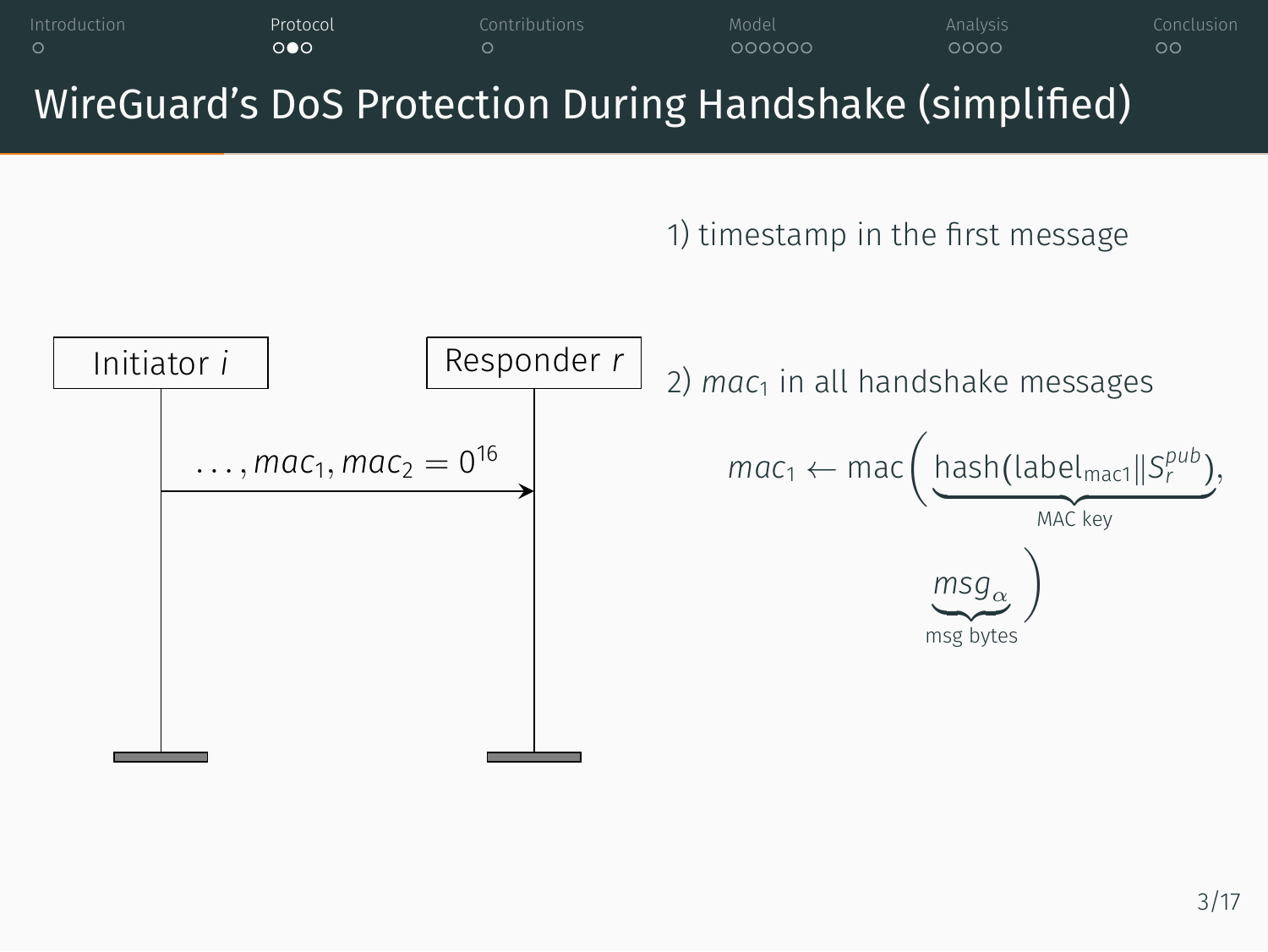# WireGuard's DoS Protection During Handshake (simplified)

Initiator $i$ → Responder $r$: $\ldots, mac_1, mac_2 = 0^{16}$

1) timestamp in the first message

2) $mac_1$ in all handshake messages

$$mac_1 \leftarrow \text{mac}\Big(\underbrace{\text{hash}(\text{label}_{\text{mac1}} \| S_r^{pub})}_{\text{MAC key}}, \underbrace{msg_\alpha}_{\text{msg bytes}}\Big)$$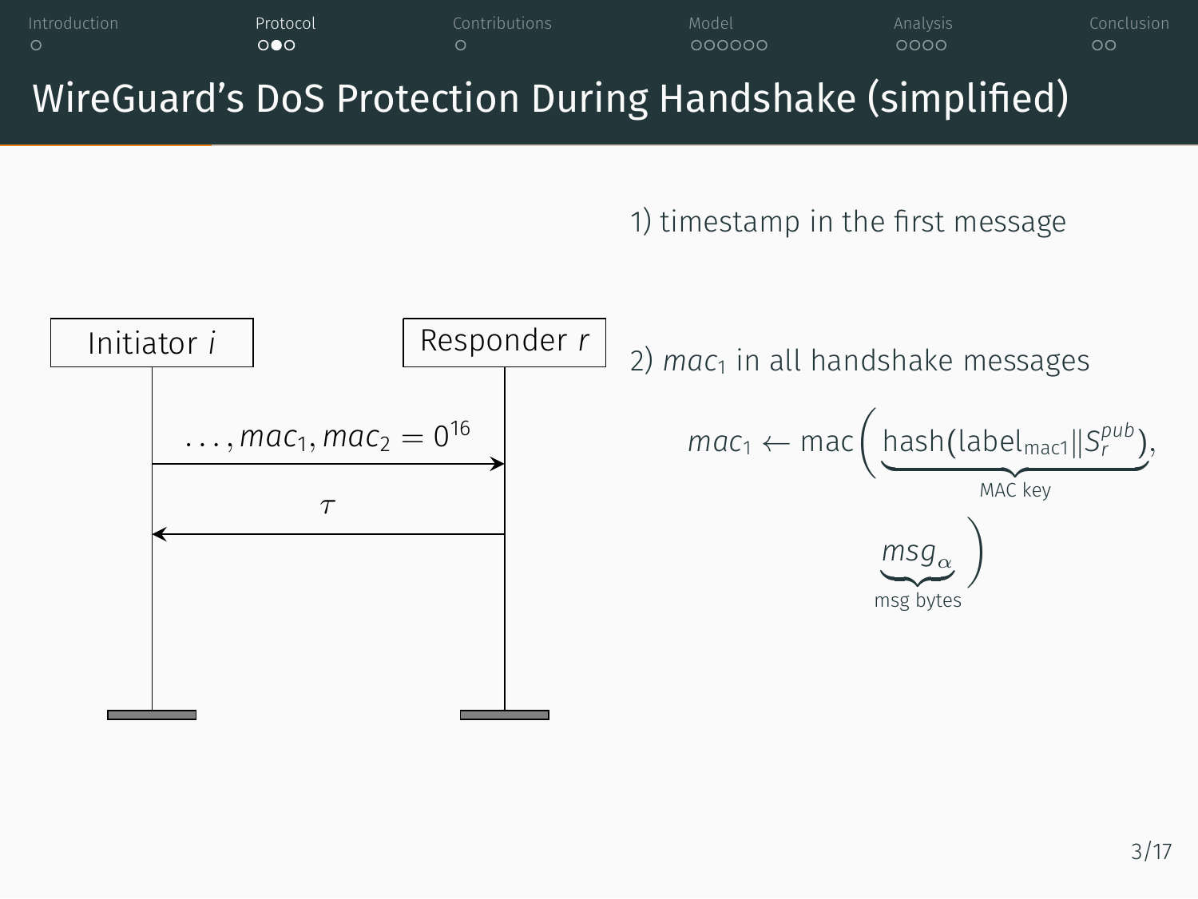# WireGuard's DoS Protection During Handshake (simplified)

Initiator $i$ → Responder $r$: $\ldots, mac_1, mac_2 = 0^{16}$

Responder $r$ → Initiator $i$: $\tau$

1) timestamp in the first message

2) $mac_1$ in all handshake messages

$$mac_1 \leftarrow \text{mac}\Big(\underbrace{\text{hash}(\text{label}_{\text{mac1}} \| S_r^{pub})}_{\text{MAC key}}, \underbrace{msg_\alpha}_{\text{msg bytes}}\Big)$$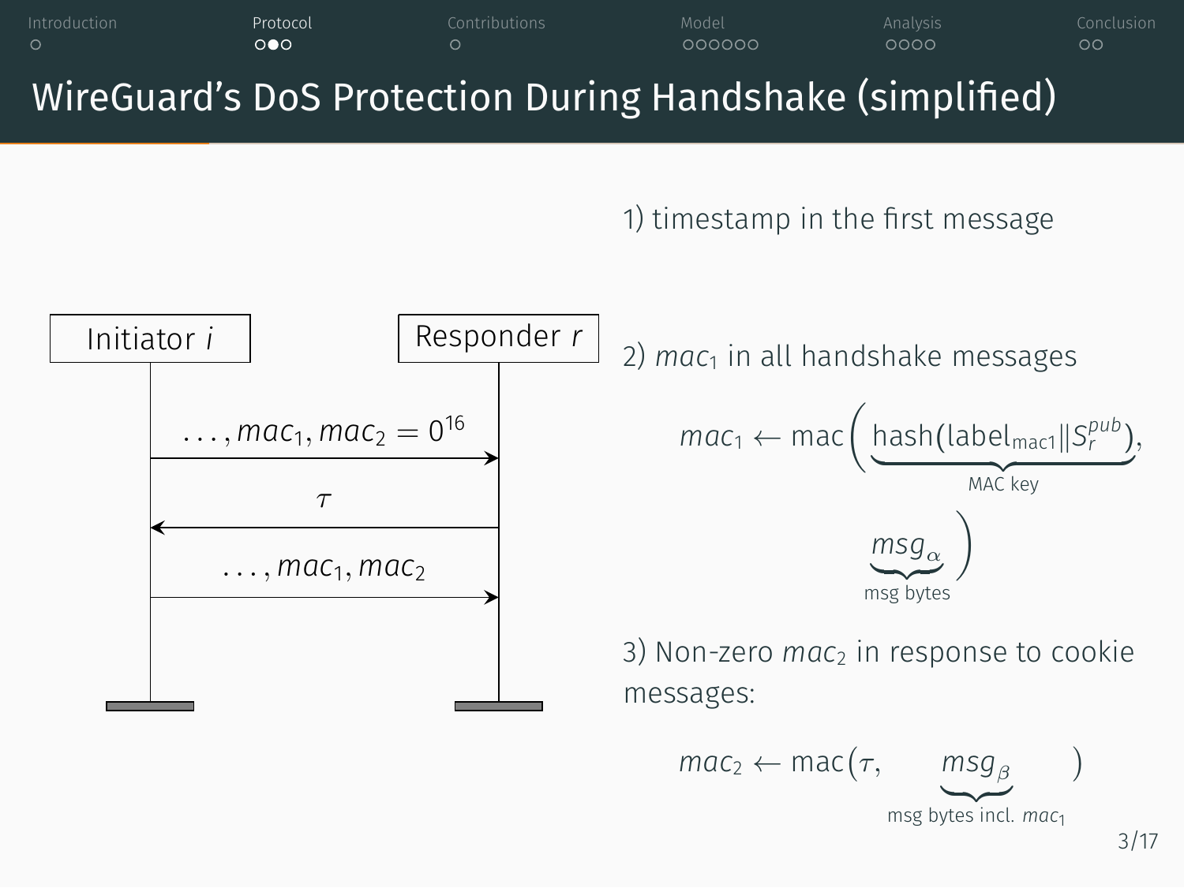# WireGuard's DoS Protection During Handshake (simplified)

**Initiator $i$** → **Responder $r$**: $\ldots, mac_1, mac_2 = 0^{16}$

**Responder $r$** → **Initiator $i$**: $\tau$

**Initiator $i$** → **Responder $r$**: $\ldots, mac_1, mac_2$

1) timestamp in the first message

2) $mac_1$ in all handshake messages

$$mac_1 \leftarrow \text{mac}\Big(\underbrace{\text{hash}(\text{label}_{\text{mac1}} \| S_r^{pub})}_{\text{MAC key}}, \underbrace{msg_\alpha}_{\text{msg bytes}}\Big)$$

3) Non-zero $mac_2$ in response to cookie messages:

$$mac_2 \leftarrow \text{mac}(\tau, \underbrace{msg_\beta}_{\text{msg bytes incl. } mac_1})$$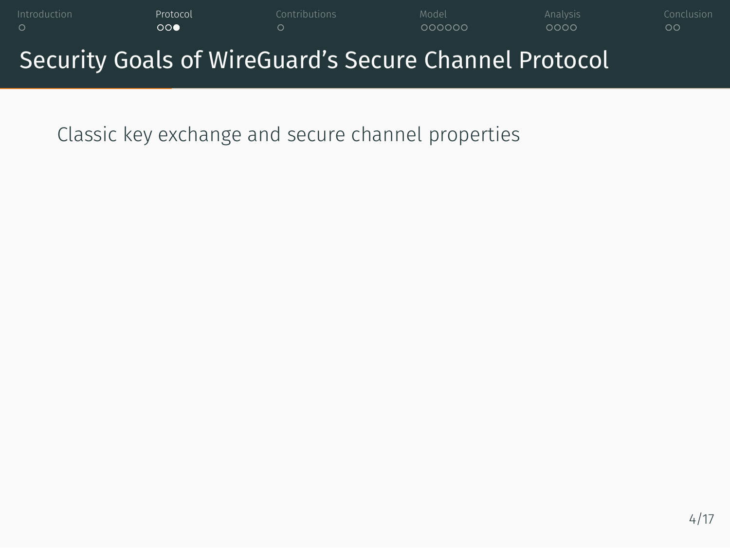# Security Goals of WireGuard's Secure Channel Protocol

Classic key exchange and secure channel properties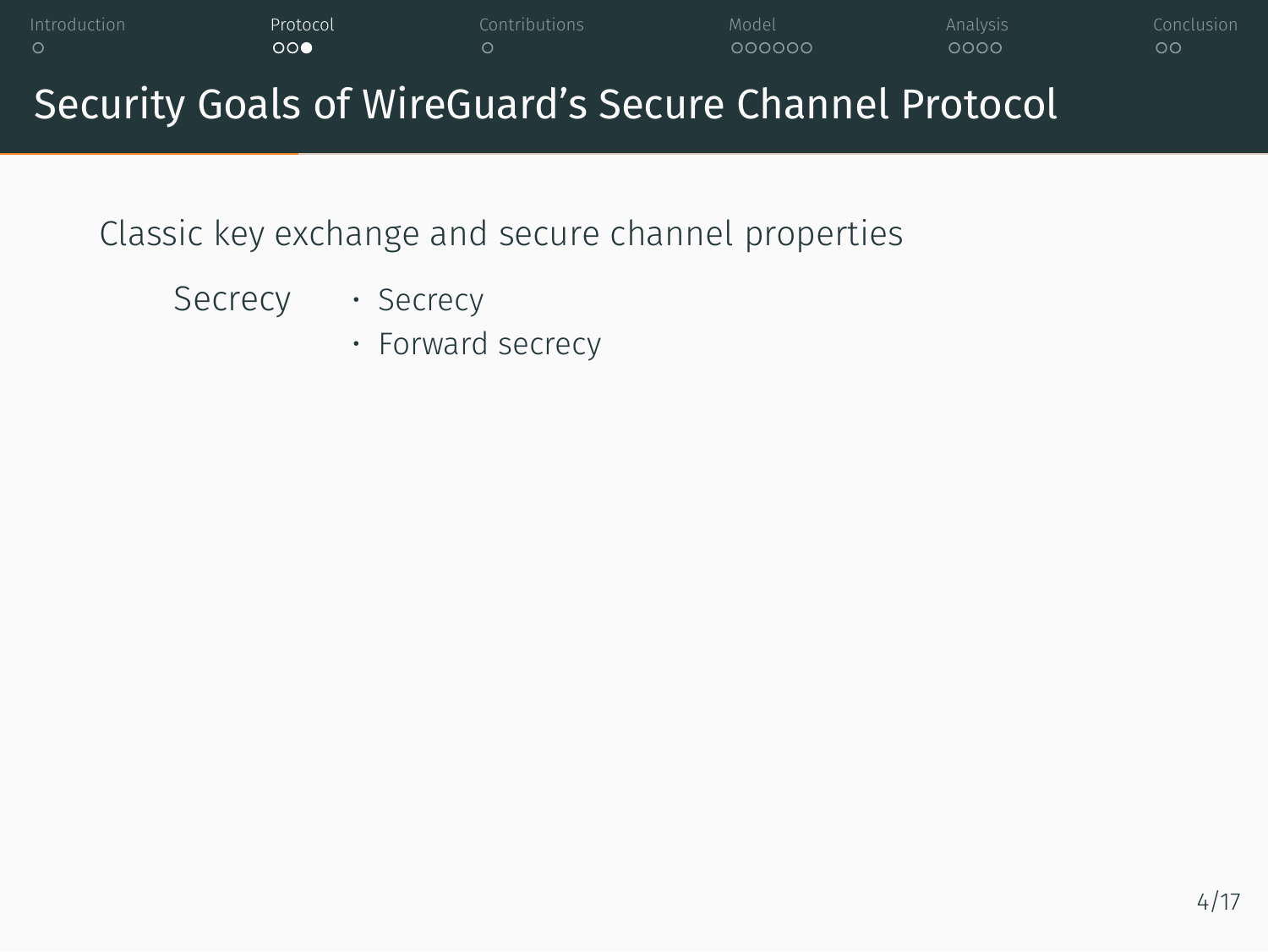# Security Goals of WireGuard's Secure Channel Protocol

Classic key exchange and secure channel properties

Secrecy

- Secrecy
- Forward secrecy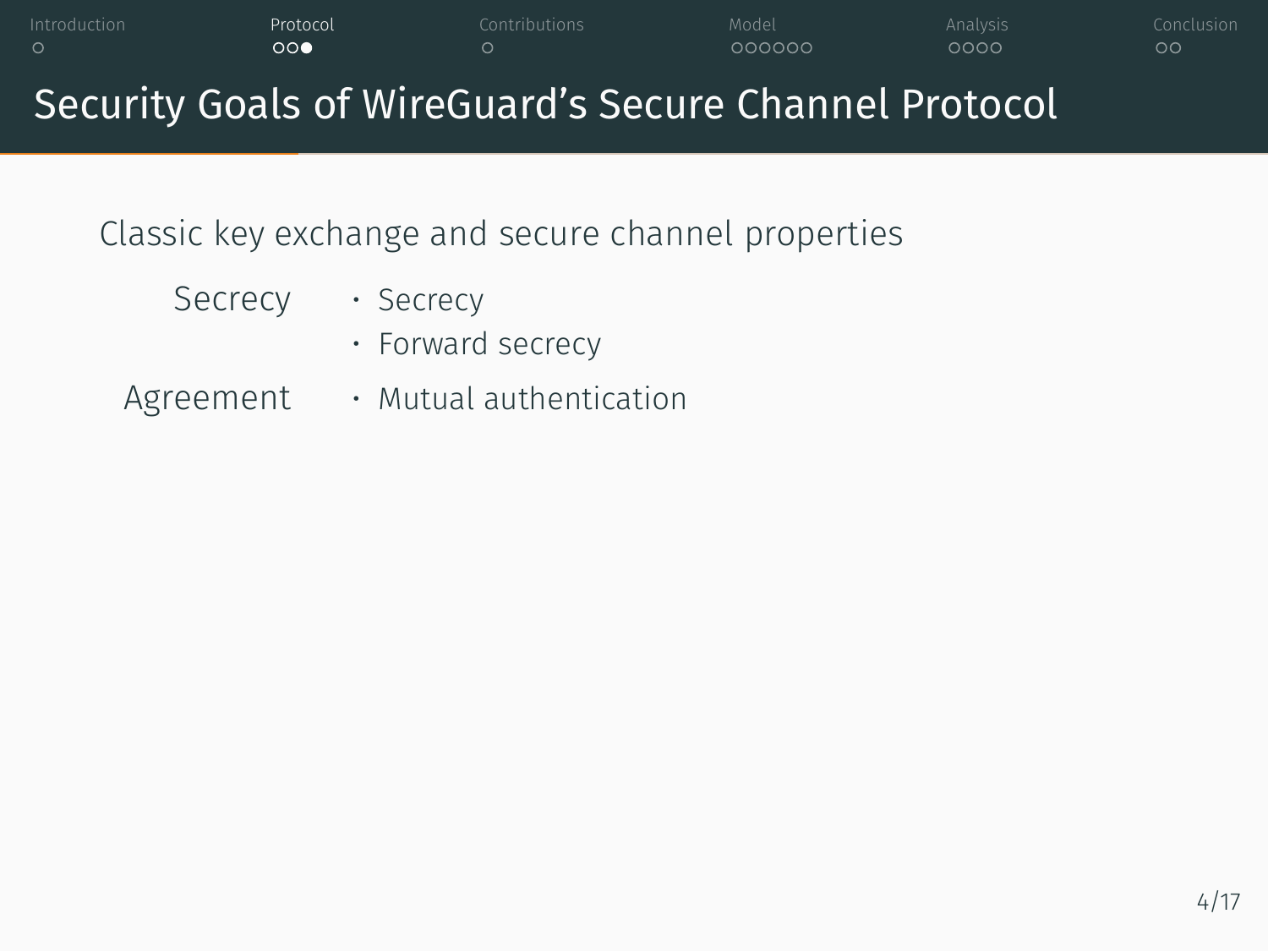# Security Goals of WireGuard's Secure Channel Protocol

Classic key exchange and secure channel properties

| | |
|---|---|
| Secrecy | • Secrecy<br>• Forward secrecy |
| Agreement | • Mutual authentication |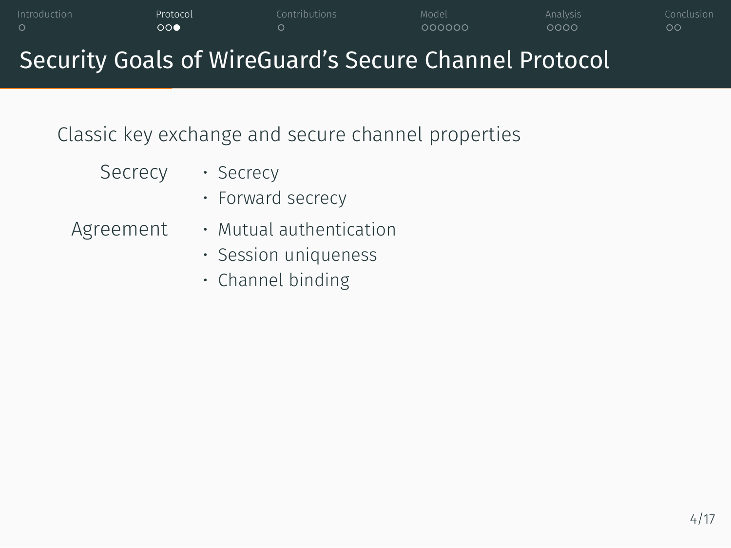# Security Goals of WireGuard's Secure Channel Protocol

Classic key exchange and secure channel properties

**Secrecy**

- Secrecy
- Forward secrecy

**Agreement**

- Mutual authentication
- Session uniqueness
- Channel binding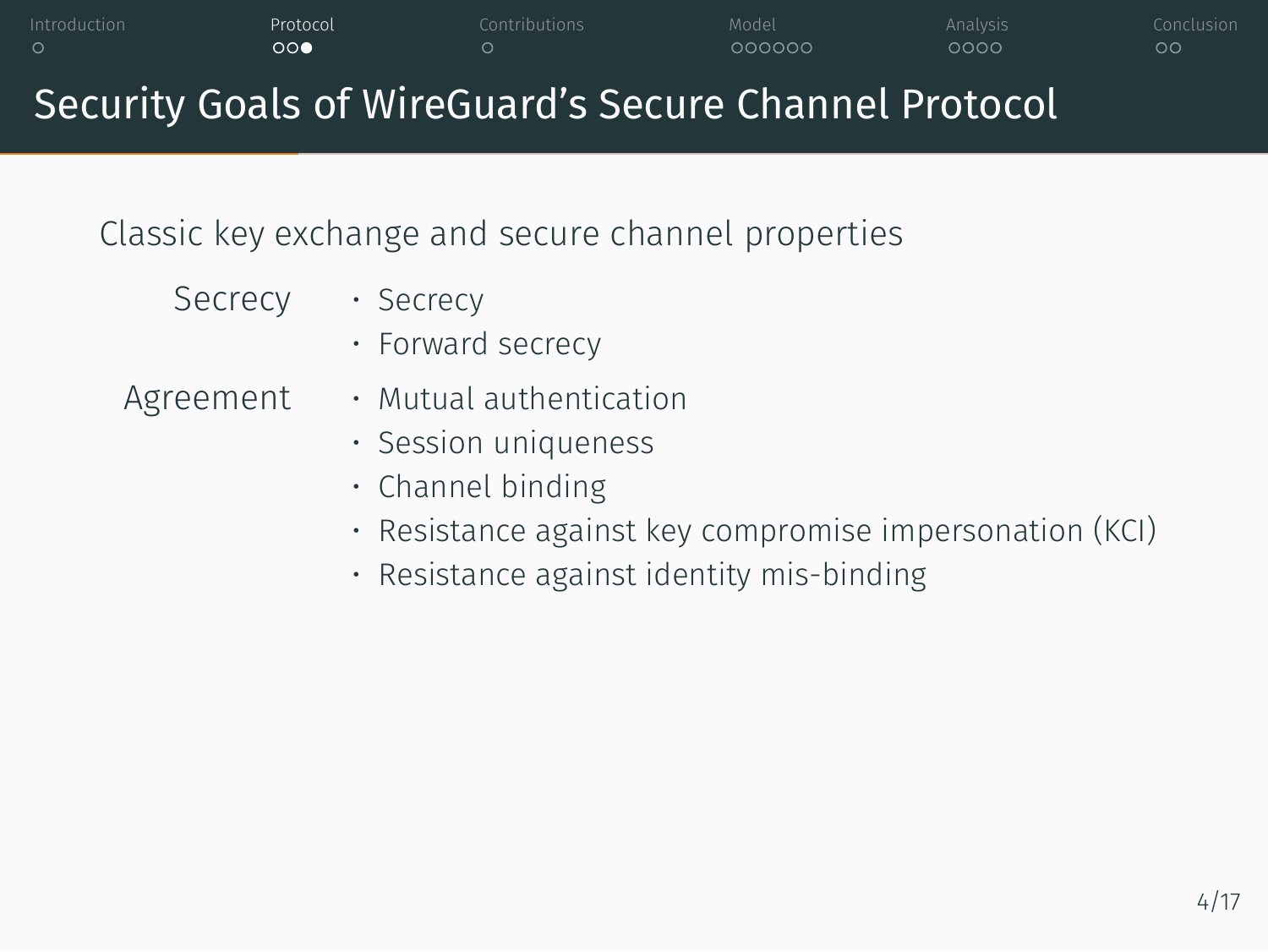# Security Goals of WireGuard's Secure Channel Protocol

Classic key exchange and secure channel properties

**Secrecy**

- Secrecy
- Forward secrecy

**Agreement**

- Mutual authentication
- Session uniqueness
- Channel binding
- Resistance against key compromise impersonation (KCI)
- Resistance against identity mis-binding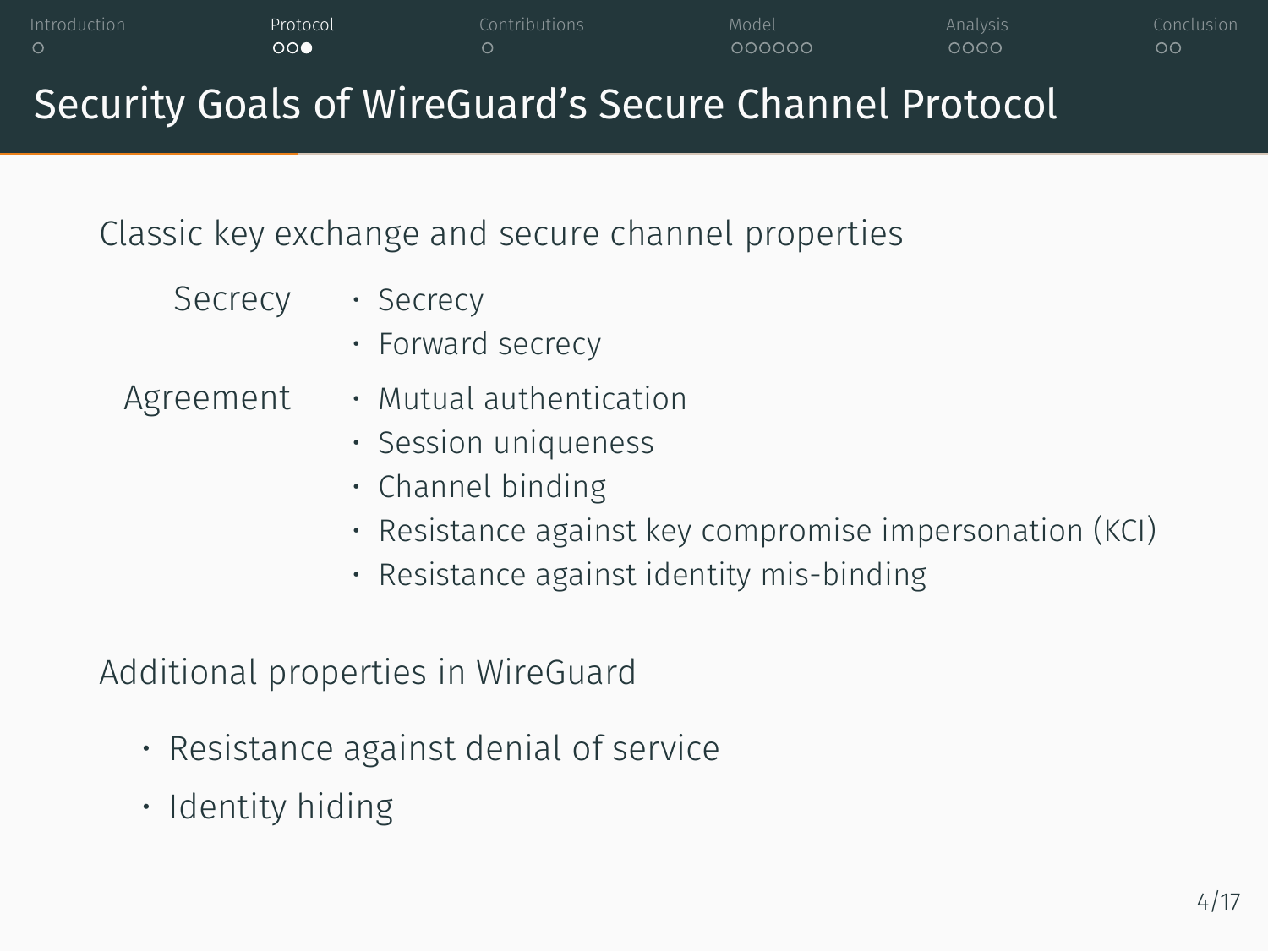# Security Goals of WireGuard's Secure Channel Protocol

Classic key exchange and secure channel properties

**Secrecy**

- Secrecy
- Forward secrecy

**Agreement**

- Mutual authentication
- Session uniqueness
- Channel binding
- Resistance against key compromise impersonation (KCI)
- Resistance against identity mis-binding

Additional properties in WireGuard

- Resistance against denial of service
- Identity hiding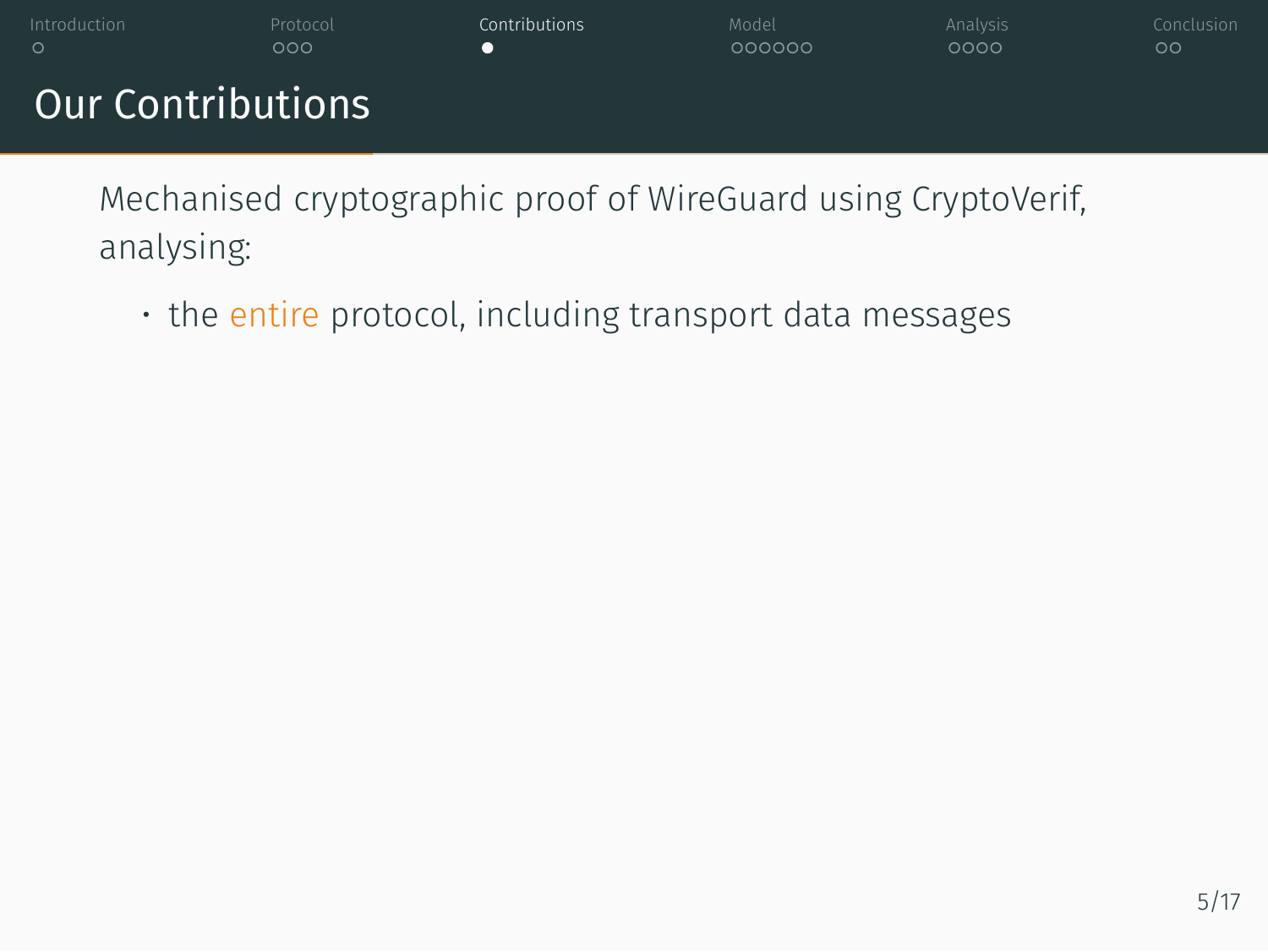# Our Contributions

Mechanised cryptographic proof of WireGuard using CryptoVerif, analysing:

- the entire protocol, including transport data messages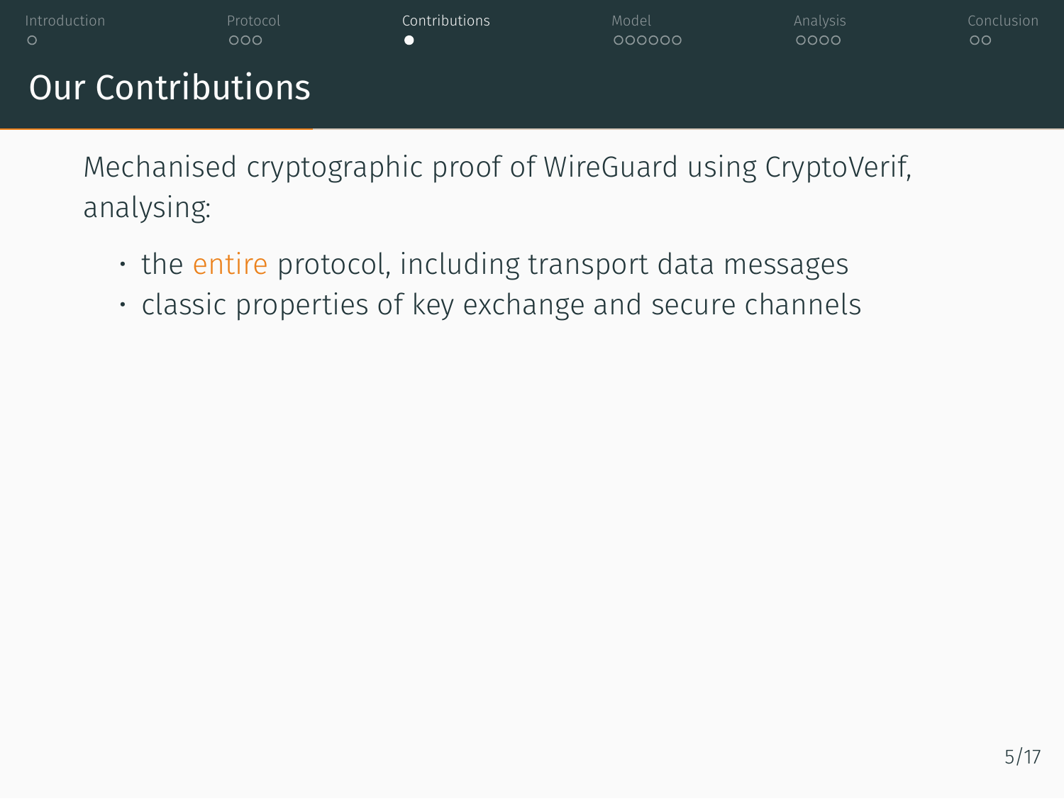## Our Contributions

Mechanised cryptographic proof of WireGuard using CryptoVerif, analysing:

- the entire protocol, including transport data messages
- classic properties of key exchange and secure channels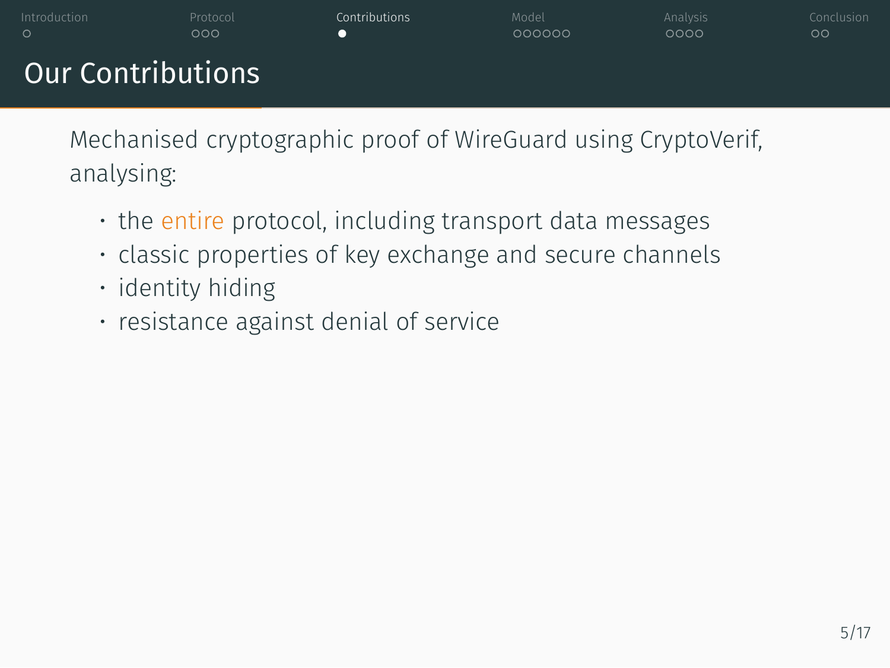## Our Contributions

Mechanised cryptographic proof of WireGuard using CryptoVerif, analysing:

- the entire protocol, including transport data messages
- classic properties of key exchange and secure channels
- identity hiding
- resistance against denial of service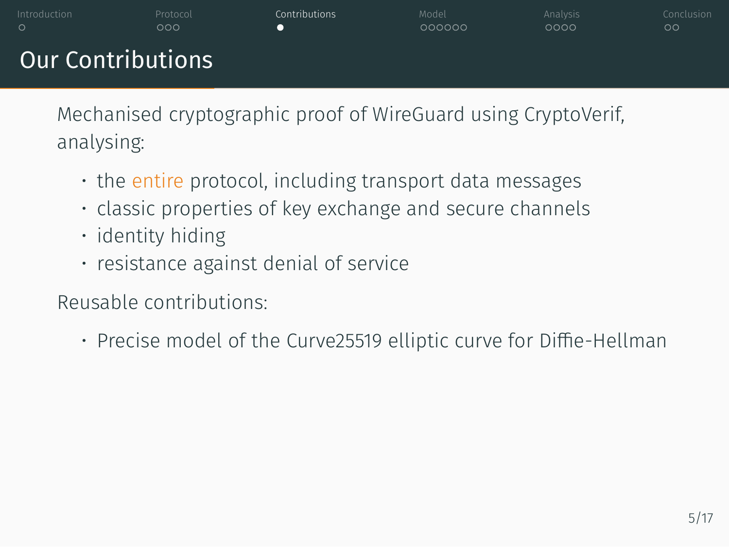# Our Contributions

Mechanised cryptographic proof of WireGuard using CryptoVerif, analysing:

- the entire protocol, including transport data messages
- classic properties of key exchange and secure channels
- identity hiding
- resistance against denial of service

Reusable contributions:

- Precise model of the Curve25519 elliptic curve for Diffie-Hellman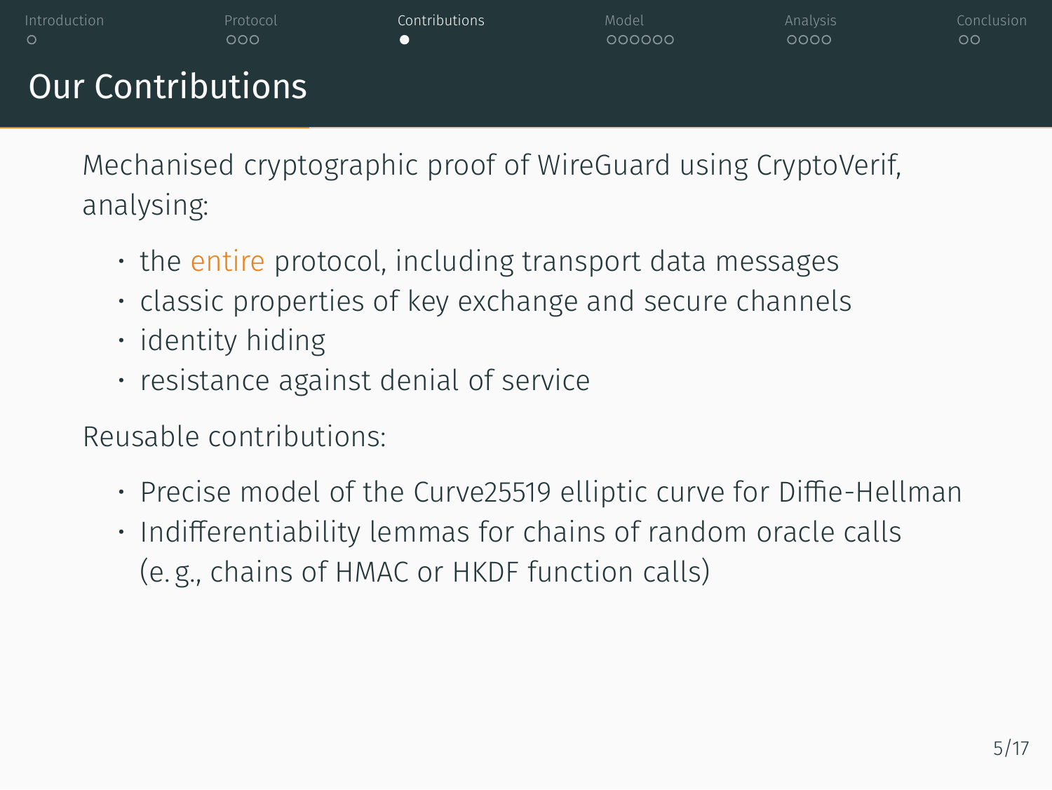# Our Contributions

Mechanised cryptographic proof of WireGuard using CryptoVerif, analysing:

- the entire protocol, including transport data messages
- classic properties of key exchange and secure channels
- identity hiding
- resistance against denial of service

Reusable contributions:

- Precise model of the Curve25519 elliptic curve for Diffie-Hellman
- Indifferentiability lemmas for chains of random oracle calls (e. g., chains of HMAC or HKDF function calls)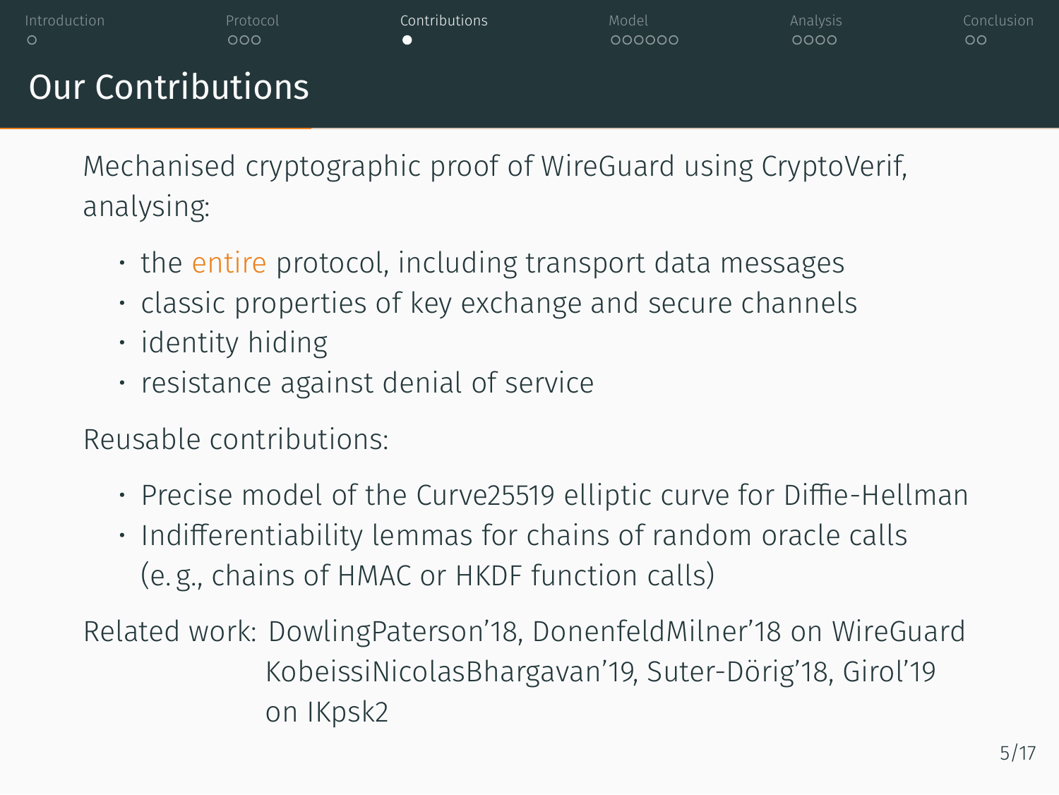# Our Contributions

Mechanised cryptographic proof of WireGuard using CryptoVerif, analysing:

- the entire protocol, including transport data messages
- classic properties of key exchange and secure channels
- identity hiding
- resistance against denial of service

Reusable contributions:

- Precise model of the Curve25519 elliptic curve for Diffie-Hellman
- Indifferentiability lemmas for chains of random oracle calls (e. g., chains of HMAC or HKDF function calls)

Related work: DowlingPaterson’18, DonenfeldMilner’18 on WireGuard
KobeissiNicolasBhargavan’19, Suter-Dörig’18, Girol’19 on IKpsk2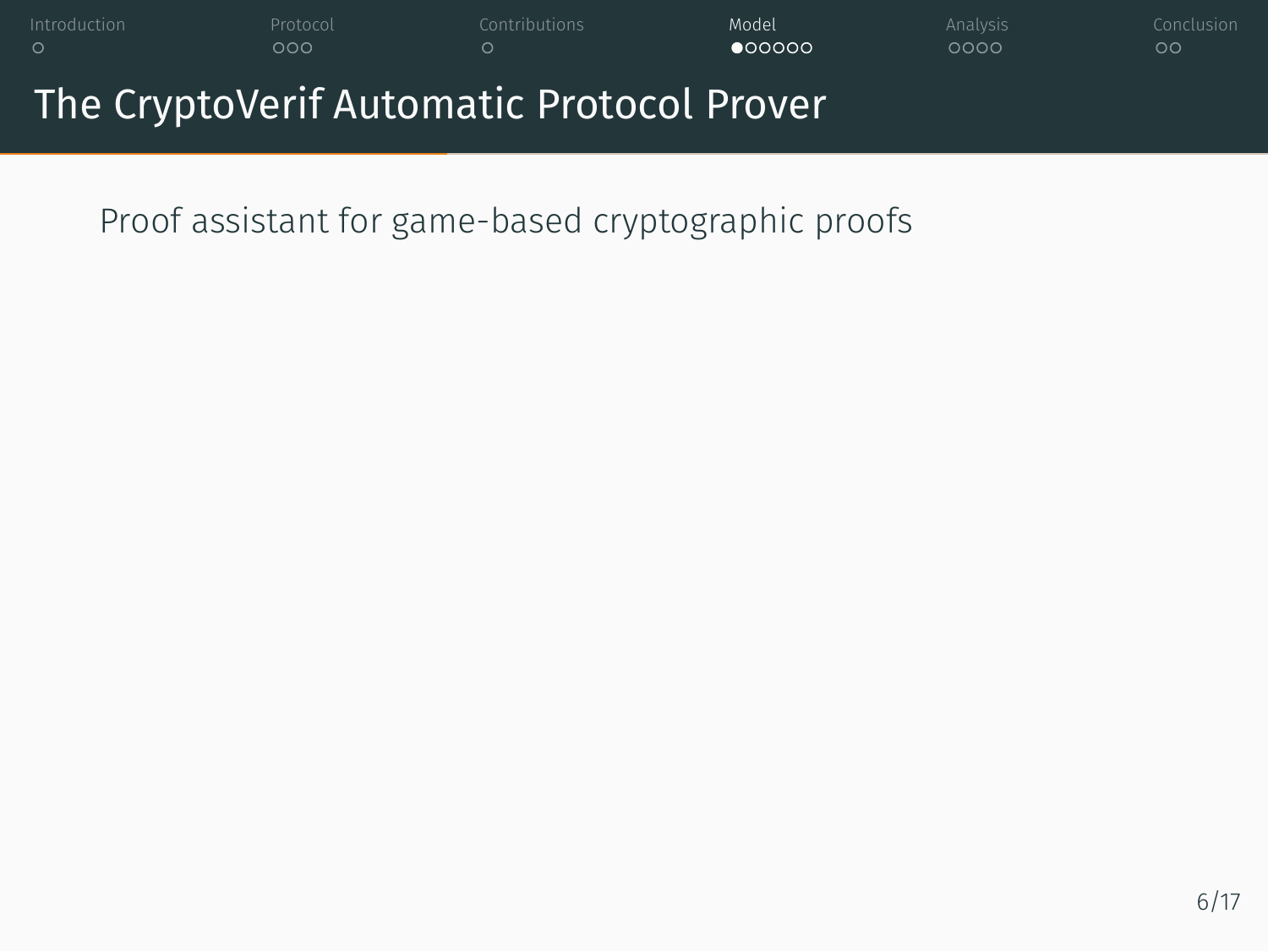# The CryptoVerif Automatic Protocol Prover

Proof assistant for game-based cryptographic proofs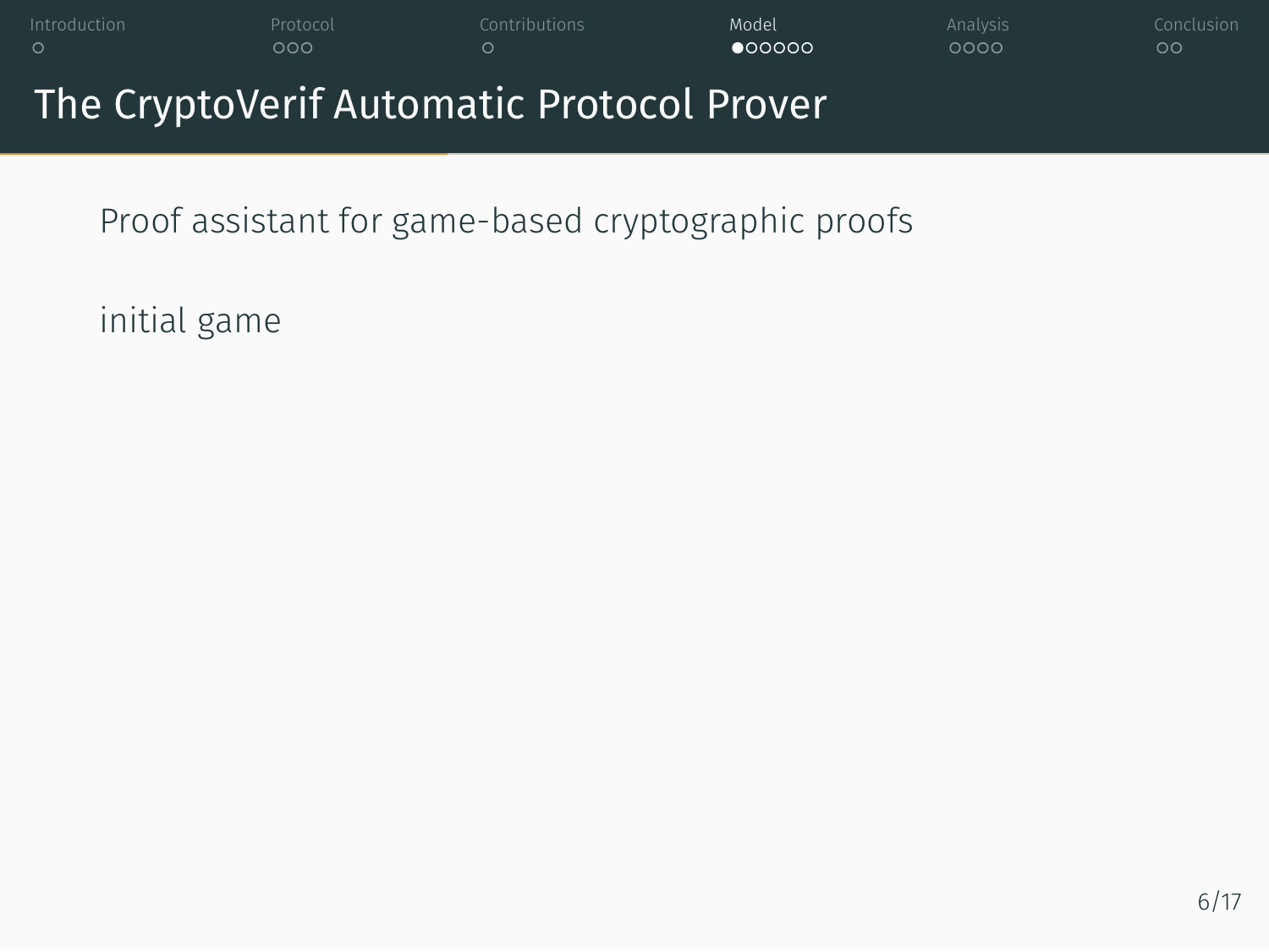# The CryptoVerif Automatic Protocol Prover

Proof assistant for game-based cryptographic proofs

initial game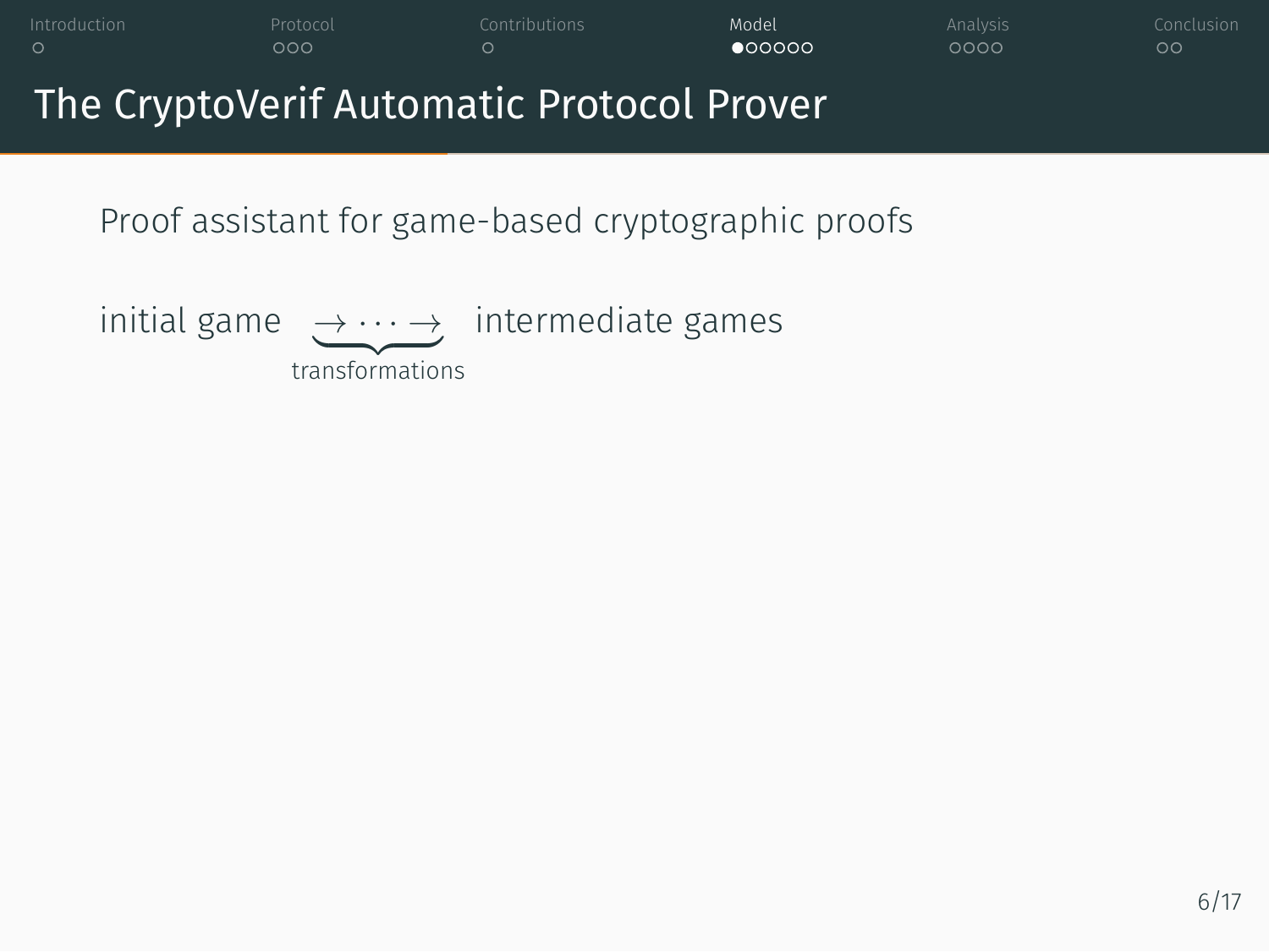# The CryptoVerif Automatic Protocol Prover

Proof assistant for game-based cryptographic proofs

initial game $\underbrace{\rightarrow \cdots \rightarrow}_{\text{transformations}}$ intermediate games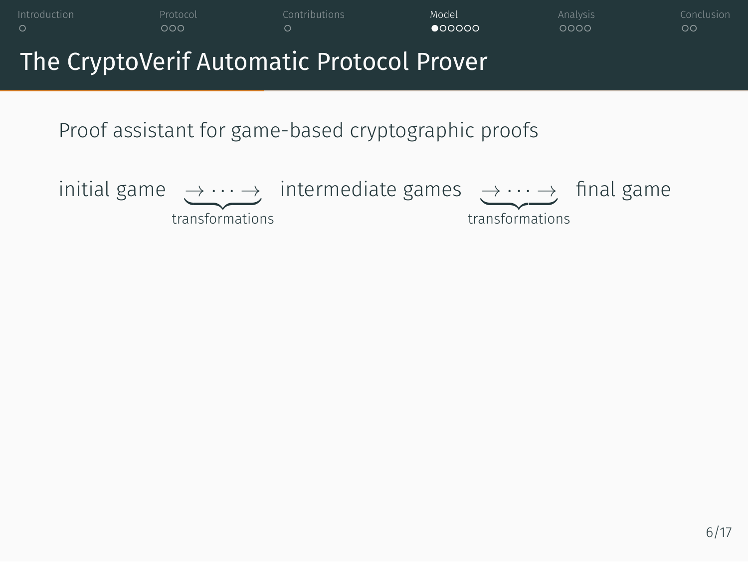# The CryptoVerif Automatic Protocol Prover

Proof assistant for game-based cryptographic proofs

$$\text{initial game} \underbrace{\rightarrow \cdots \rightarrow}_{\text{transformations}} \text{intermediate games} \underbrace{\rightarrow \cdots \rightarrow}_{\text{transformations}} \text{final game}$$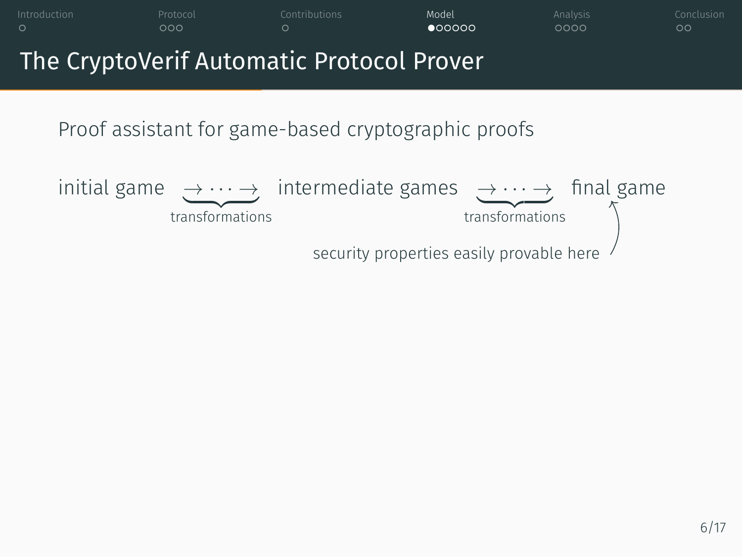# The CryptoVerif Automatic Protocol Prover

Proof assistant for game-based cryptographic proofs

initial game $\underbrace{\rightarrow \cdots \rightarrow}_{\text{transformations}}$ intermediate games $\underbrace{\rightarrow \cdots \rightarrow}_{\text{transformations}}$ final game

security properties easily provable here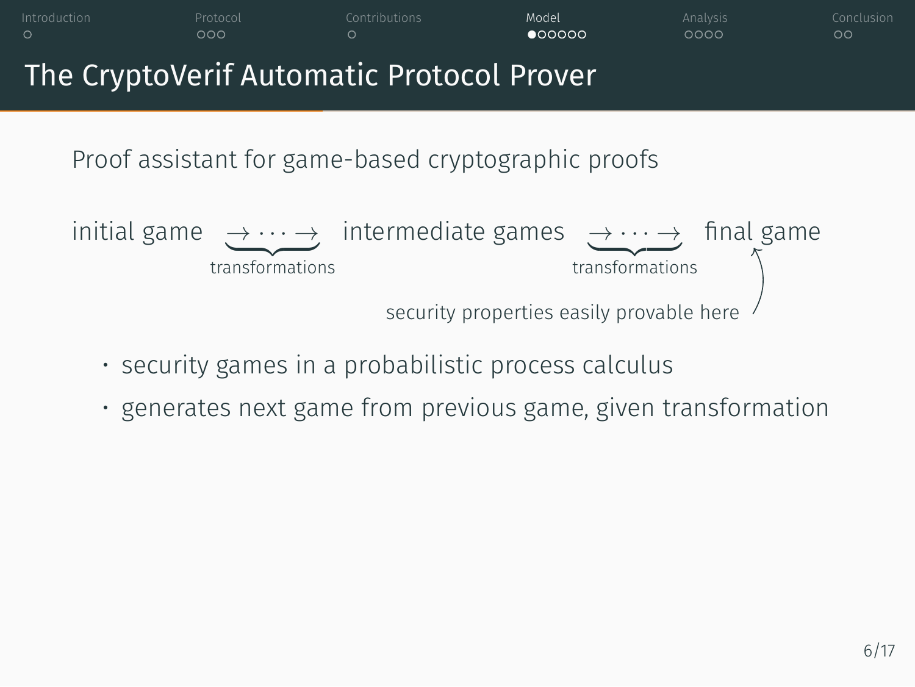# The CryptoVerif Automatic Protocol Prover

Proof assistant for game-based cryptographic proofs

$$\text{initial game} \underbrace{\rightarrow \cdots \rightarrow}_{\text{transformations}} \text{intermediate games} \underbrace{\rightarrow \cdots \rightarrow}_{\text{transformations}} \text{final game}$$

security properties easily provable here

- security games in a probabilistic process calculus
- generates next game from previous game, given transformation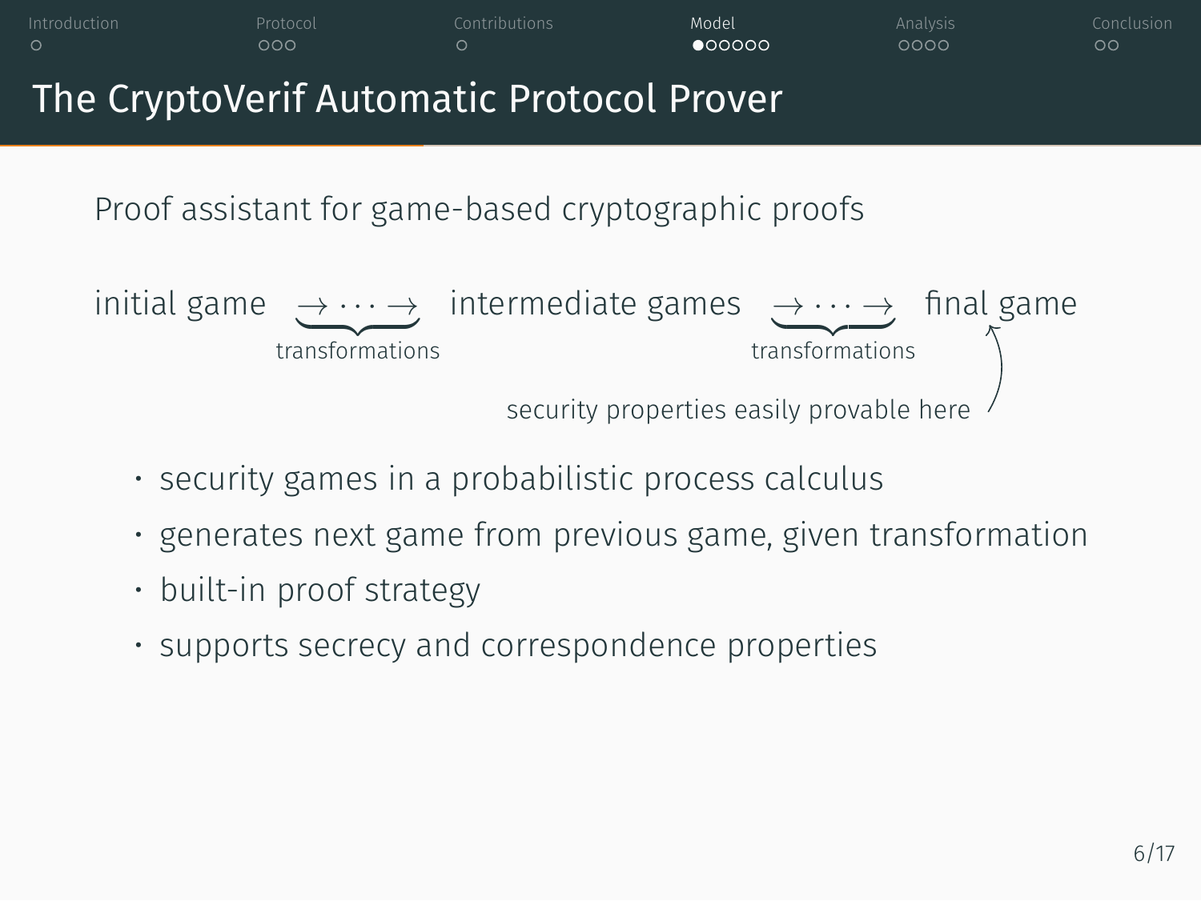# The CryptoVerif Automatic Protocol Prover

Proof assistant for game-based cryptographic proofs

$$\text{initial game} \underbrace{\rightarrow \cdots \rightarrow}_{\text{transformations}} \text{intermediate games} \underbrace{\rightarrow \cdots \rightarrow}_{\text{transformations}} \text{final game}$$

security properties easily provable here

- security games in a probabilistic process calculus
- generates next game from previous game, given transformation
- built-in proof strategy
- supports secrecy and correspondence properties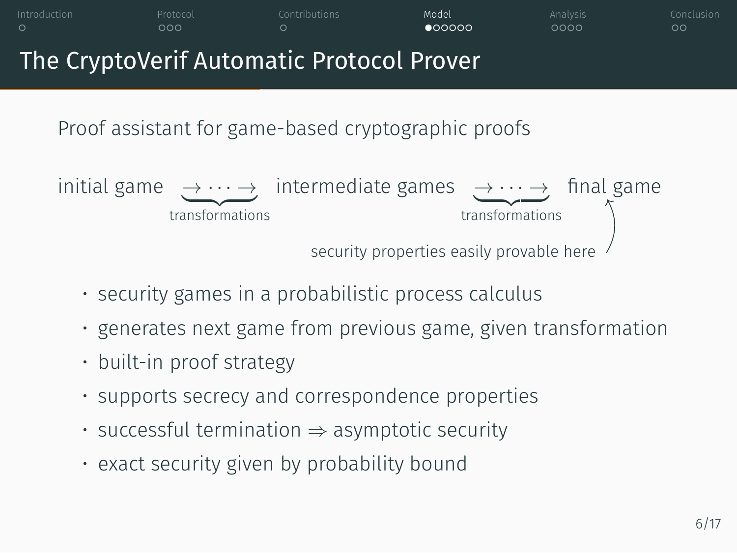# The CryptoVerif Automatic Protocol Prover

Proof assistant for game-based cryptographic proofs

$$\text{initial game} \underbrace{\rightarrow \cdots \rightarrow}_{\text{transformations}} \text{intermediate games} \underbrace{\rightarrow \cdots \rightarrow}_{\text{transformations}} \text{final game}$$

security properties easily provable here

- security games in a probabilistic process calculus
- generates next game from previous game, given transformation
- built-in proof strategy
- supports secrecy and correspondence properties
- successful termination $\Rightarrow$ asymptotic security
- exact security given by probability bound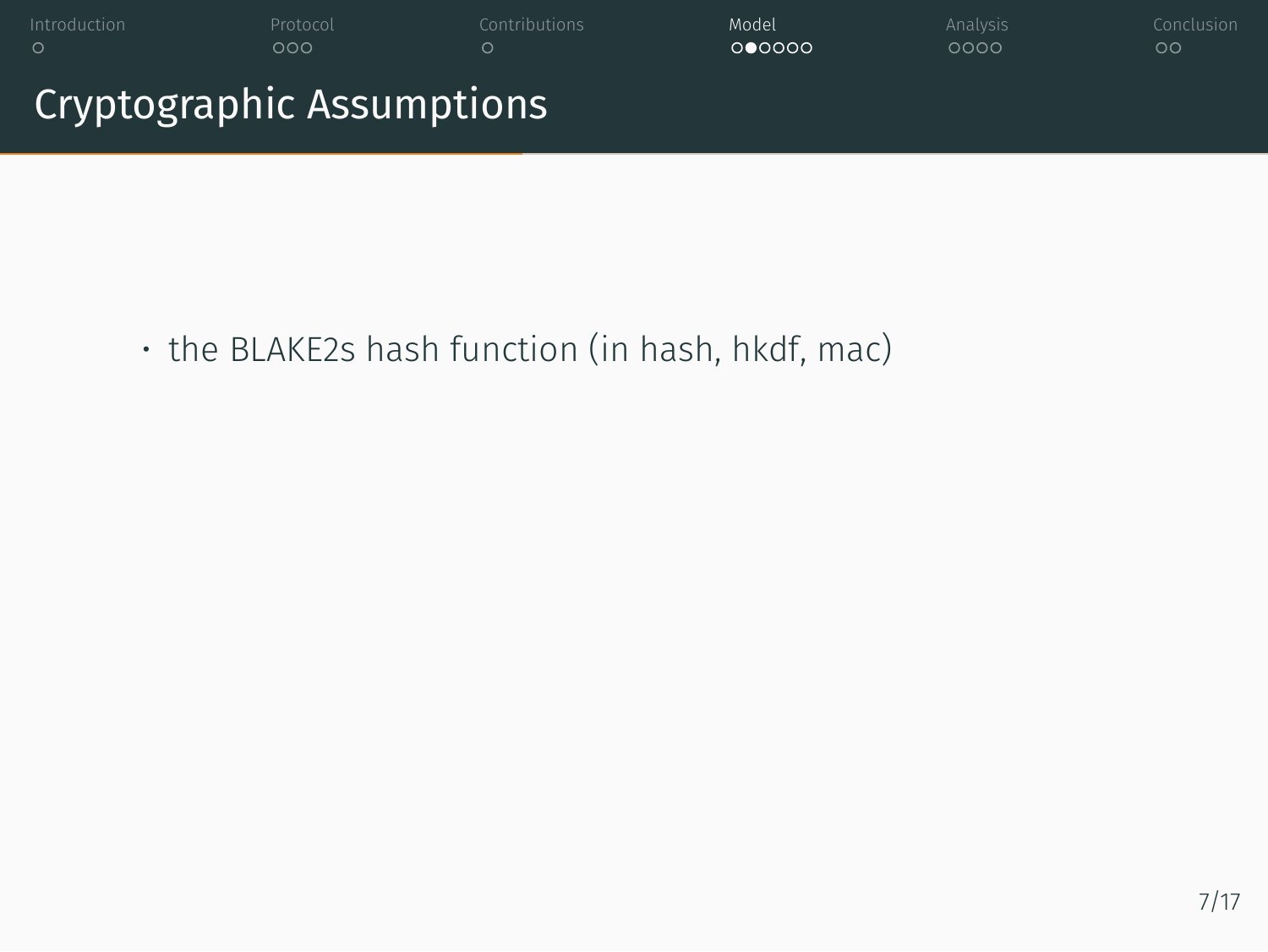# Cryptographic Assumptions

- the BLAKE2s hash function (in hash, hkdf, mac)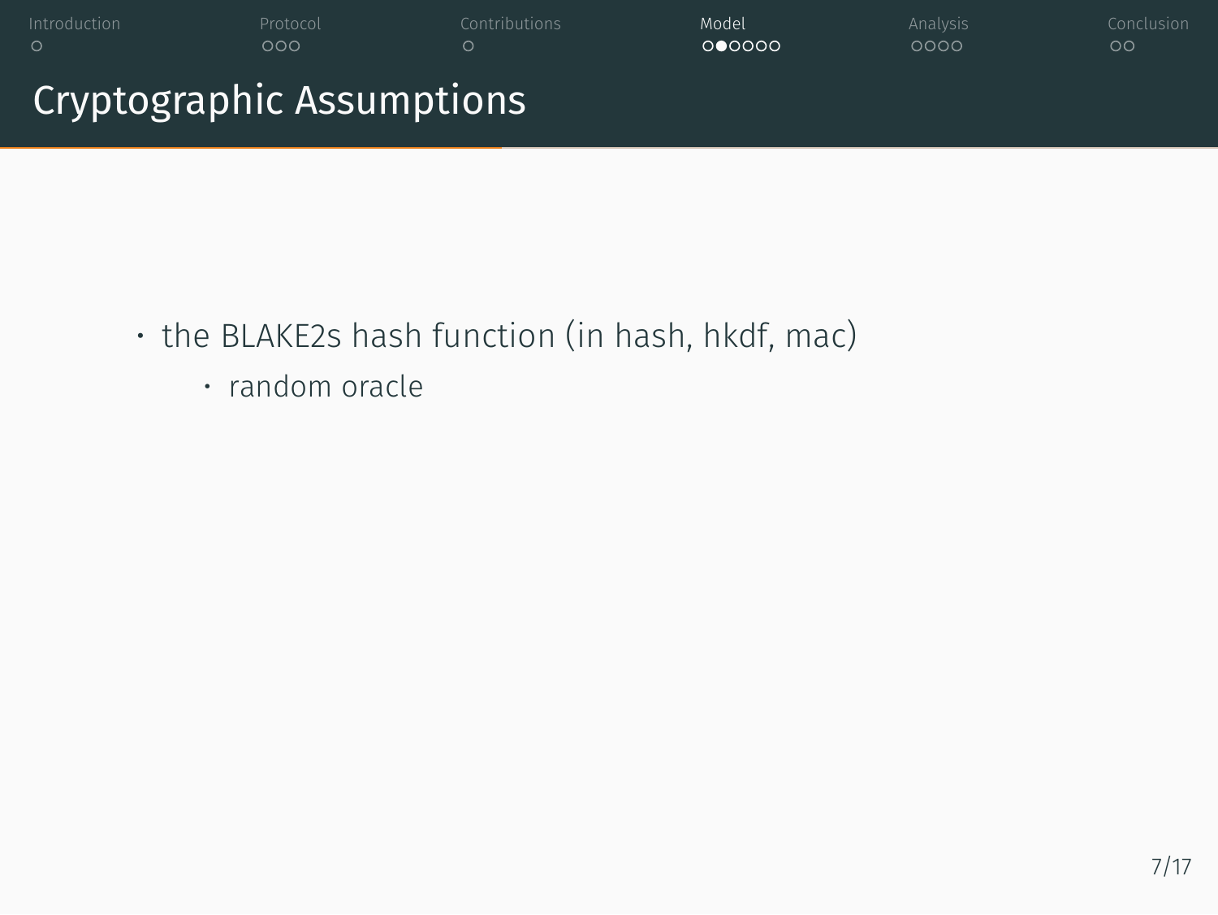# Cryptographic Assumptions

- the BLAKE2s hash function (in hash, hkdf, mac)
  - random oracle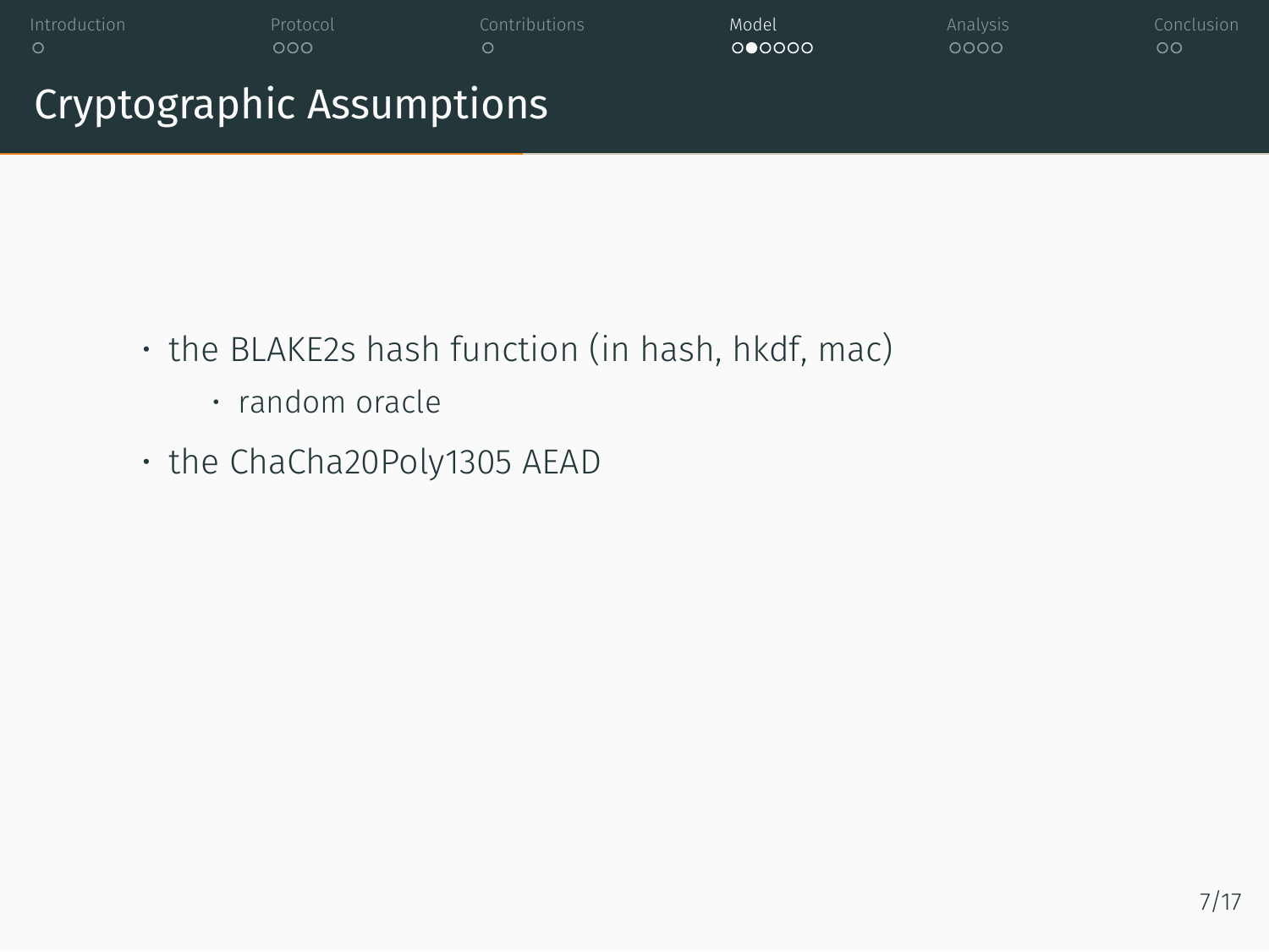# Cryptographic Assumptions

- the BLAKE2s hash function (in hash, hkdf, mac)
  - random oracle
- the ChaCha20Poly1305 AEAD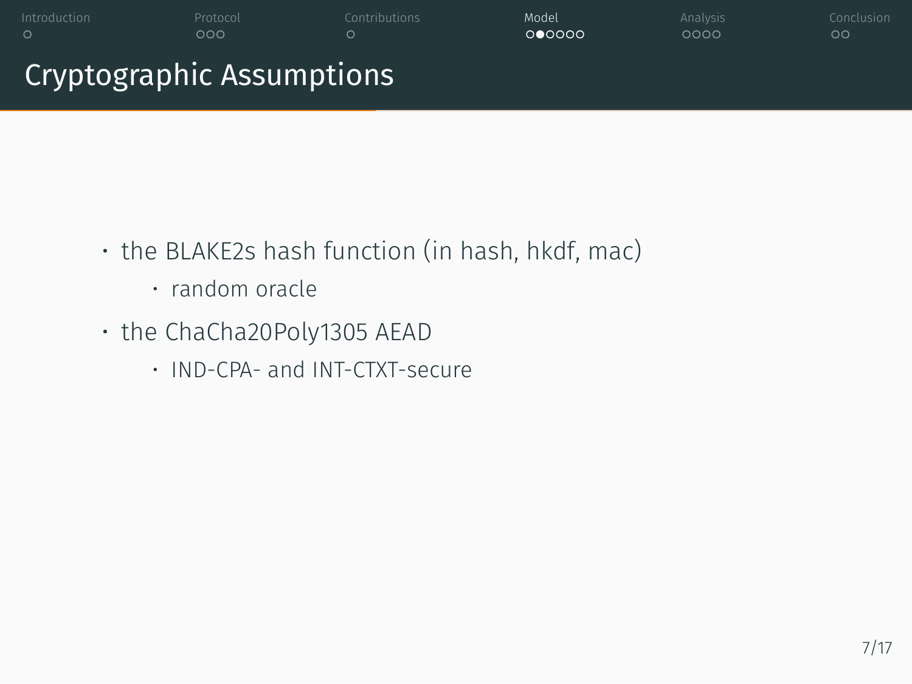# Cryptographic Assumptions

- the BLAKE2s hash function (in hash, hkdf, mac)
  - random oracle
- the ChaCha20Poly1305 AEAD
  - IND-CPA- and INT-CTXT-secure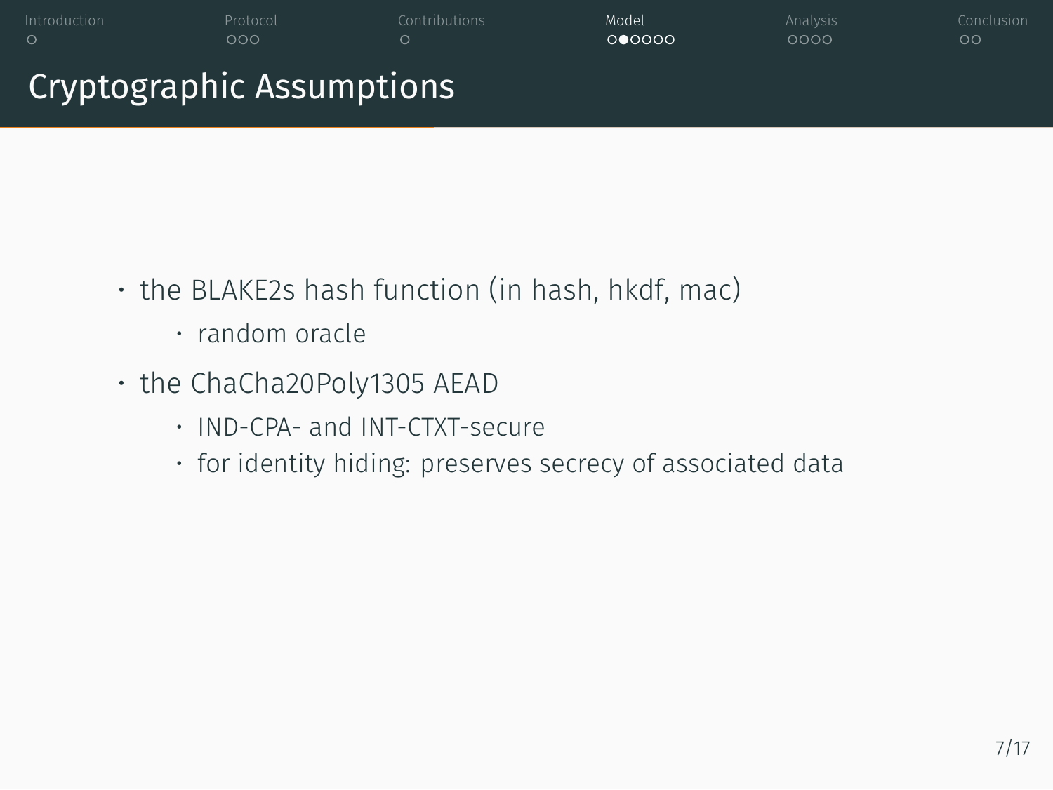# Cryptographic Assumptions

- the BLAKE2s hash function (in hash, hkdf, mac)
  - random oracle
- the ChaCha20Poly1305 AEAD
  - IND-CPA- and INT-CTXT-secure
  - for identity hiding: preserves secrecy of associated data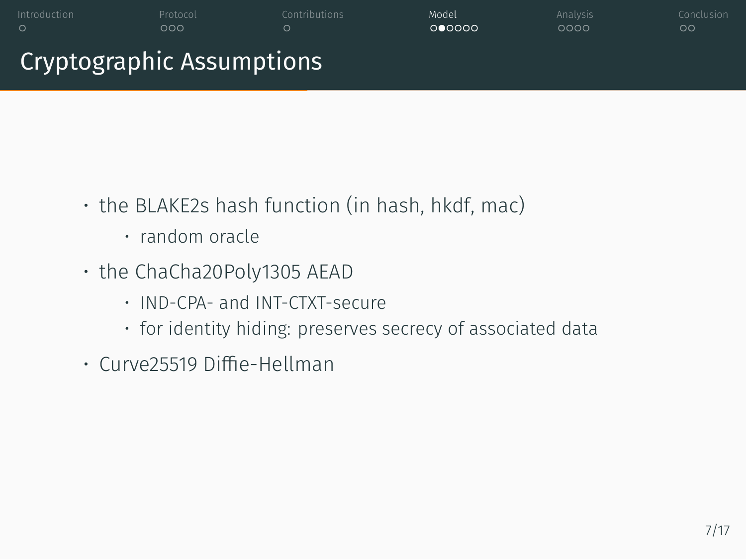# Cryptographic Assumptions

- the BLAKE2s hash function (in hash, hkdf, mac)
  - random oracle
- the ChaCha20Poly1305 AEAD
  - IND-CPA- and INT-CTXT-secure
  - for identity hiding: preserves secrecy of associated data
- Curve25519 Diffie-Hellman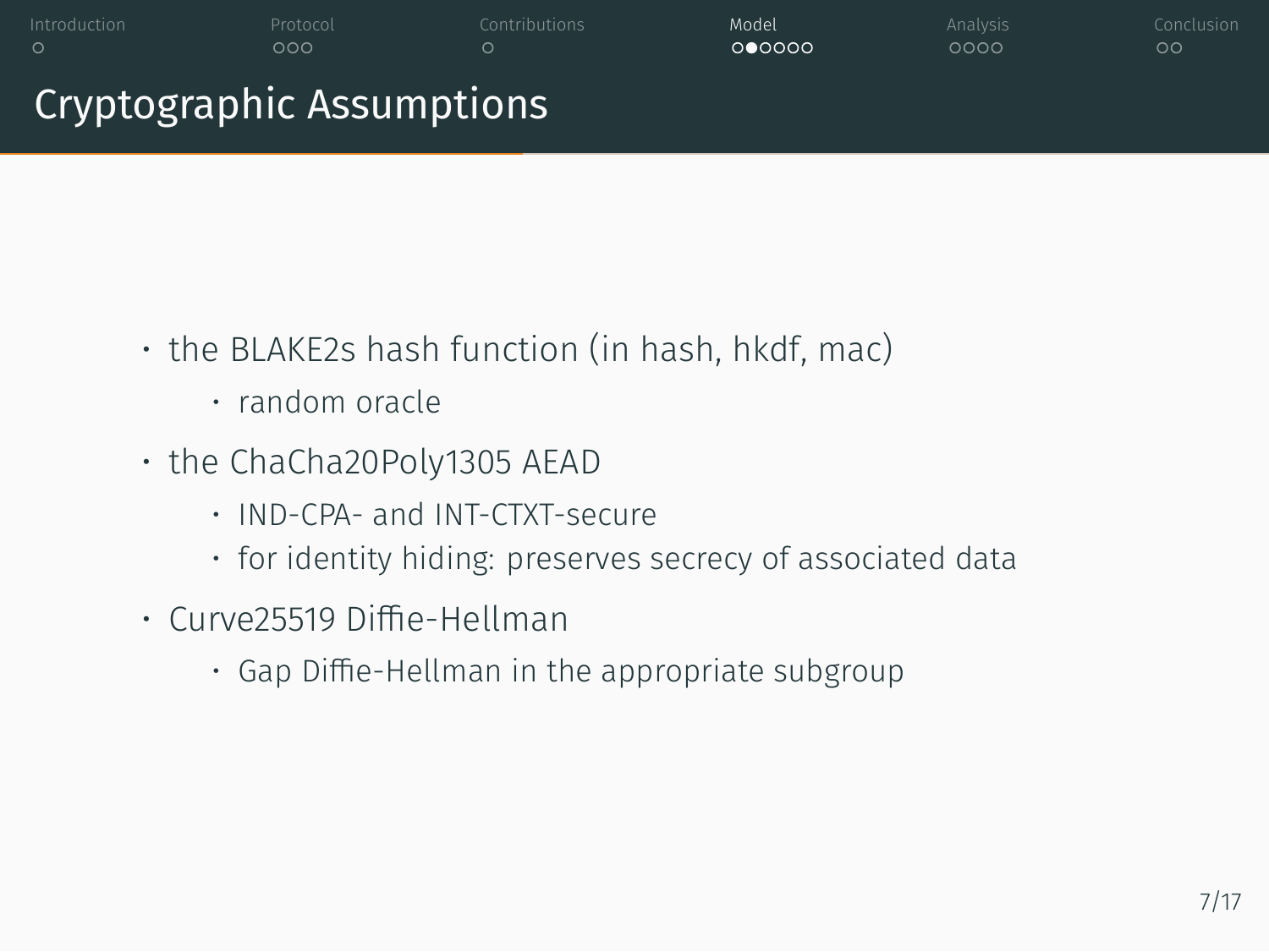# Cryptographic Assumptions

- the BLAKE2s hash function (in hash, hkdf, mac)
  - random oracle
- the ChaCha20Poly1305 AEAD
  - IND-CPA- and INT-CTXT-secure
  - for identity hiding: preserves secrecy of associated data
- Curve25519 Diffie-Hellman
  - Gap Diffie-Hellman in the appropriate subgroup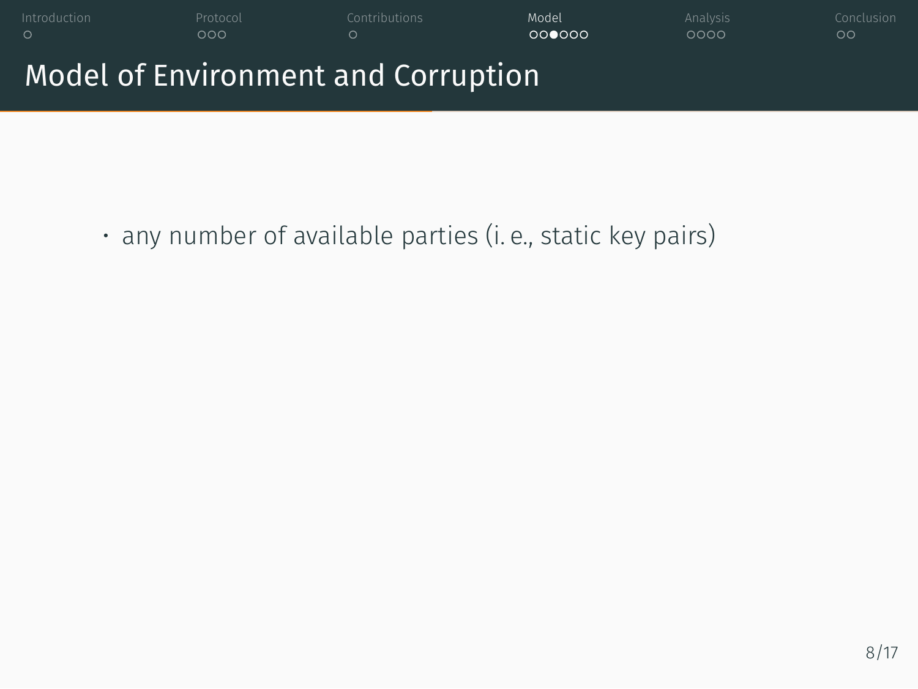# Model of Environment and Corruption

- any number of available parties (i. e., static key pairs)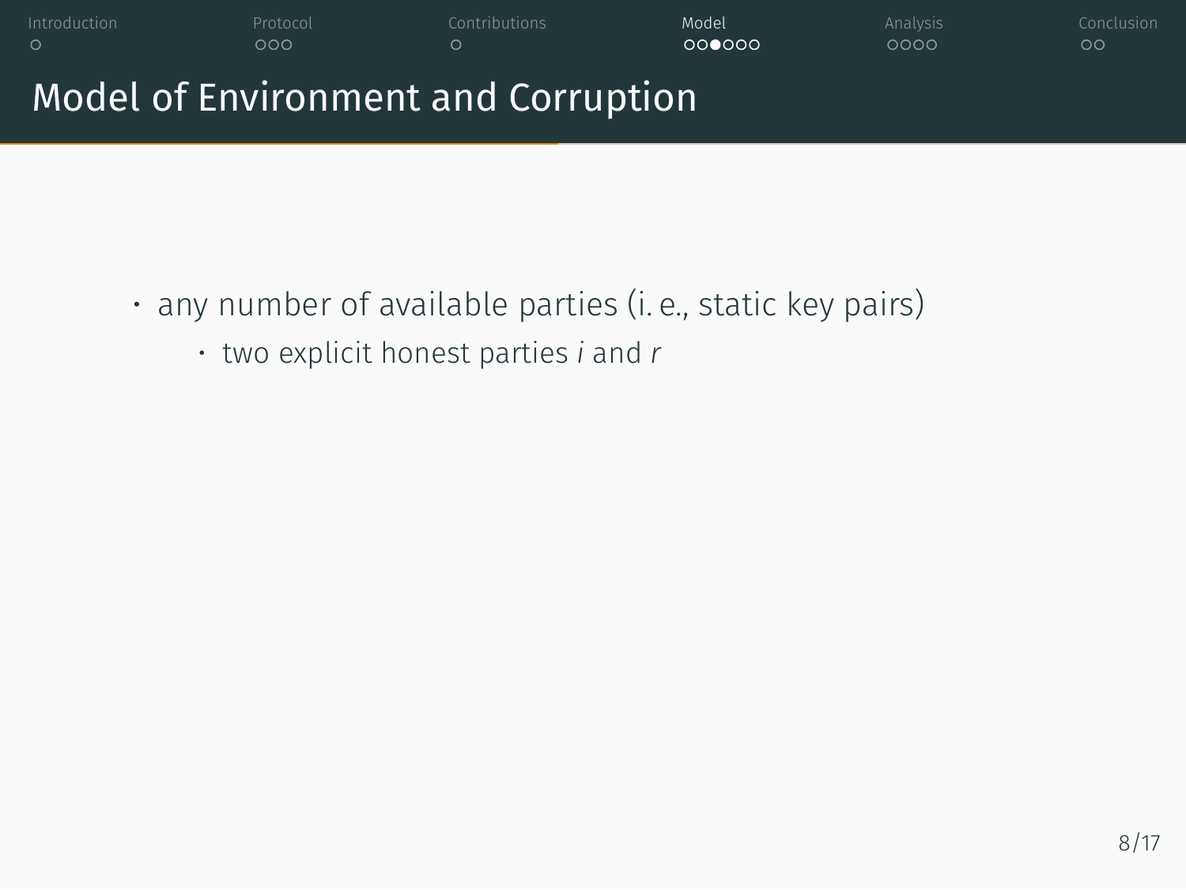# Model of Environment and Corruption

- any number of available parties (i. e., static key pairs)
  - two explicit honest parties $i$ and $r$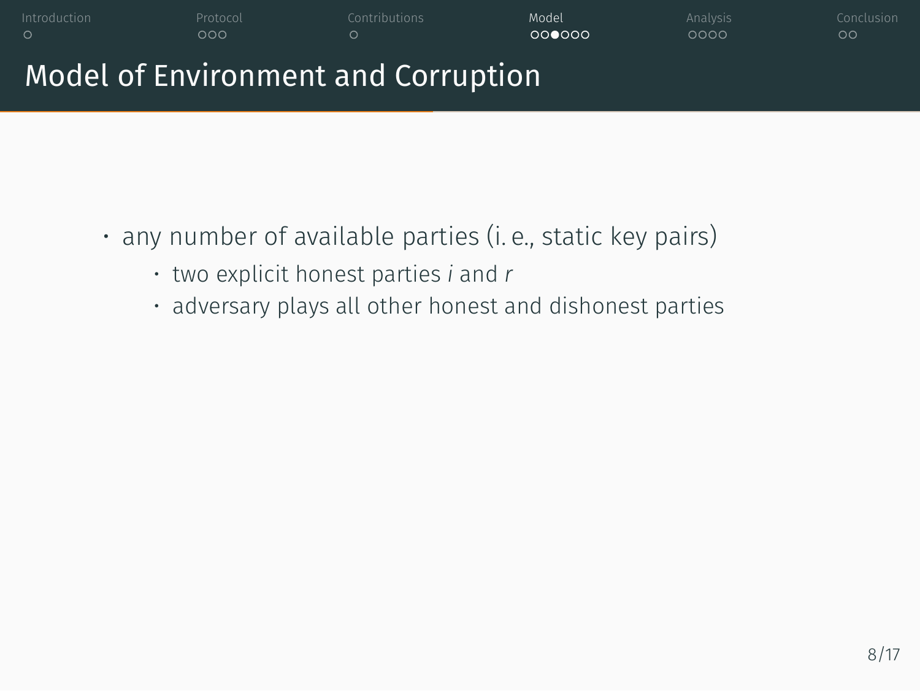# Model of Environment and Corruption

- any number of available parties (i. e., static key pairs)
  - two explicit honest parties $i$ and $r$
  - adversary plays all other honest and dishonest parties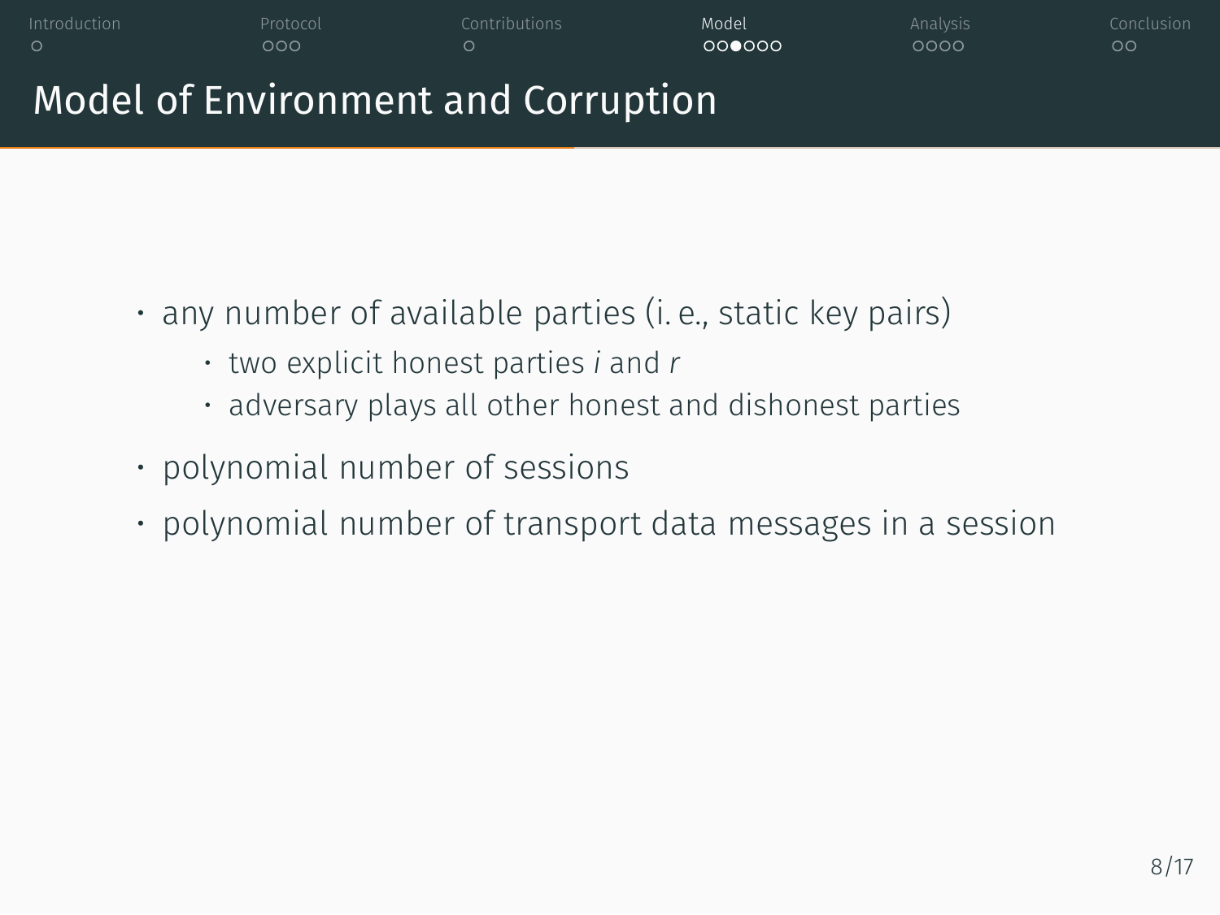# Model of Environment and Corruption

- any number of available parties (i. e., static key pairs)
  - two explicit honest parties *i* and *r*
  - adversary plays all other honest and dishonest parties
- polynomial number of sessions
- polynomial number of transport data messages in a session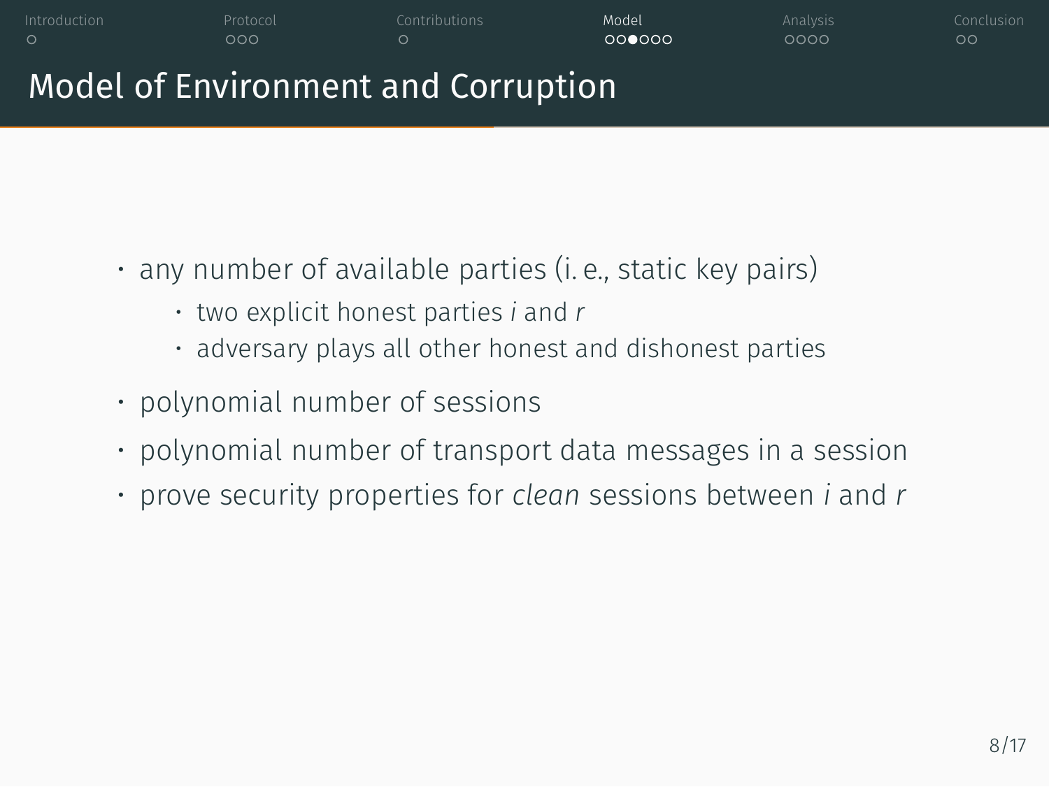# Model of Environment and Corruption

- any number of available parties (i. e., static key pairs)
  - two explicit honest parties *i* and *r*
  - adversary plays all other honest and dishonest parties
- polynomial number of sessions
- polynomial number of transport data messages in a session
- prove security properties for *clean* sessions between *i* and *r*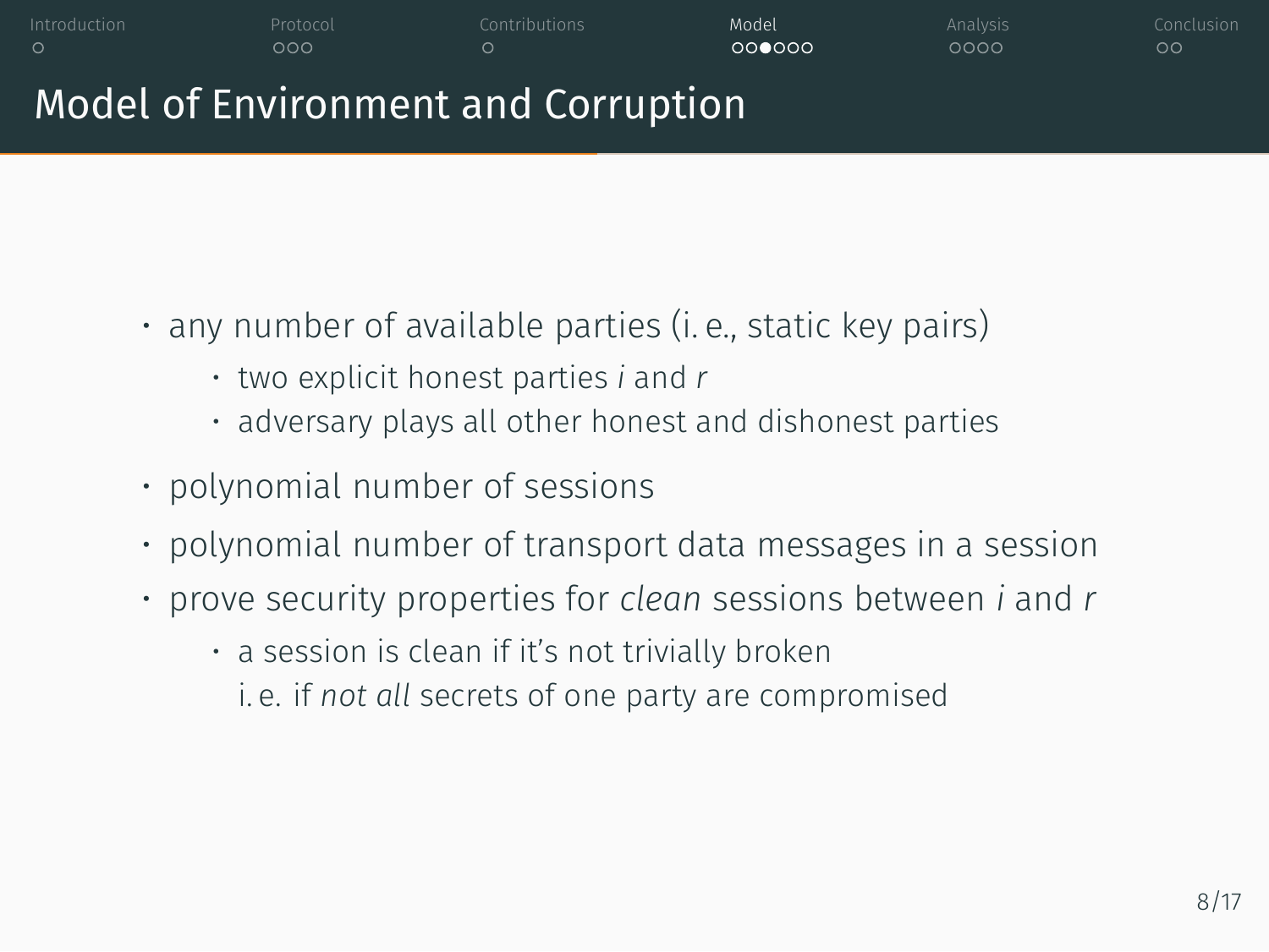# Model of Environment and Corruption

- any number of available parties (i. e., static key pairs)
  - two explicit honest parties *i* and *r*
  - adversary plays all other honest and dishonest parties
- polynomial number of sessions
- polynomial number of transport data messages in a session
- prove security properties for *clean* sessions between *i* and *r*
  - a session is clean if it's not trivially broken
    i. e. if *not all* secrets of one party are compromised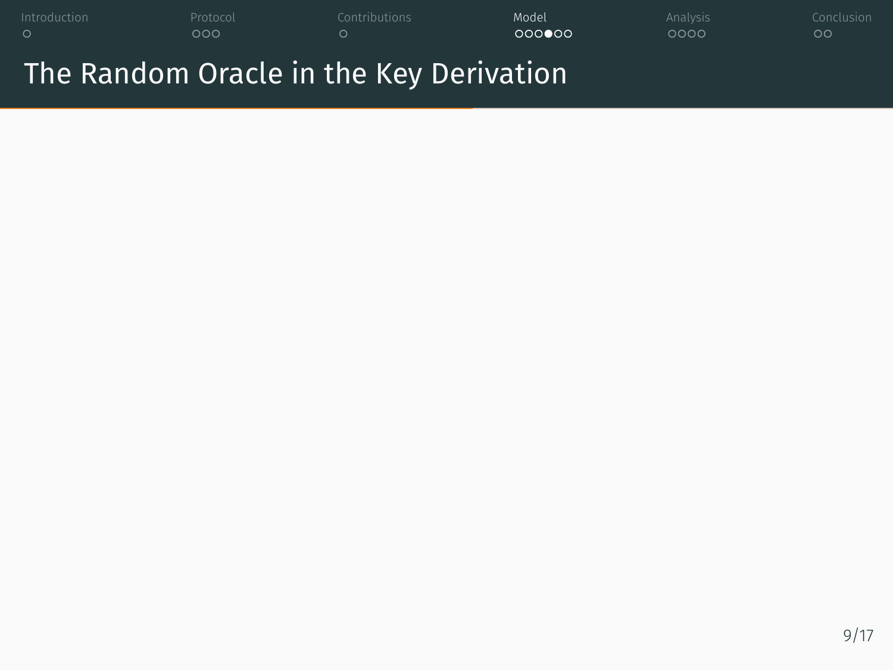# The Random Oracle in the Key Derivation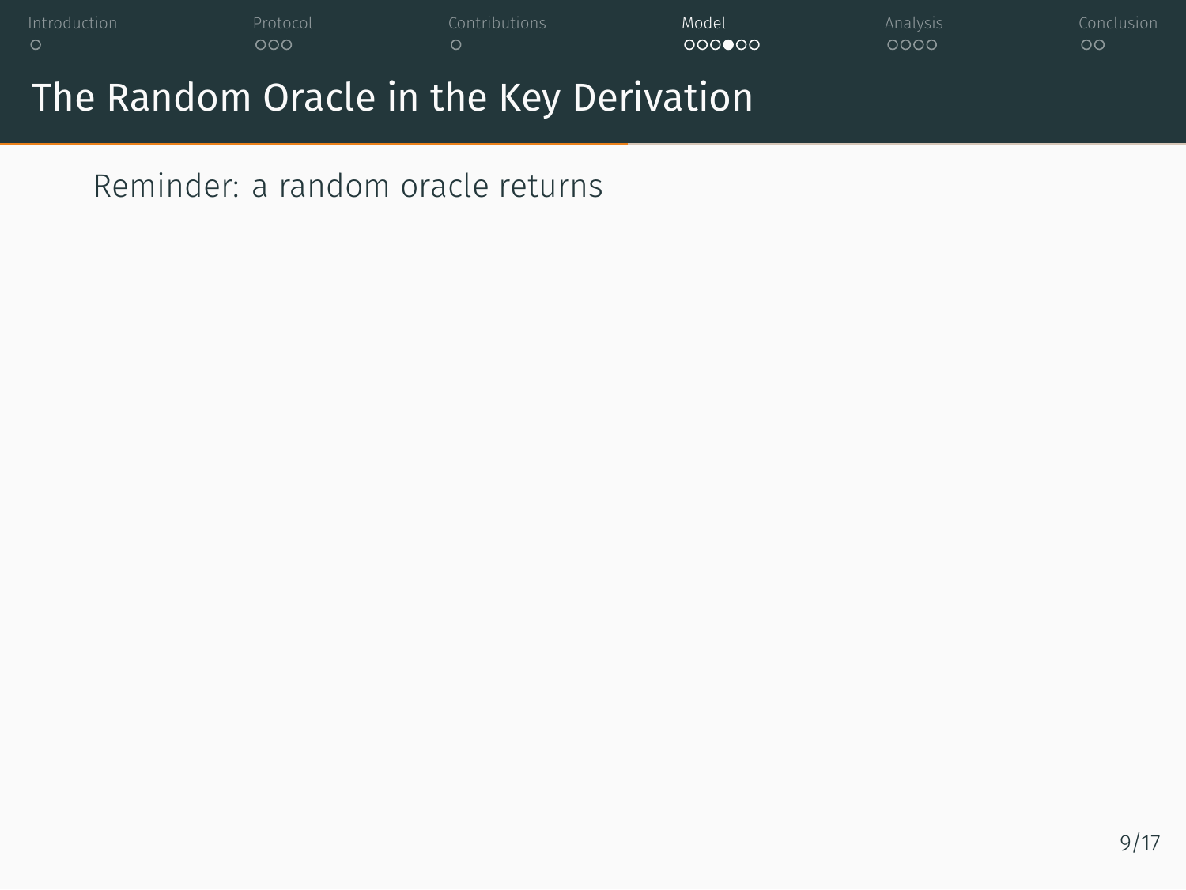# The Random Oracle in the Key Derivation

Reminder: a random oracle returns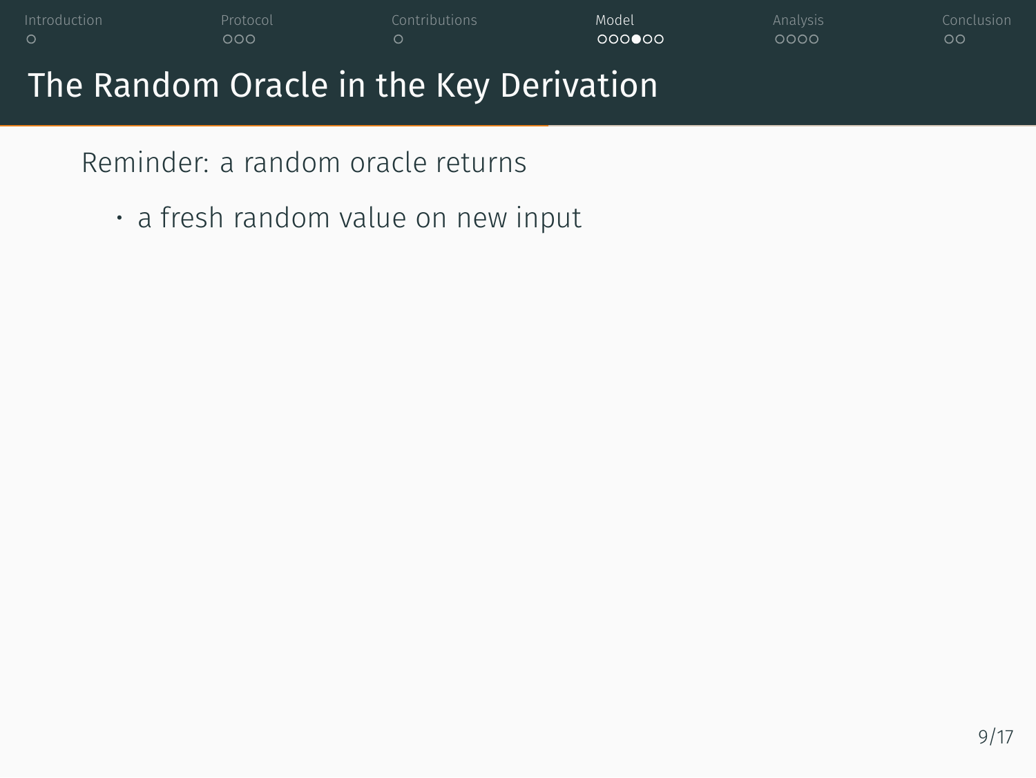## The Random Oracle in the Key Derivation

Reminder: a random oracle returns

- a fresh random value on new input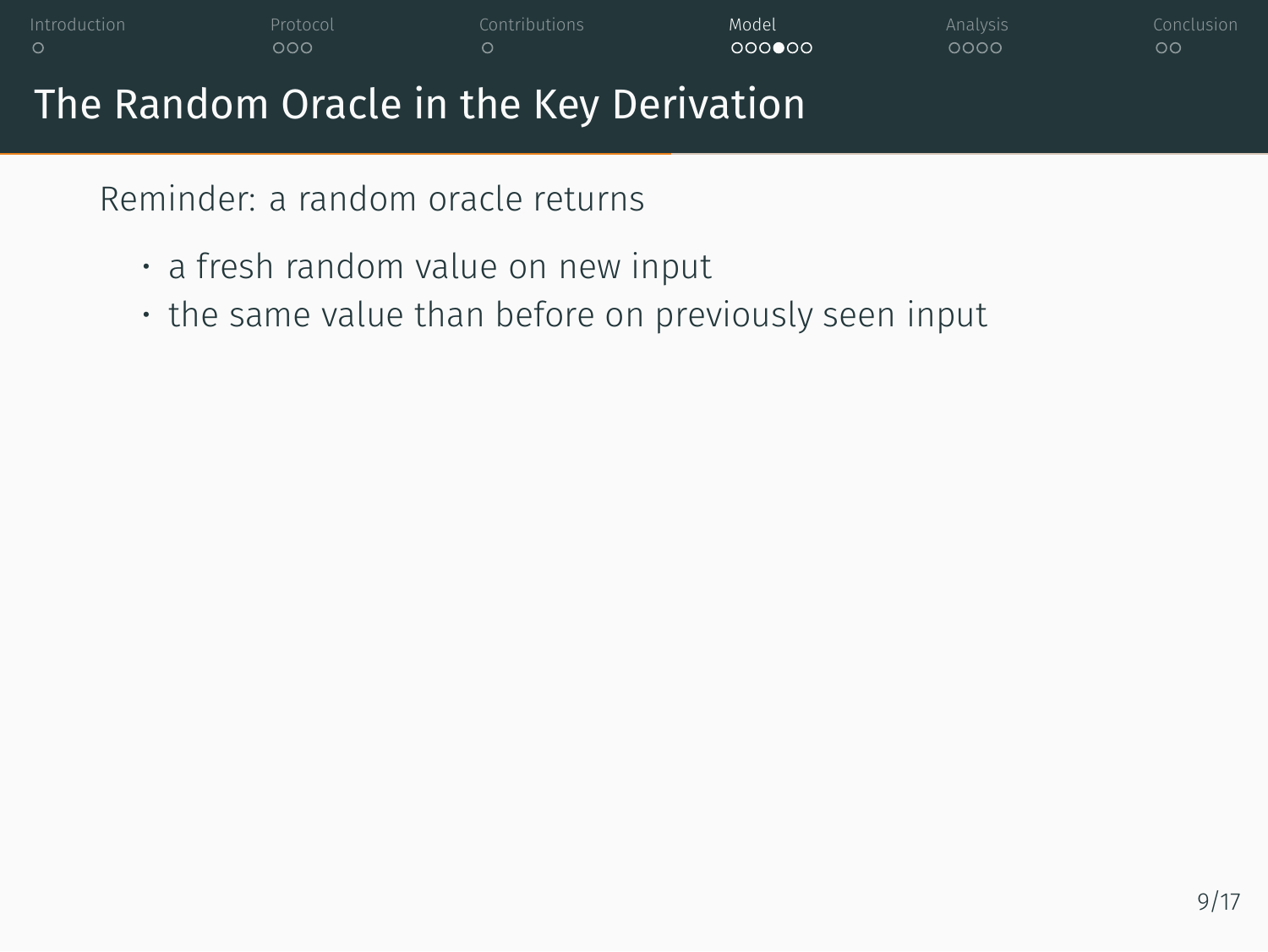# The Random Oracle in the Key Derivation

Reminder: a random oracle returns

- a fresh random value on new input
- the same value than before on previously seen input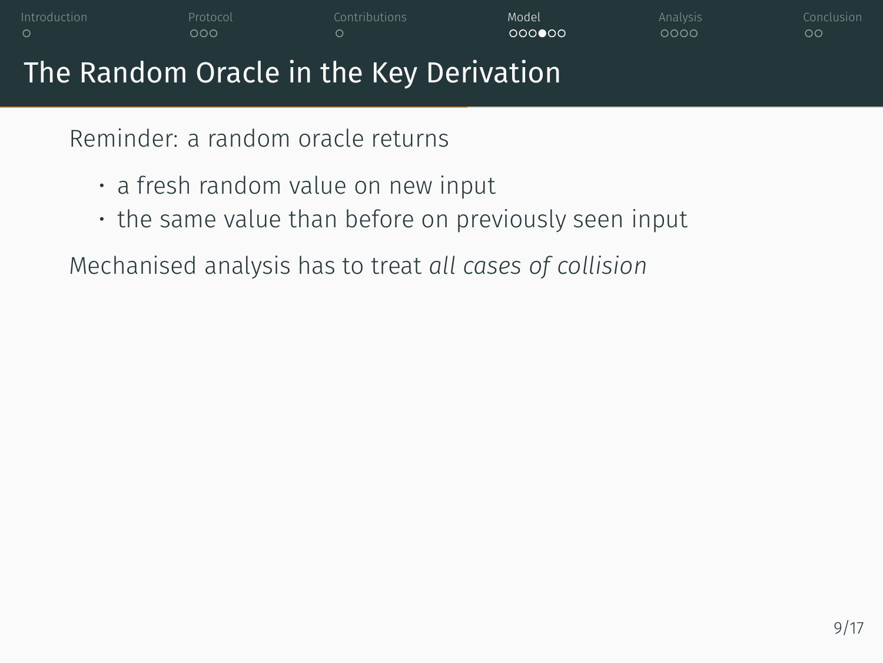# The Random Oracle in the Key Derivation

Reminder: a random oracle returns

- a fresh random value on new input
- the same value than before on previously seen input

Mechanised analysis has to treat *all cases of collision*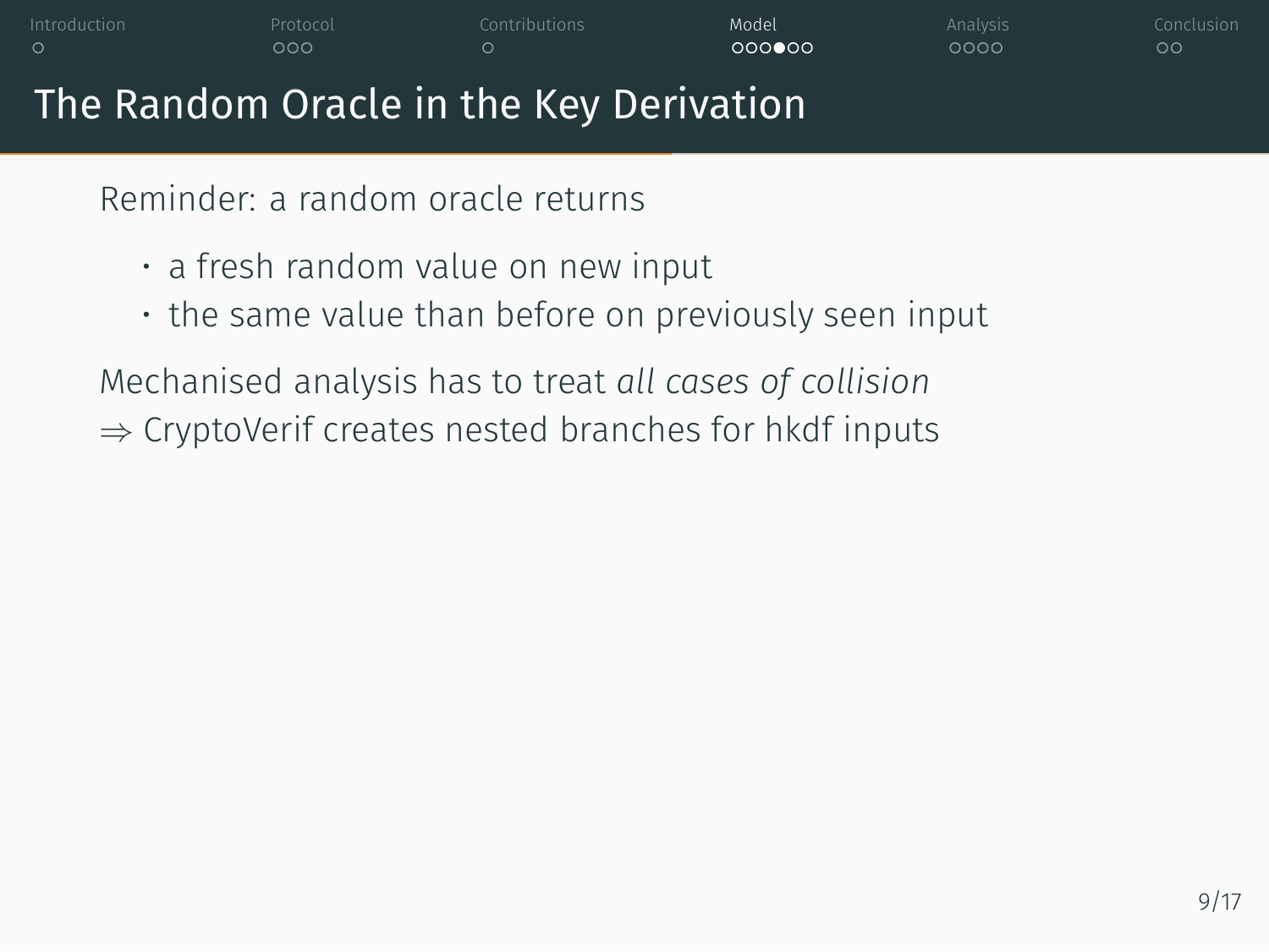# The Random Oracle in the Key Derivation

Reminder: a random oracle returns

- a fresh random value on new input
- the same value than before on previously seen input

Mechanised analysis has to treat *all cases of collision*
$\Rightarrow$ CryptoVerif creates nested branches for hkdf inputs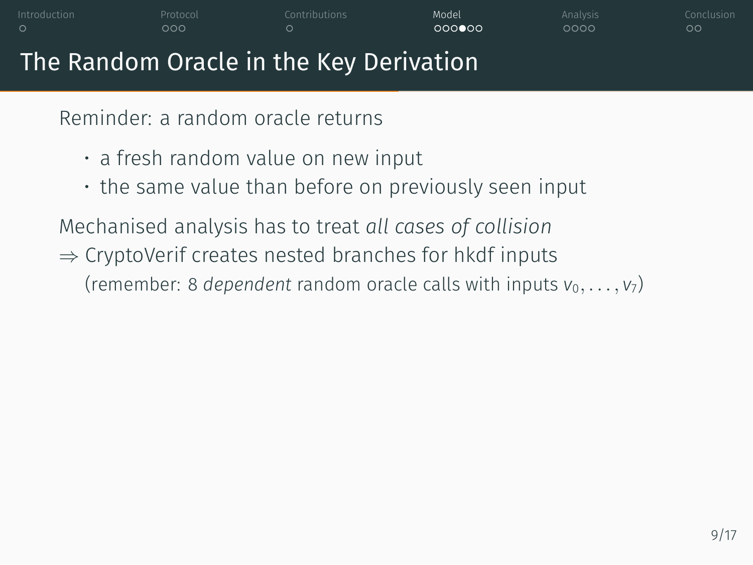# The Random Oracle in the Key Derivation

Reminder: a random oracle returns

- a fresh random value on new input
- the same value than before on previously seen input

Mechanised analysis has to treat *all cases of collision*

$\Rightarrow$ CryptoVerif creates nested branches for hkdf inputs
(remember: 8 *dependent* random oracle calls with inputs $v_0, \ldots, v_7$)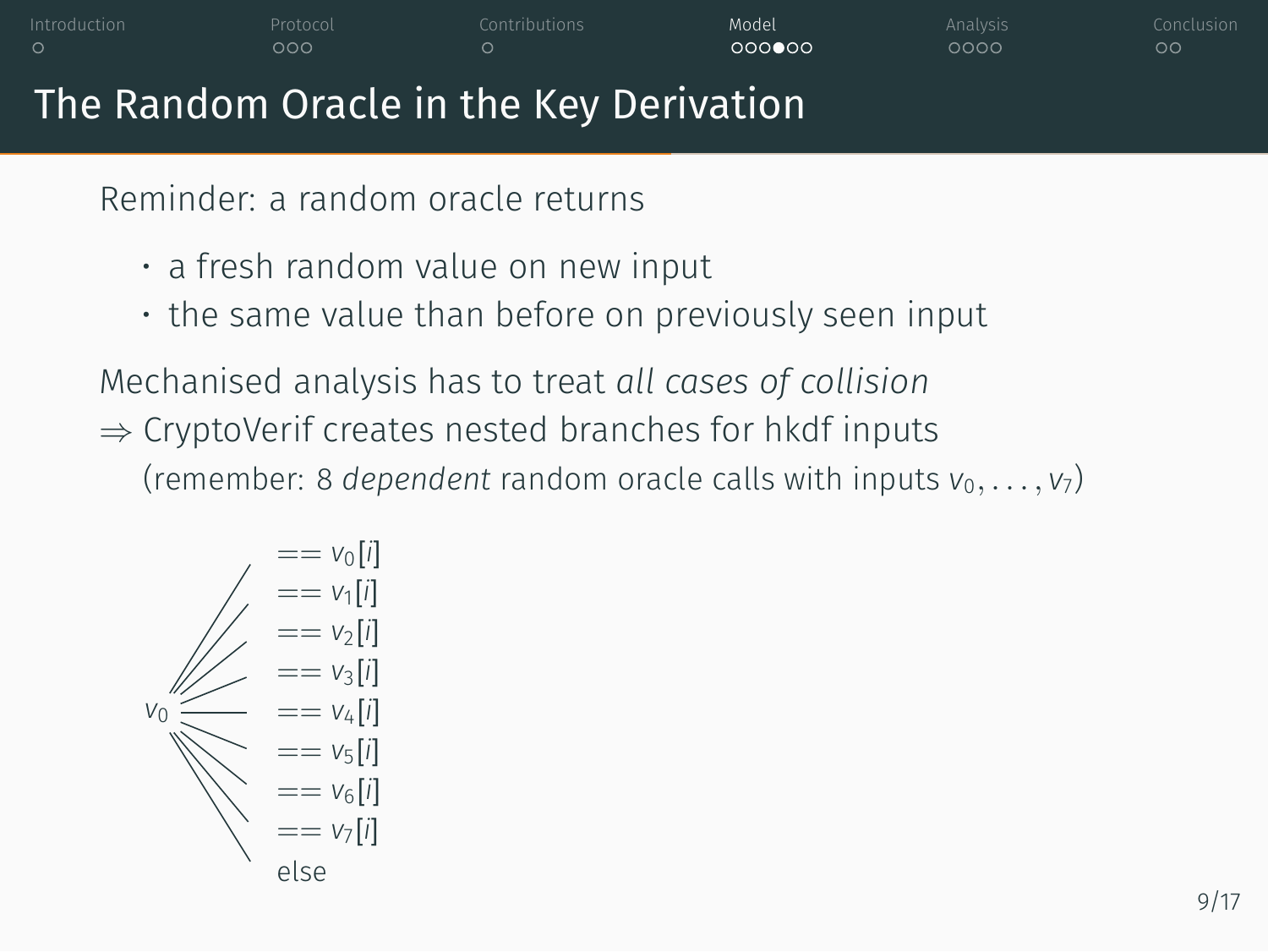# The Random Oracle in the Key Derivation

Reminder: a random oracle returns

- a fresh random value on new input
- the same value than before on previously seen input

Mechanised analysis has to treat *all cases of collision*

$\Rightarrow$ CryptoVerif creates nested branches for hkdf inputs

(remember: 8 *dependent* random oracle calls with inputs $v_0, \ldots, v_7$)

$v_0$

- $== v_0[i]$
- $== v_1[i]$
- $== v_2[i]$
- $== v_3[i]$
- $== v_4[i]$
- $== v_5[i]$
- $== v_6[i]$
- $== v_7[i]$
- else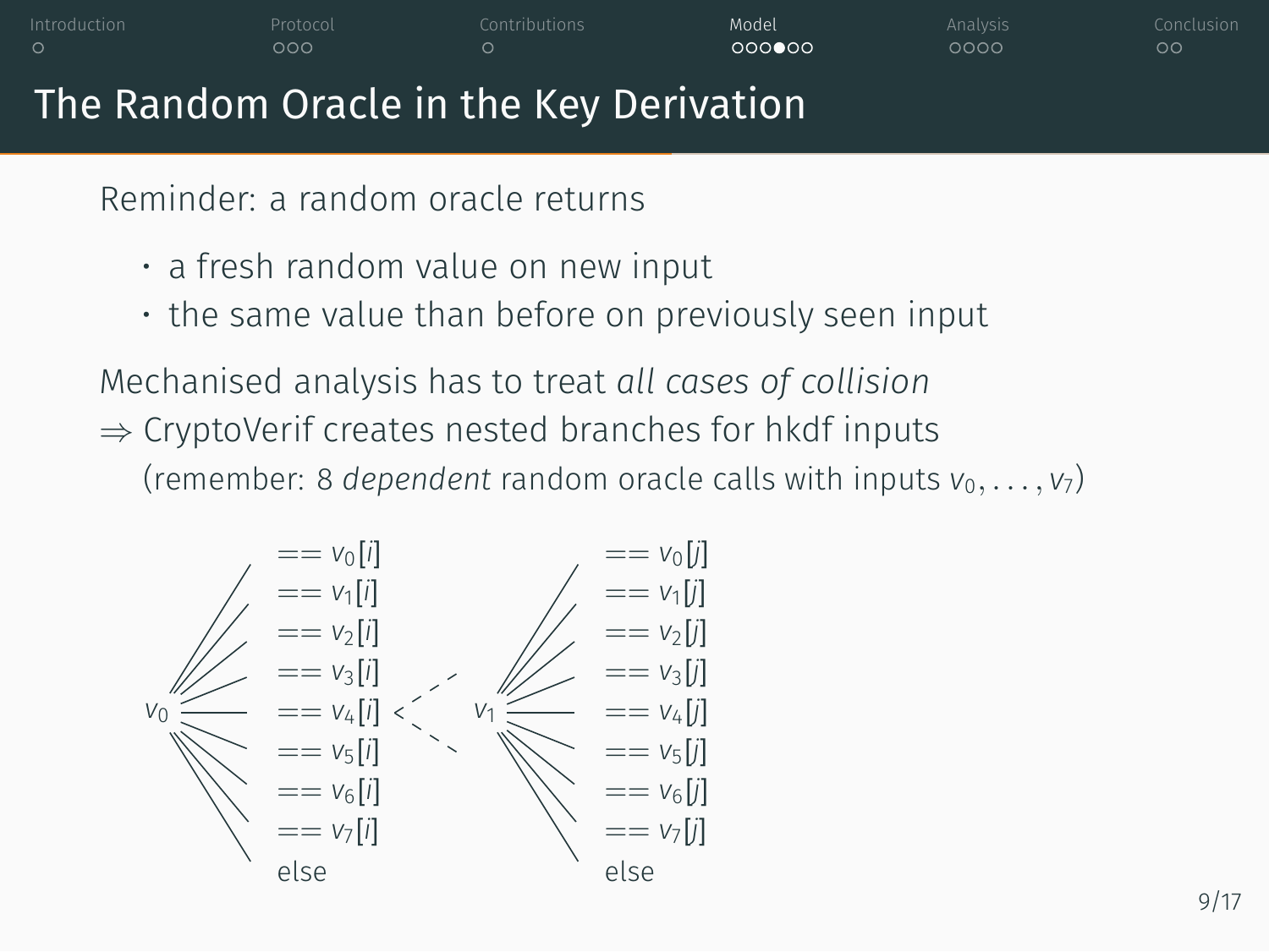# The Random Oracle in the Key Derivation

Reminder: a random oracle returns

- a fresh random value on new input
- the same value than before on previously seen input

Mechanised analysis has to treat *all cases of collision*

⇒ CryptoVerif creates nested branches for hkdf inputs

(remember: 8 *dependent* random oracle calls with inputs $v_0, \ldots, v_7$)

$v_0$:
- $== v_0[i]$
- $== v_1[i]$
- $== v_2[i]$
- $== v_3[i]$
- $== v_4[i]$
- $== v_5[i]$
- $== v_6[i]$
- $== v_7[i]$
- else

$v_1$:
- $== v_0[j]$
- $== v_1[j]$
- $== v_2[j]$
- $== v_3[j]$
- $== v_4[j]$
- $== v_5[j]$
- $== v_6[j]$
- $== v_7[j]$
- else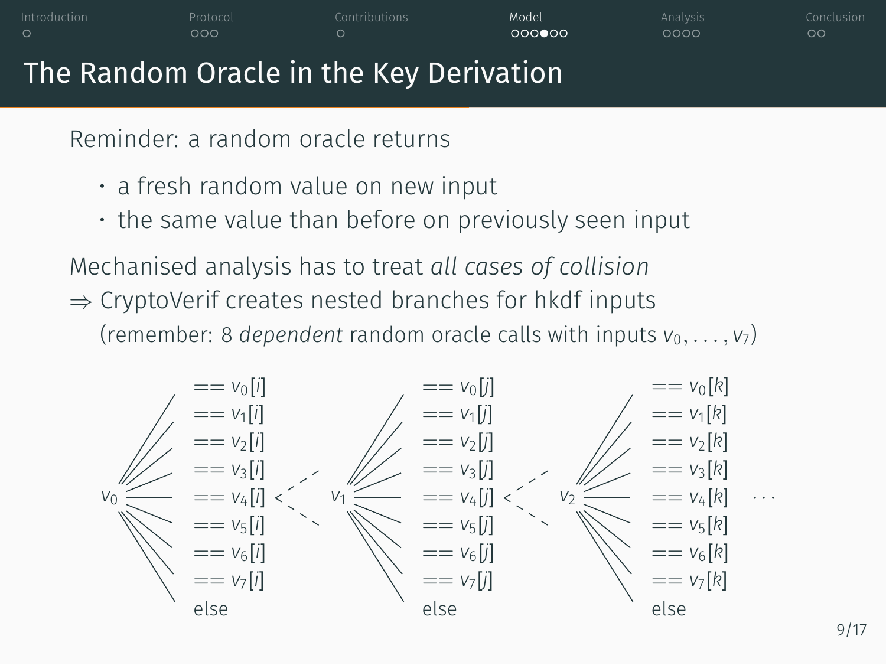# The Random Oracle in the Key Derivation

Reminder: a random oracle returns

- a fresh random value on new input
- the same value than before on previously seen input

Mechanised analysis has to treat *all cases of collision*
⇒ CryptoVerif creates nested branches for hkdf inputs
(remember: 8 *dependent* random oracle calls with inputs $v_0, \ldots, v_7$)

$v_0$ branches to:
- $== v_0[i]$
- $== v_1[i]$
- $== v_2[i]$
- $== v_3[i]$
- $== v_4[i]$
- $== v_5[i]$
- $== v_6[i]$
- $== v_7[i]$
- else

$v_1$ branches to:
- $== v_0[j]$
- $== v_1[j]$
- $== v_2[j]$
- $== v_3[j]$
- $== v_4[j]$
- $== v_5[j]$
- $== v_6[j]$
- $== v_7[j]$
- else

$v_2$ branches to:
- $== v_0[k]$
- $== v_1[k]$
- $== v_2[k]$
- $== v_3[k]$
- $== v_4[k]$
- $== v_5[k]$
- $== v_6[k]$
- $== v_7[k]$
- else

$\cdots$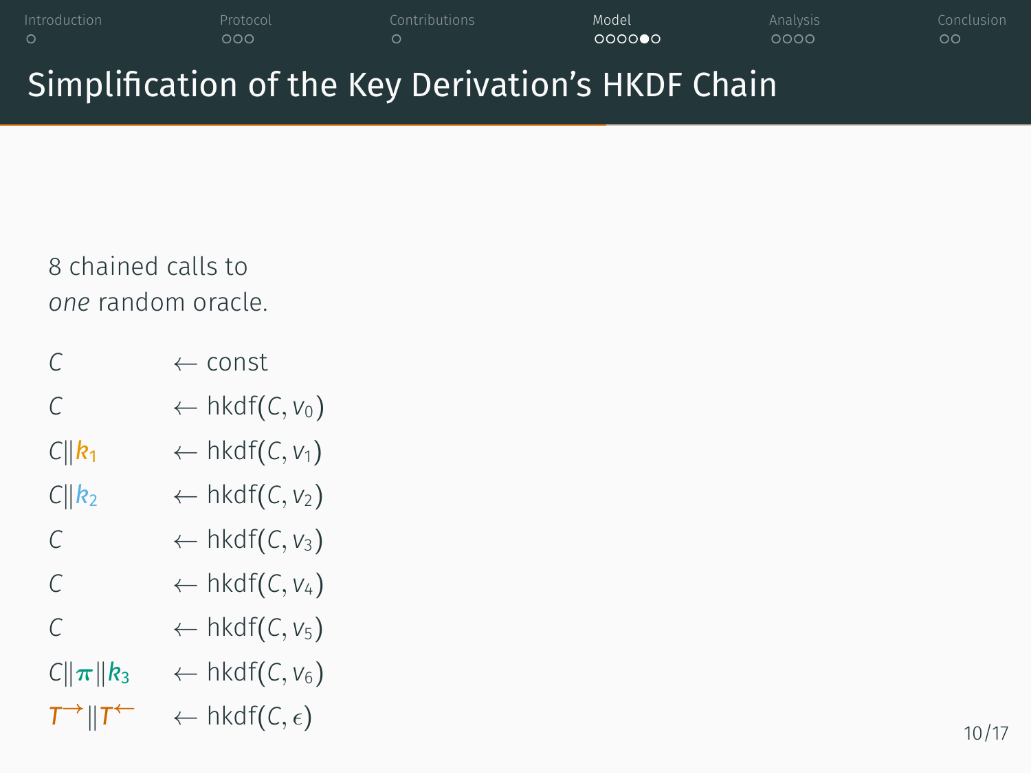# Simplification of the Key Derivation's HKDF Chain

8 chained calls to
*one* random oracle.

$$
\begin{aligned}
C &\leftarrow \text{const} \\
C &\leftarrow \text{hkdf}(C, v_0) \\
C \| k_1 &\leftarrow \text{hkdf}(C, v_1) \\
C \| k_2 &\leftarrow \text{hkdf}(C, v_2) \\
C &\leftarrow \text{hkdf}(C, v_3) \\
C &\leftarrow \text{hkdf}(C, v_4) \\
C &\leftarrow \text{hkdf}(C, v_5) \\
C \| \pi \| k_3 &\leftarrow \text{hkdf}(C, v_6) \\
T^{\rightarrow} \| T^{\leftarrow} &\leftarrow \text{hkdf}(C, \epsilon)
\end{aligned}
$$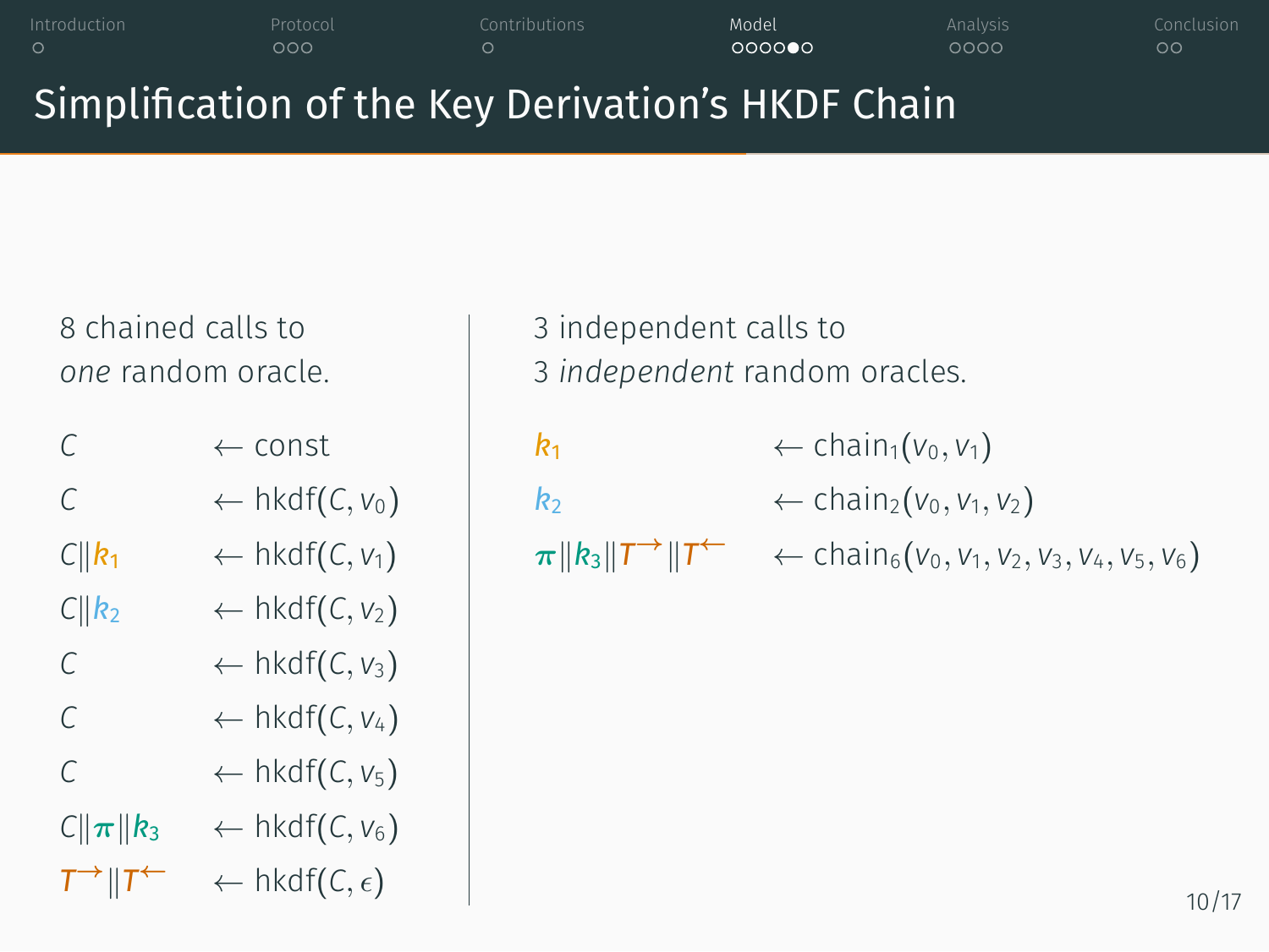# Simplification of the Key Derivation's HKDF Chain

8 chained calls to
*one* random oracle.

$$
\begin{aligned}
C &\leftarrow \text{const} \\
C &\leftarrow \text{hkdf}(C, v_0) \\
C \| k_1 &\leftarrow \text{hkdf}(C, v_1) \\
C \| k_2 &\leftarrow \text{hkdf}(C, v_2) \\
C &\leftarrow \text{hkdf}(C, v_3) \\
C &\leftarrow \text{hkdf}(C, v_4) \\
C &\leftarrow \text{hkdf}(C, v_5) \\
C \| \boldsymbol{\pi} \| k_3 &\leftarrow \text{hkdf}(C, v_6) \\
T^{\rightarrow} \| T^{\leftarrow} &\leftarrow \text{hkdf}(C, \epsilon)
\end{aligned}
$$

3 independent calls to
3 *independent* random oracles.

$$
\begin{aligned}
k_1 &\leftarrow \text{chain}_1(v_0, v_1) \\
k_2 &\leftarrow \text{chain}_2(v_0, v_1, v_2) \\
\boldsymbol{\pi} \| k_3 \| T^{\rightarrow} \| T^{\leftarrow} &\leftarrow \text{chain}_6(v_0, v_1, v_2, v_3, v_4, v_5, v_6)
\end{aligned}
$$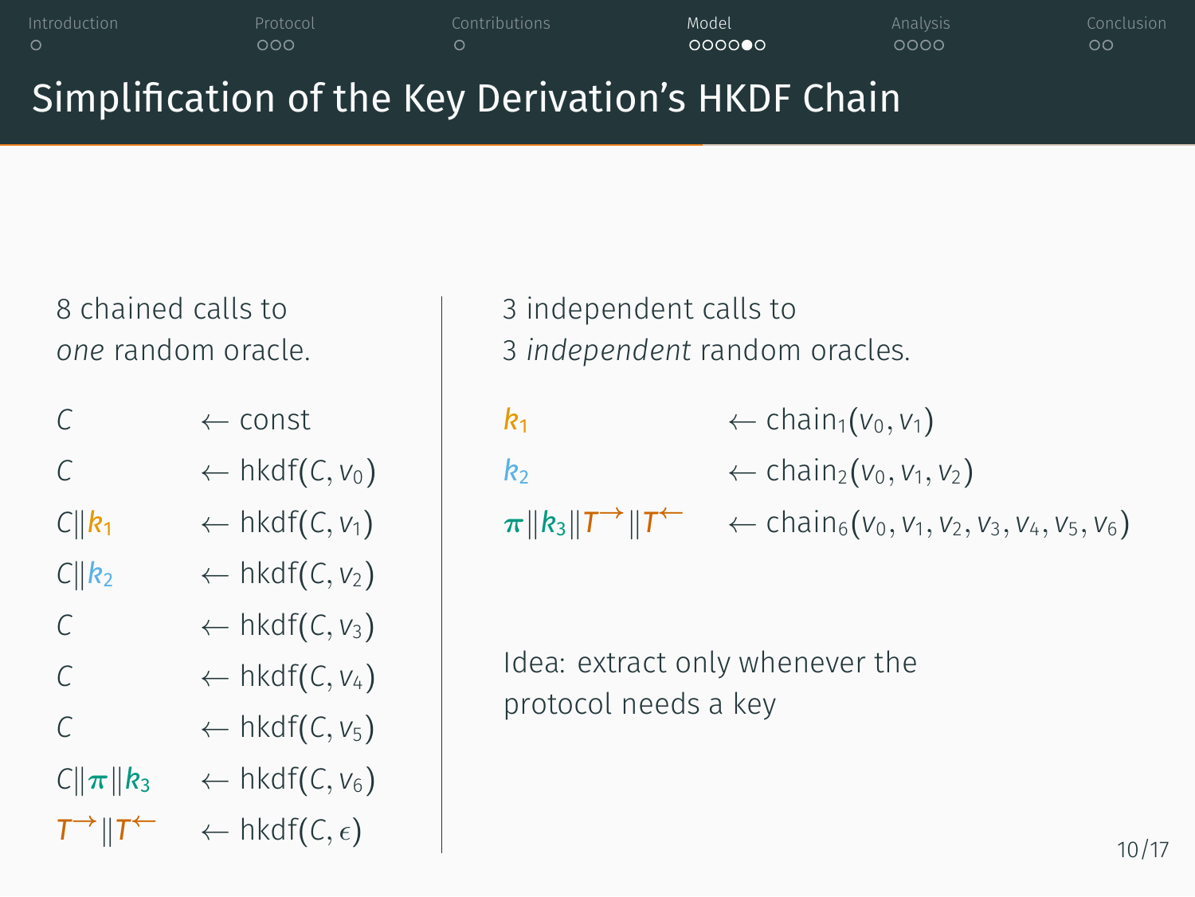# Simplification of the Key Derivation's HKDF Chain

8 chained calls to
*one* random oracle.

$$
\begin{aligned}
C &\leftarrow \text{const} \\
C &\leftarrow \text{hkdf}(C, v_0) \\
C \| k_1 &\leftarrow \text{hkdf}(C, v_1) \\
C \| k_2 &\leftarrow \text{hkdf}(C, v_2) \\
C &\leftarrow \text{hkdf}(C, v_3) \\
C &\leftarrow \text{hkdf}(C, v_4) \\
C &\leftarrow \text{hkdf}(C, v_5) \\
C \| \boldsymbol{\pi} \| k_3 &\leftarrow \text{hkdf}(C, v_6) \\
T^{\rightarrow} \| T^{\leftarrow} &\leftarrow \text{hkdf}(C, \epsilon)
\end{aligned}
$$

3 independent calls to
3 *independent* random oracles.

$$
\begin{aligned}
k_1 &\leftarrow \text{chain}_1(v_0, v_1) \\
k_2 &\leftarrow \text{chain}_2(v_0, v_1, v_2) \\
\boldsymbol{\pi} \| k_3 \| T^{\rightarrow} \| T^{\leftarrow} &\leftarrow \text{chain}_6(v_0, v_1, v_2, v_3, v_4, v_5, v_6)
\end{aligned}
$$

Idea: extract only whenever the protocol needs a key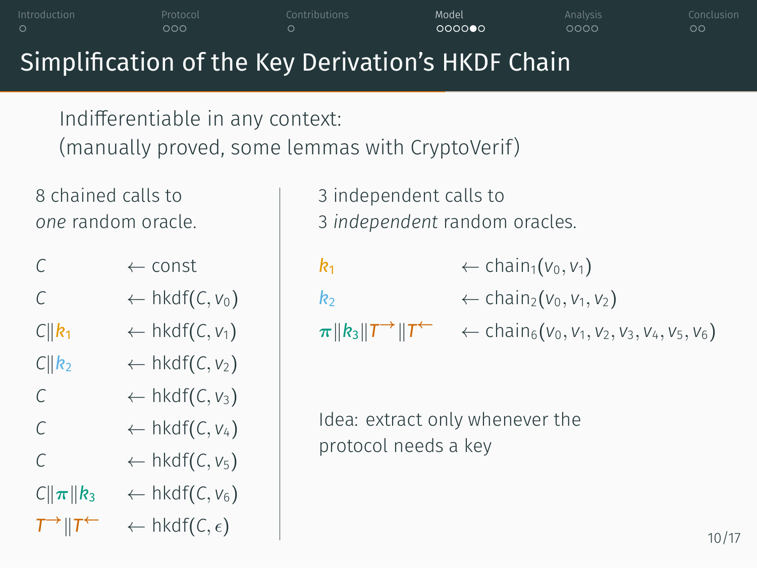# Simplification of the Key Derivation's HKDF Chain

Indifferentiable in any context:
(manually proved, some lemmas with CryptoVerif)

8 chained calls to *one* random oracle.

$$
\begin{aligned}
C &\leftarrow \text{const} \\
C &\leftarrow \text{hkdf}(C, v_0) \\
C \| k_1 &\leftarrow \text{hkdf}(C, v_1) \\
C \| k_2 &\leftarrow \text{hkdf}(C, v_2) \\
C &\leftarrow \text{hkdf}(C, v_3) \\
C &\leftarrow \text{hkdf}(C, v_4) \\
C &\leftarrow \text{hkdf}(C, v_5) \\
C \| \pi \| k_3 &\leftarrow \text{hkdf}(C, v_6) \\
T^{\rightarrow} \| T^{\leftarrow} &\leftarrow \text{hkdf}(C, \epsilon)
\end{aligned}
$$

3 independent calls to 3 *independent* random oracles.

$$
\begin{aligned}
k_1 &\leftarrow \text{chain}_1(v_0, v_1) \\
k_2 &\leftarrow \text{chain}_2(v_0, v_1, v_2) \\
\pi \| k_3 \| T^{\rightarrow} \| T^{\leftarrow} &\leftarrow \text{chain}_6(v_0, v_1, v_2, v_3, v_4, v_5, v_6)
\end{aligned}
$$

Idea: extract only whenever the protocol needs a key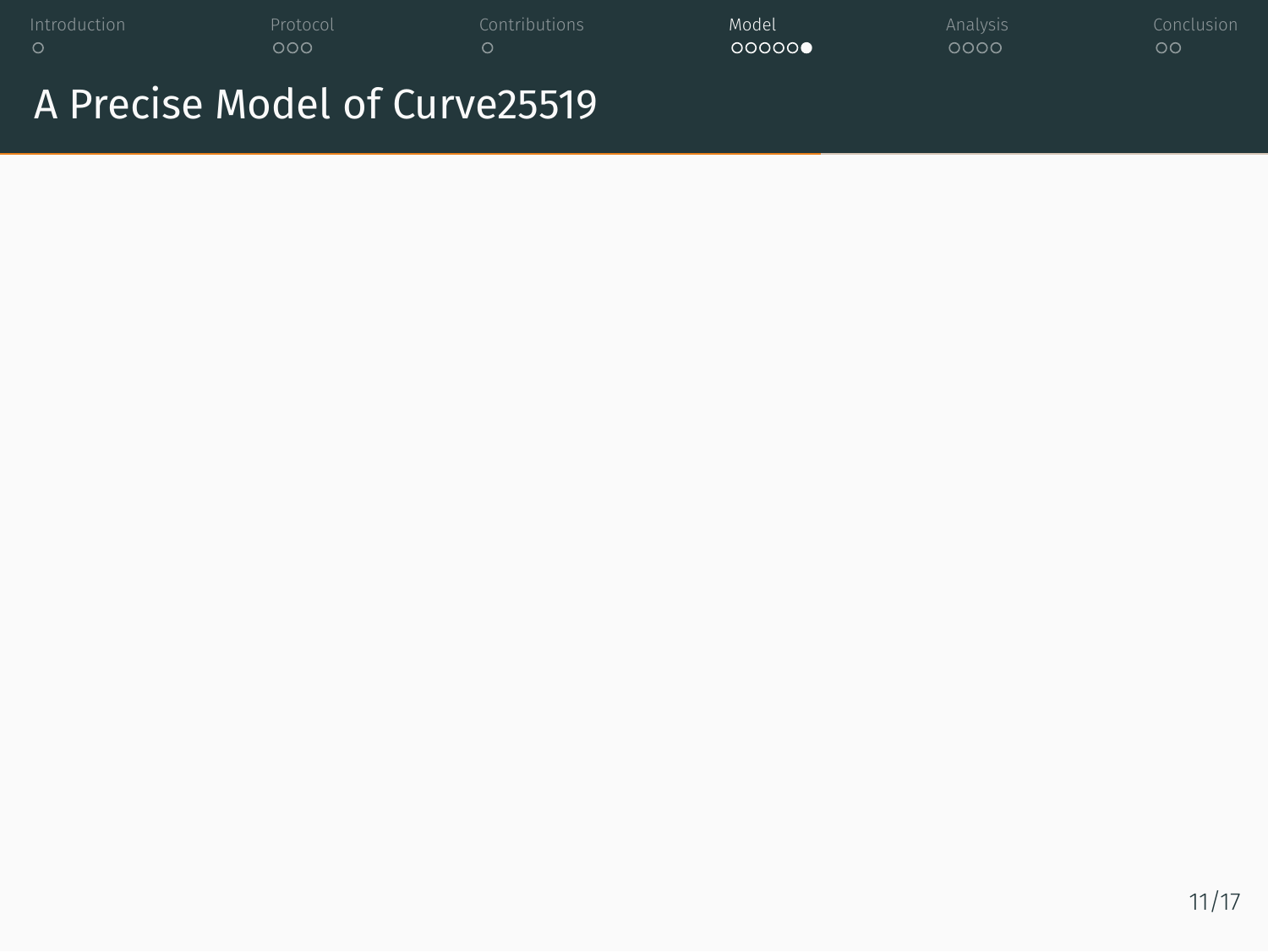# A Precise Model of Curve25519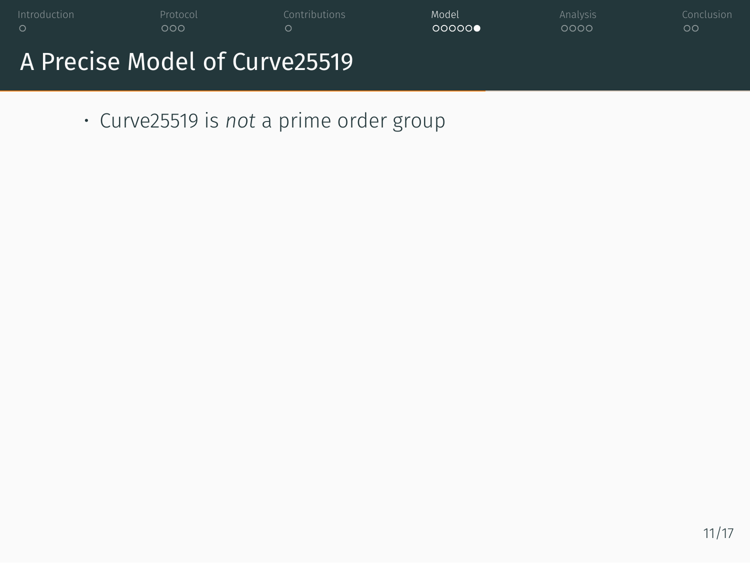# A Precise Model of Curve25519

- Curve25519 is *not* a prime order group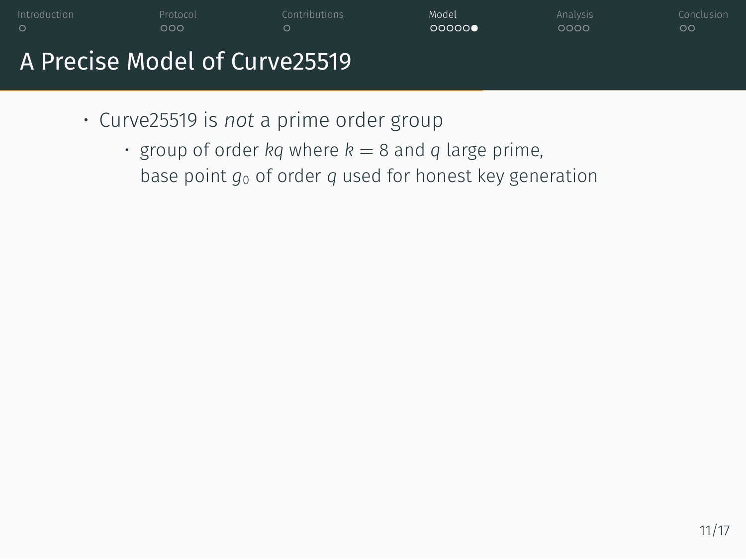# A Precise Model of Curve25519

- Curve25519 is *not* a prime order group
  - group of order $kq$ where $k = 8$ and $q$ large prime, base point $g_0$ of order $q$ used for honest key generation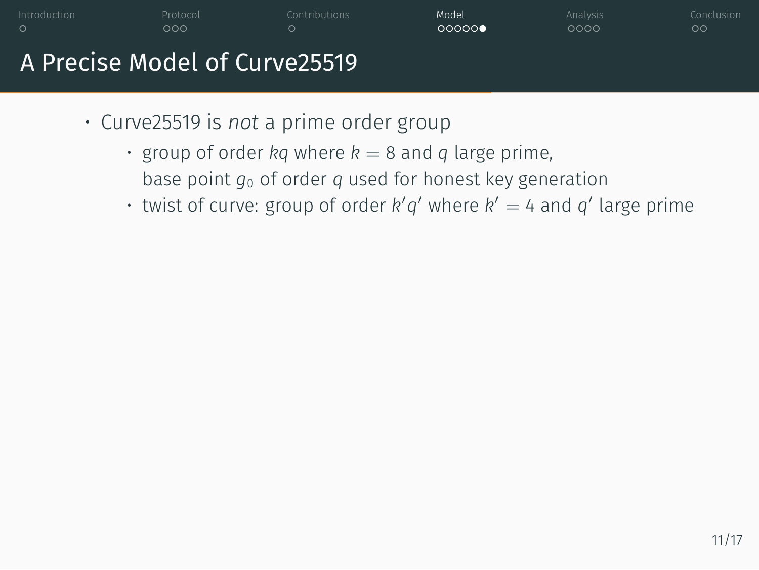## A Precise Model of Curve25519

- Curve25519 is *not* a prime order group
  - group of order $kq$ where $k = 8$ and $q$ large prime, base point $g_0$ of order $q$ used for honest key generation
  - twist of curve: group of order $k'q'$ where $k' = 4$ and $q'$ large prime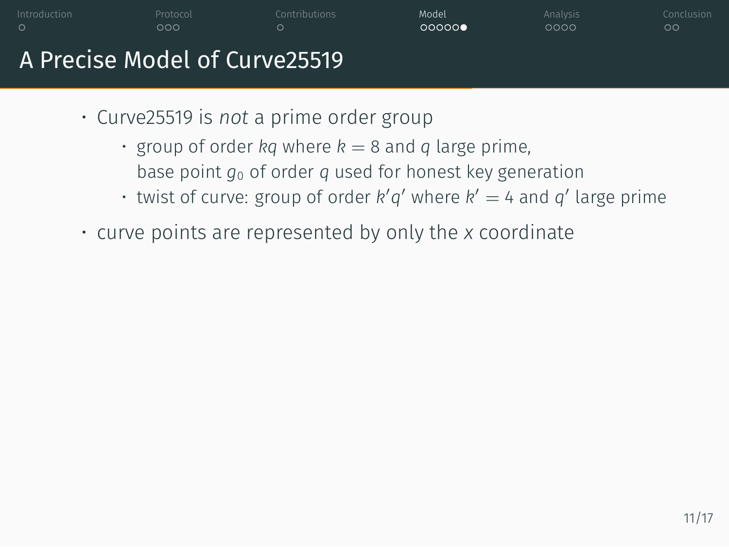# A Precise Model of Curve25519

- Curve25519 is *not* a prime order group
  - group of order $kq$ where $k = 8$ and $q$ large prime,
    base point $g_0$ of order $q$ used for honest key generation
  - twist of curve: group of order $k'q'$ where $k' = 4$ and $q'$ large prime
- curve points are represented by only the $x$ coordinate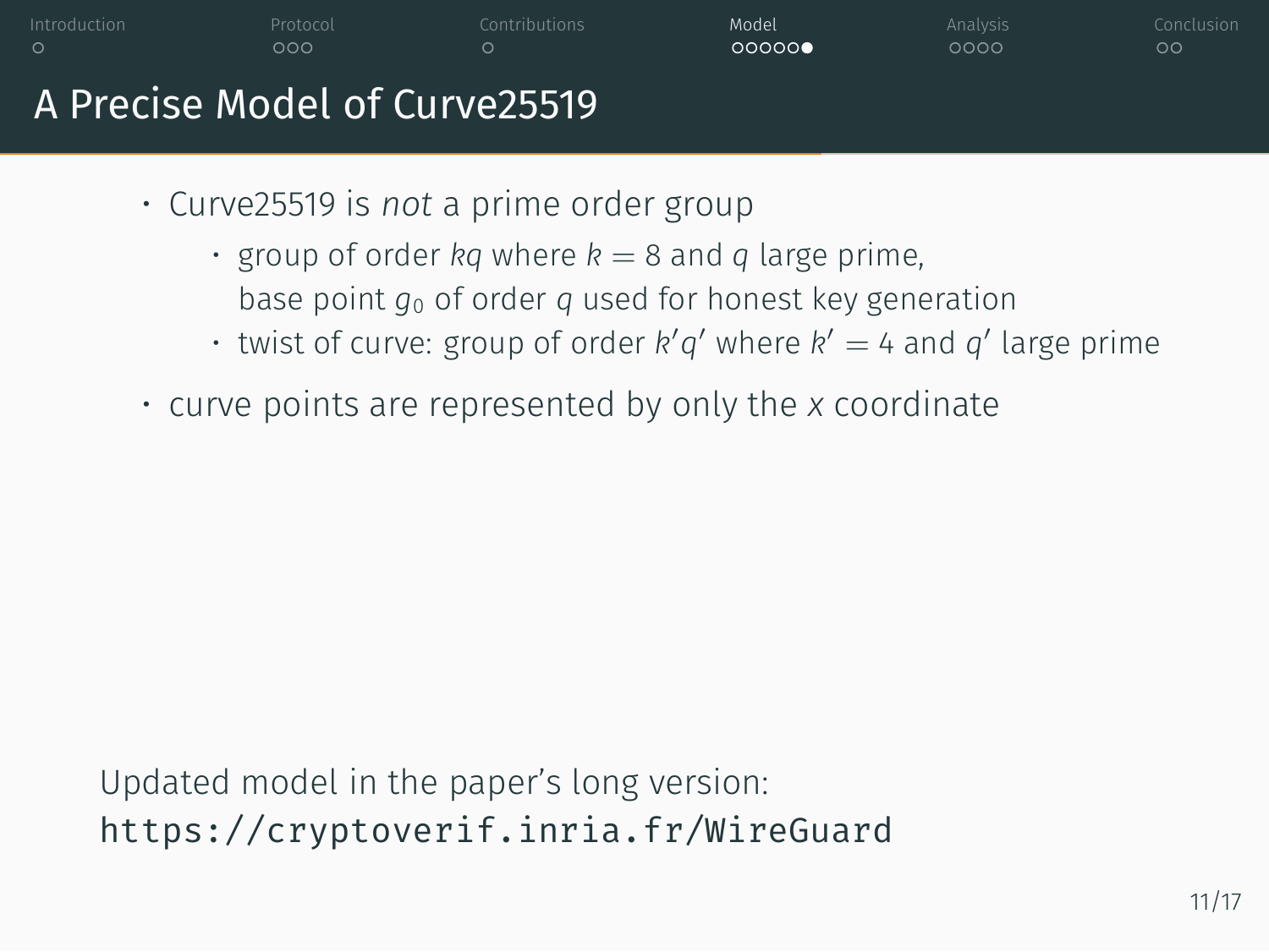# A Precise Model of Curve25519

- Curve25519 is *not* a prime order group
  - group of order $kq$ where $k = 8$ and $q$ large prime, base point $g_0$ of order $q$ used for honest key generation
  - twist of curve: group of order $k'q'$ where $k' = 4$ and $q'$ large prime
- curve points are represented by only the $x$ coordinate

Updated model in the paper's long version:
`https://cryptoverif.inria.fr/WireGuard`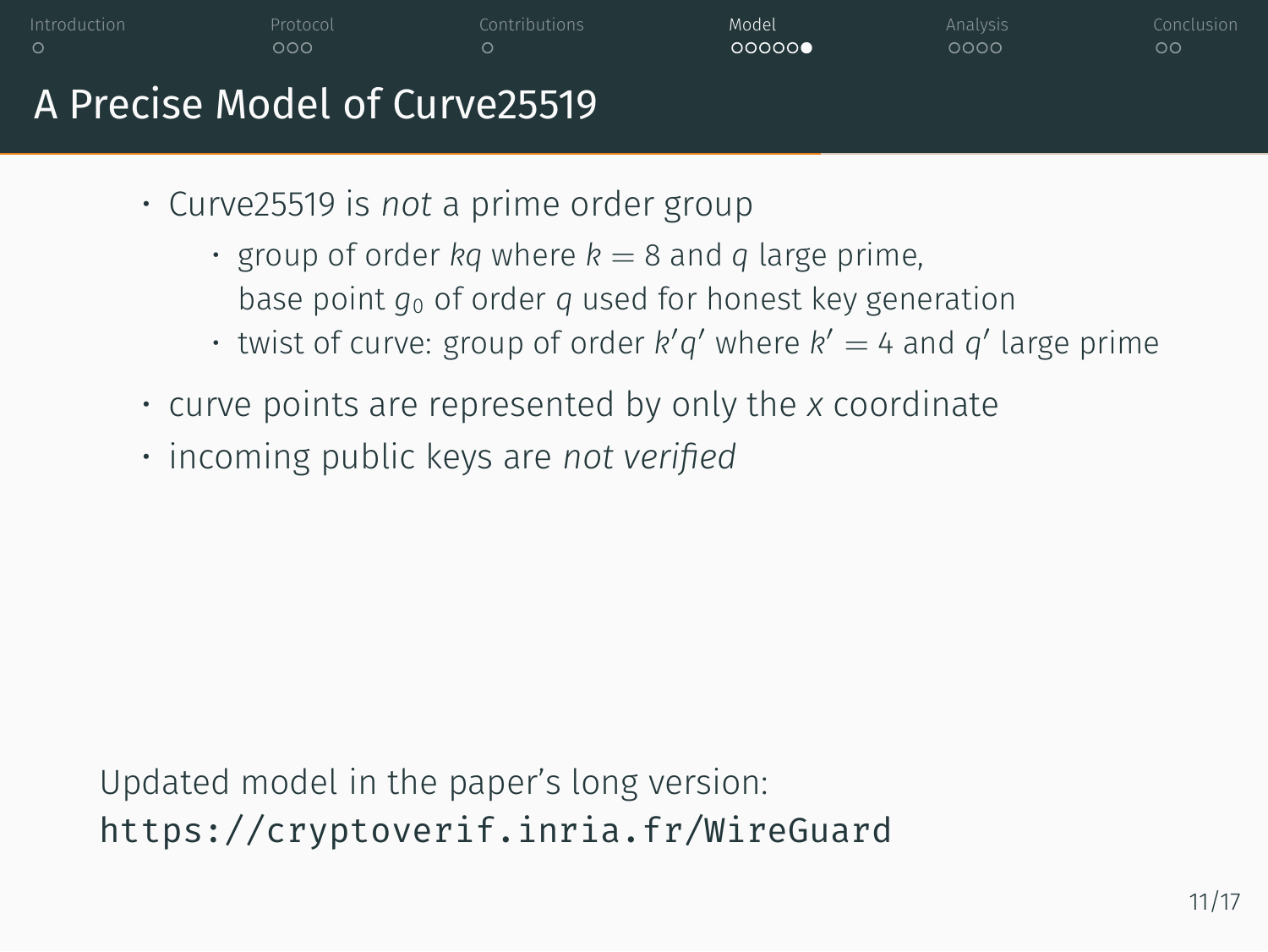# A Precise Model of Curve25519

- Curve25519 is *not* a prime order group
  - group of order $kq$ where $k = 8$ and $q$ large prime, base point $g_0$ of order $q$ used for honest key generation
  - twist of curve: group of order $k'q'$ where $k' = 4$ and $q'$ large prime
- curve points are represented by only the $x$ coordinate
- incoming public keys are *not verified*

Updated model in the paper's long version:
`https://cryptoverif.inria.fr/WireGuard`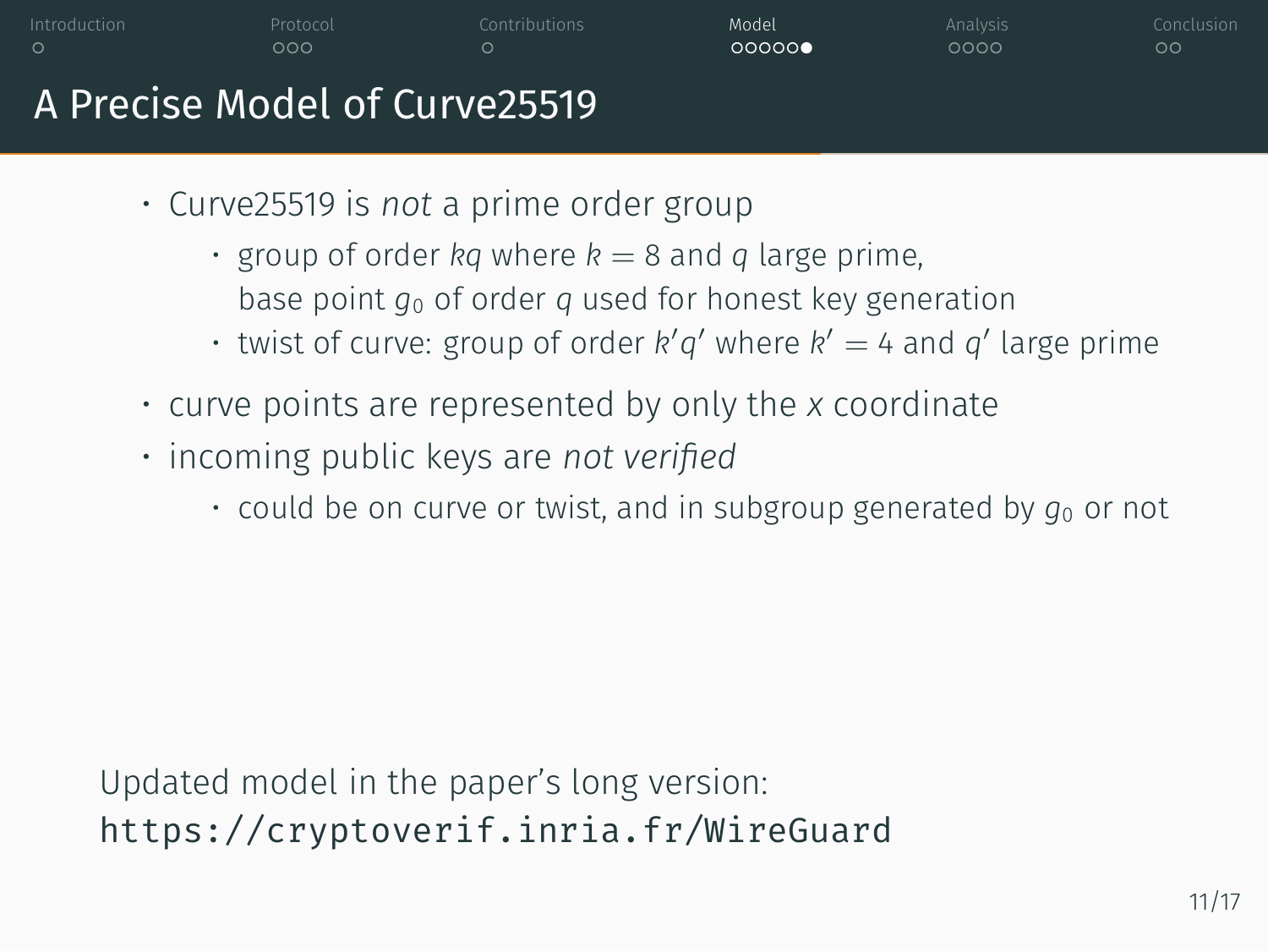# A Precise Model of Curve25519

- Curve25519 is *not* a prime order group
  - group of order $kq$ where $k = 8$ and $q$ large prime, base point $g_0$ of order $q$ used for honest key generation
  - twist of curve: group of order $k'q'$ where $k' = 4$ and $q'$ large prime
- curve points are represented by only the $x$ coordinate
- incoming public keys are *not verified*
  - could be on curve or twist, and in subgroup generated by $g_0$ or not

Updated model in the paper's long version:
`https://cryptoverif.inria.fr/WireGuard`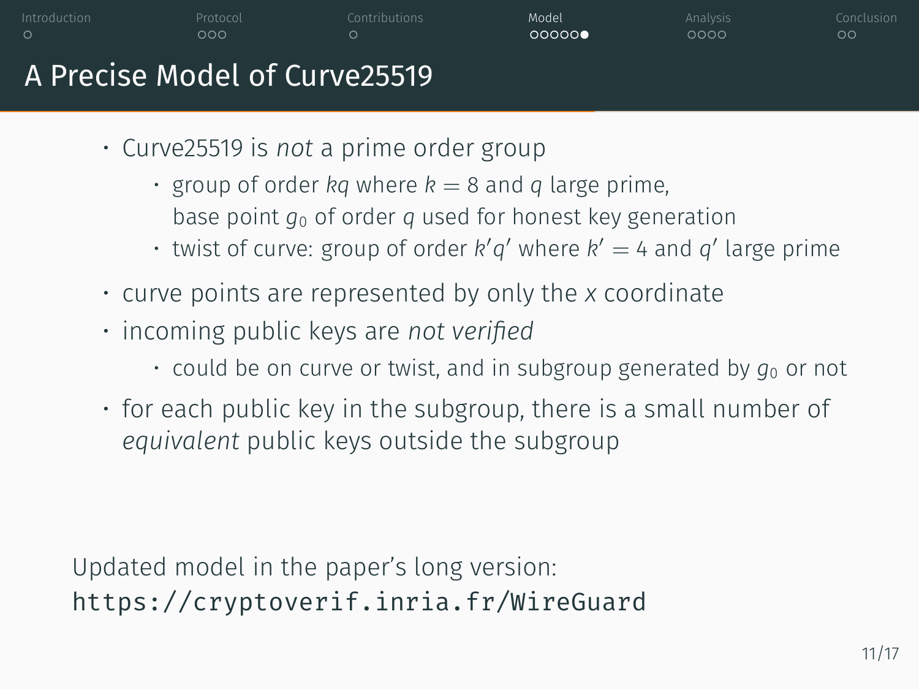# A Precise Model of Curve25519

- Curve25519 is *not* a prime order group
  - group of order $kq$ where $k = 8$ and $q$ large prime, base point $g_0$ of order $q$ used for honest key generation
  - twist of curve: group of order $k'q'$ where $k' = 4$ and $q'$ large prime
- curve points are represented by only the $x$ coordinate
- incoming public keys are *not verified*
  - could be on curve or twist, and in subgroup generated by $g_0$ or not
- for each public key in the subgroup, there is a small number of *equivalent* public keys outside the subgroup

Updated model in the paper's long version: `https://cryptoverif.inria.fr/WireGuard`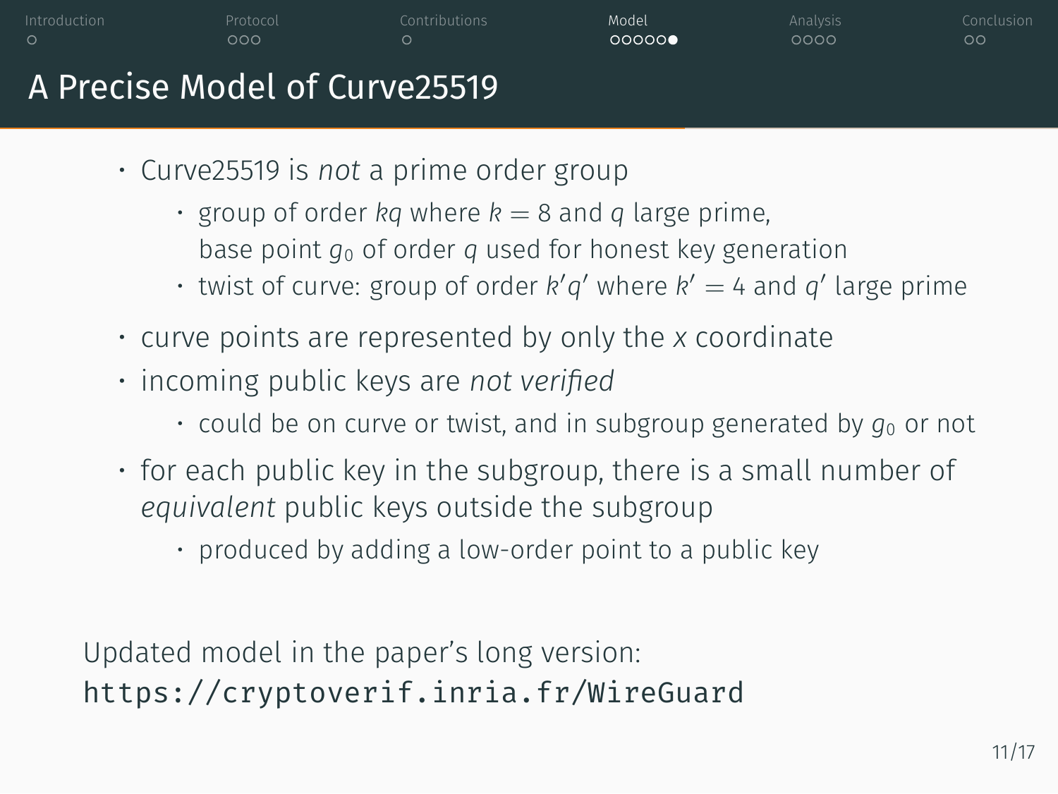# A Precise Model of Curve25519

- Curve25519 is *not* a prime order group
  - group of order $kq$ where $k = 8$ and $q$ large prime, base point $g_0$ of order $q$ used for honest key generation
  - twist of curve: group of order $k'q'$ where $k' = 4$ and $q'$ large prime
- curve points are represented by only the $x$ coordinate
- incoming public keys are *not verified*
  - could be on curve or twist, and in subgroup generated by $g_0$ or not
- for each public key in the subgroup, there is a small number of *equivalent* public keys outside the subgroup
  - produced by adding a low-order point to a public key

Updated model in the paper's long version:
`https://cryptoverif.inria.fr/WireGuard`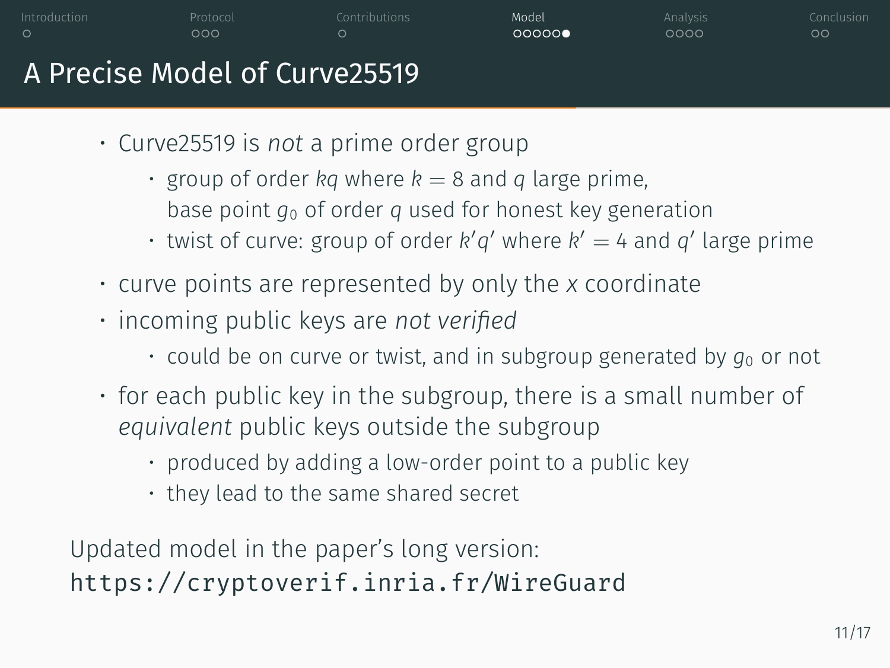# A Precise Model of Curve25519

- Curve25519 is *not* a prime order group
  - group of order $kq$ where $k = 8$ and $q$ large prime, base point $g_0$ of order $q$ used for honest key generation
  - twist of curve: group of order $k'q'$ where $k' = 4$ and $q'$ large prime
- curve points are represented by only the $x$ coordinate
- incoming public keys are *not verified*
  - could be on curve or twist, and in subgroup generated by $g_0$ or not
- for each public key in the subgroup, there is a small number of *equivalent* public keys outside the subgroup
  - produced by adding a low-order point to a public key
  - they lead to the same shared secret

Updated model in the paper's long version:
`https://cryptoverif.inria.fr/WireGuard`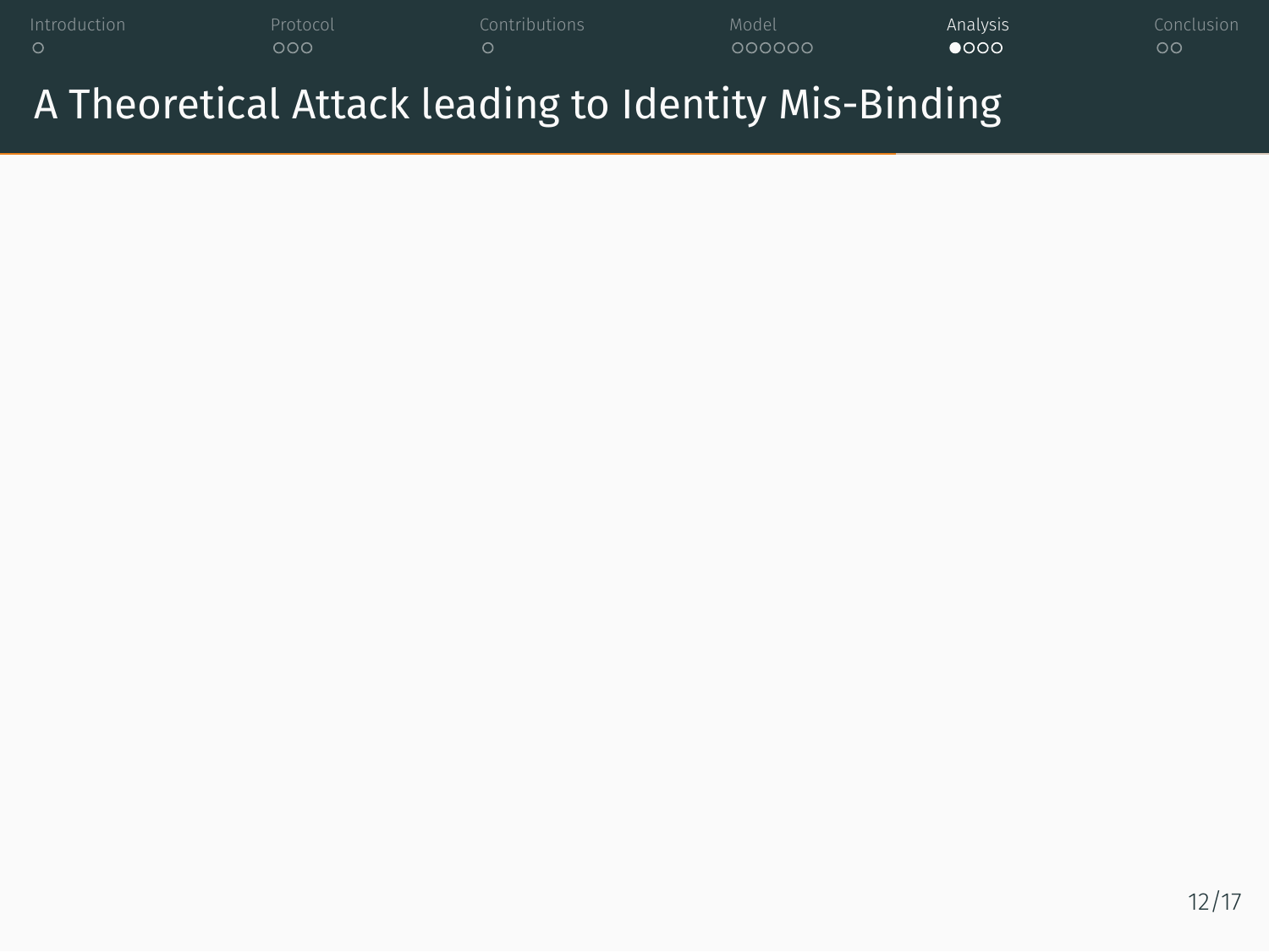# A Theoretical Attack leading to Identity Mis-Binding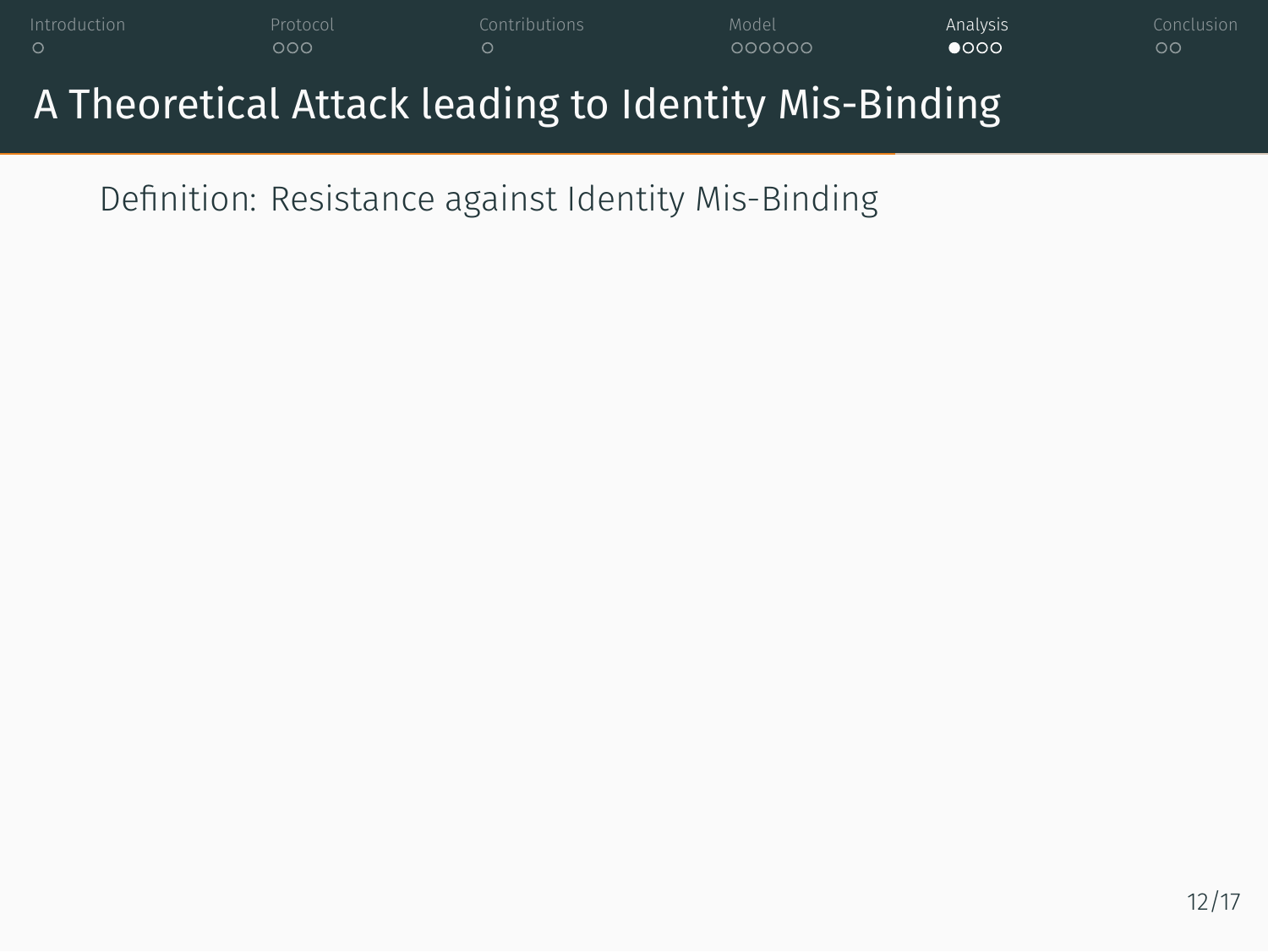# A Theoretical Attack leading to Identity Mis-Binding

Definition: Resistance against Identity Mis-Binding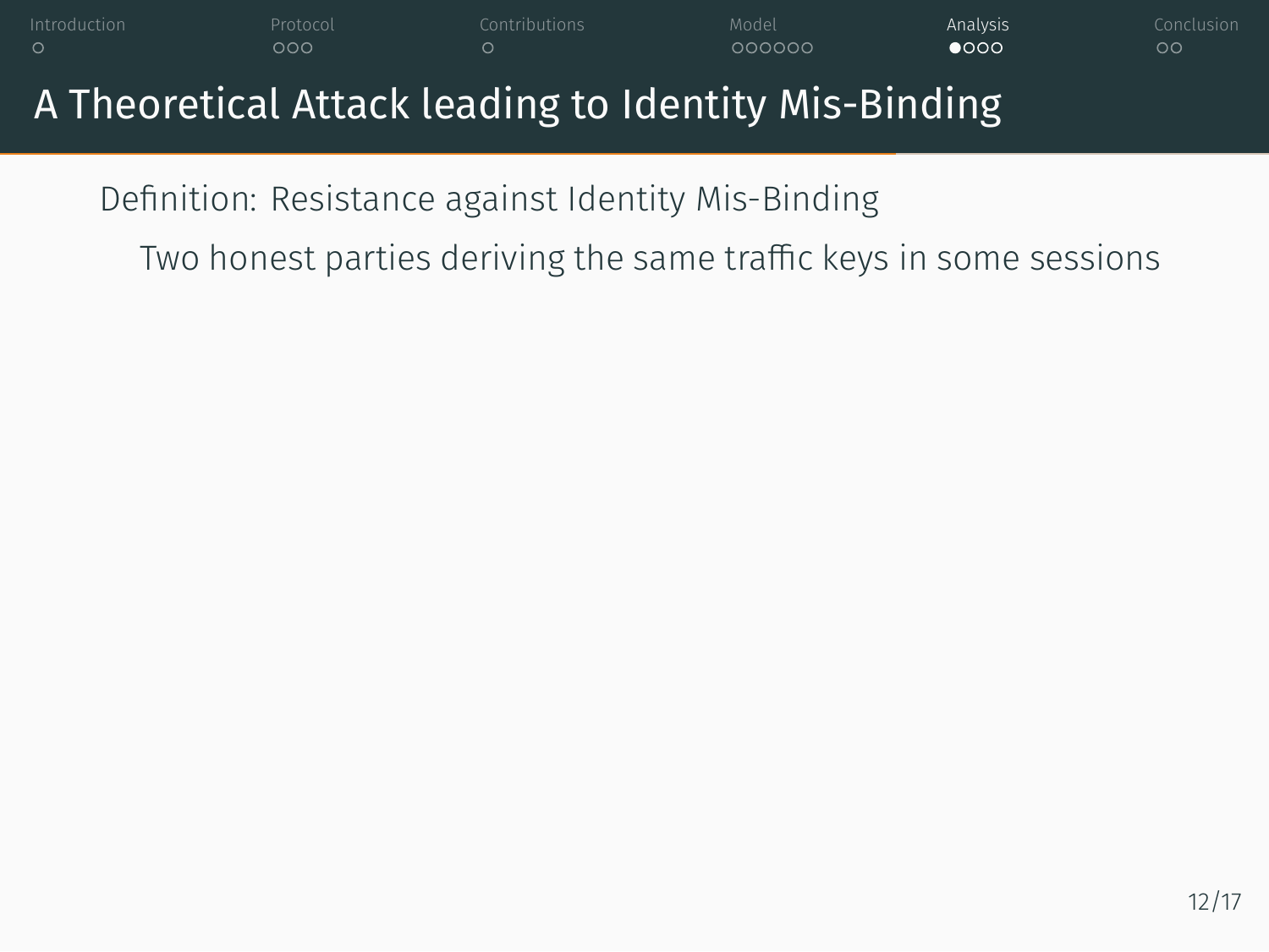# A Theoretical Attack leading to Identity Mis-Binding

**Definition: Resistance against Identity Mis-Binding**

Two honest parties deriving the same traffic keys in some sessions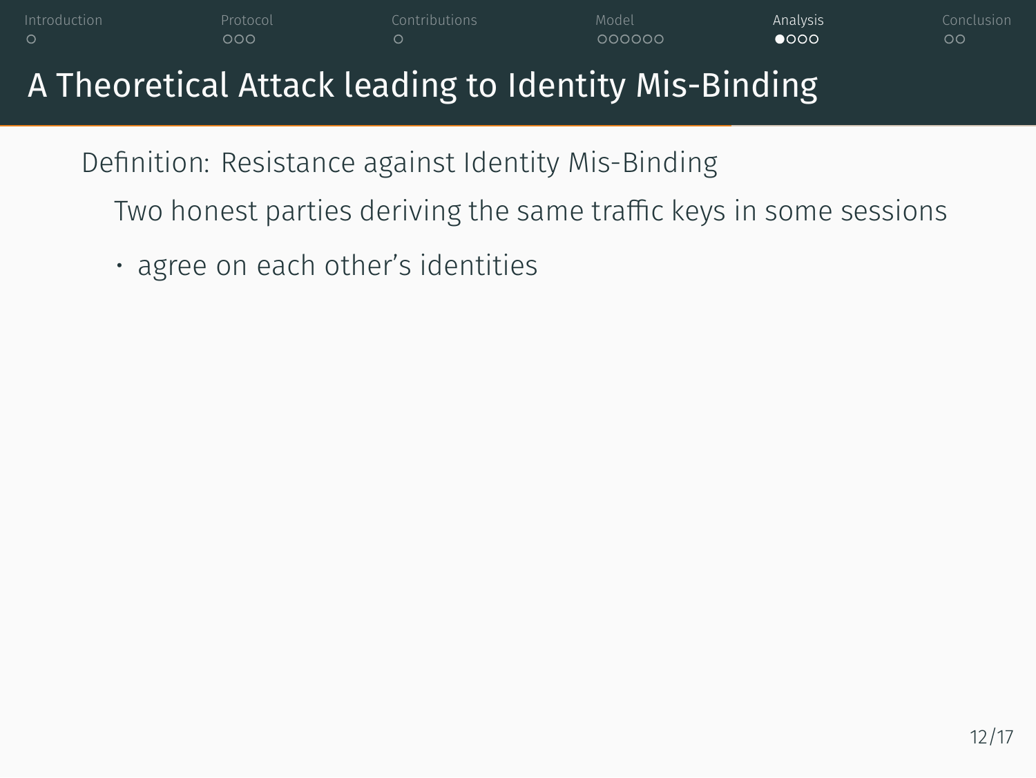# A Theoretical Attack leading to Identity Mis-Binding

Definition: Resistance against Identity Mis-Binding

Two honest parties deriving the same traffic keys in some sessions

- agree on each other's identities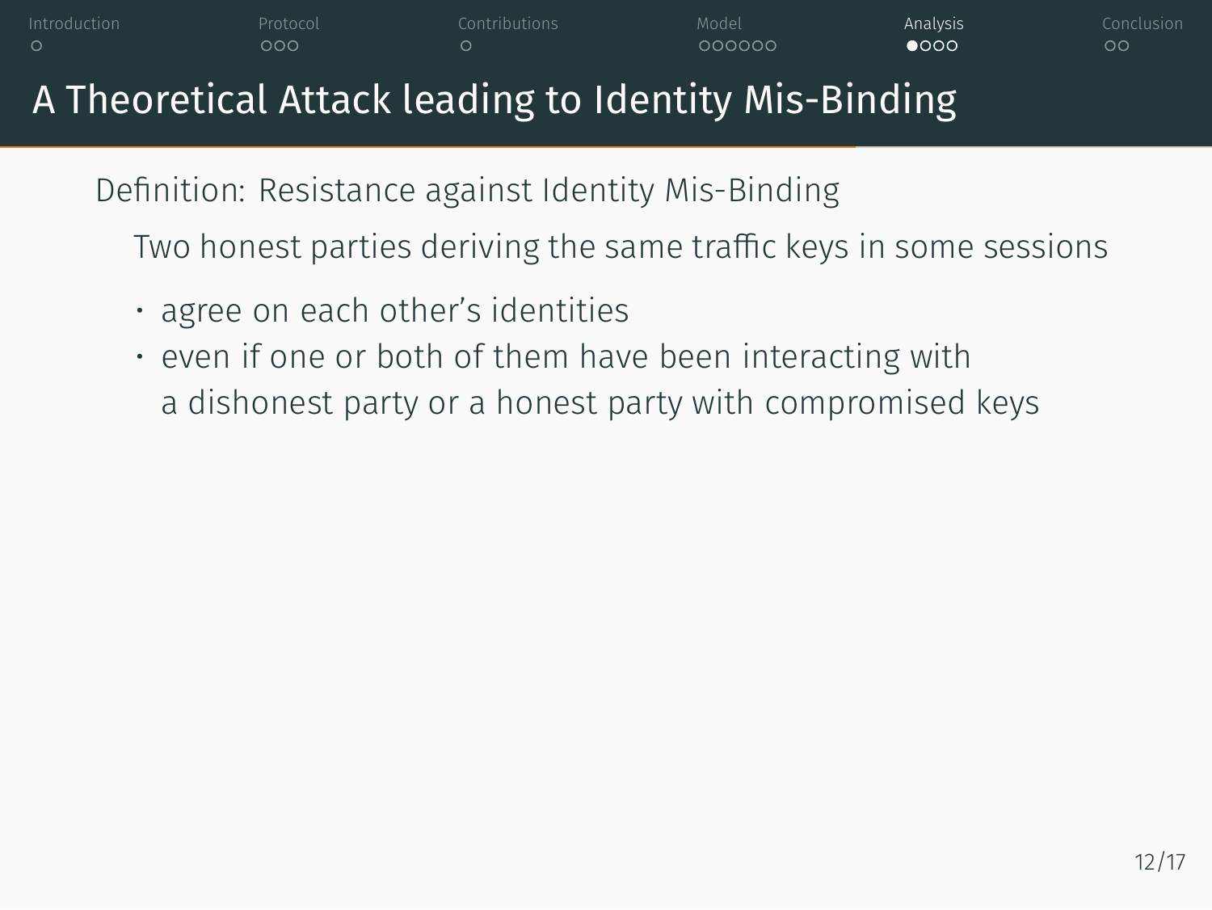# A Theoretical Attack leading to Identity Mis-Binding

Definition: Resistance against Identity Mis-Binding

Two honest parties deriving the same traffic keys in some sessions

- agree on each other's identities
- even if one or both of them have been interacting with a dishonest party or a honest party with compromised keys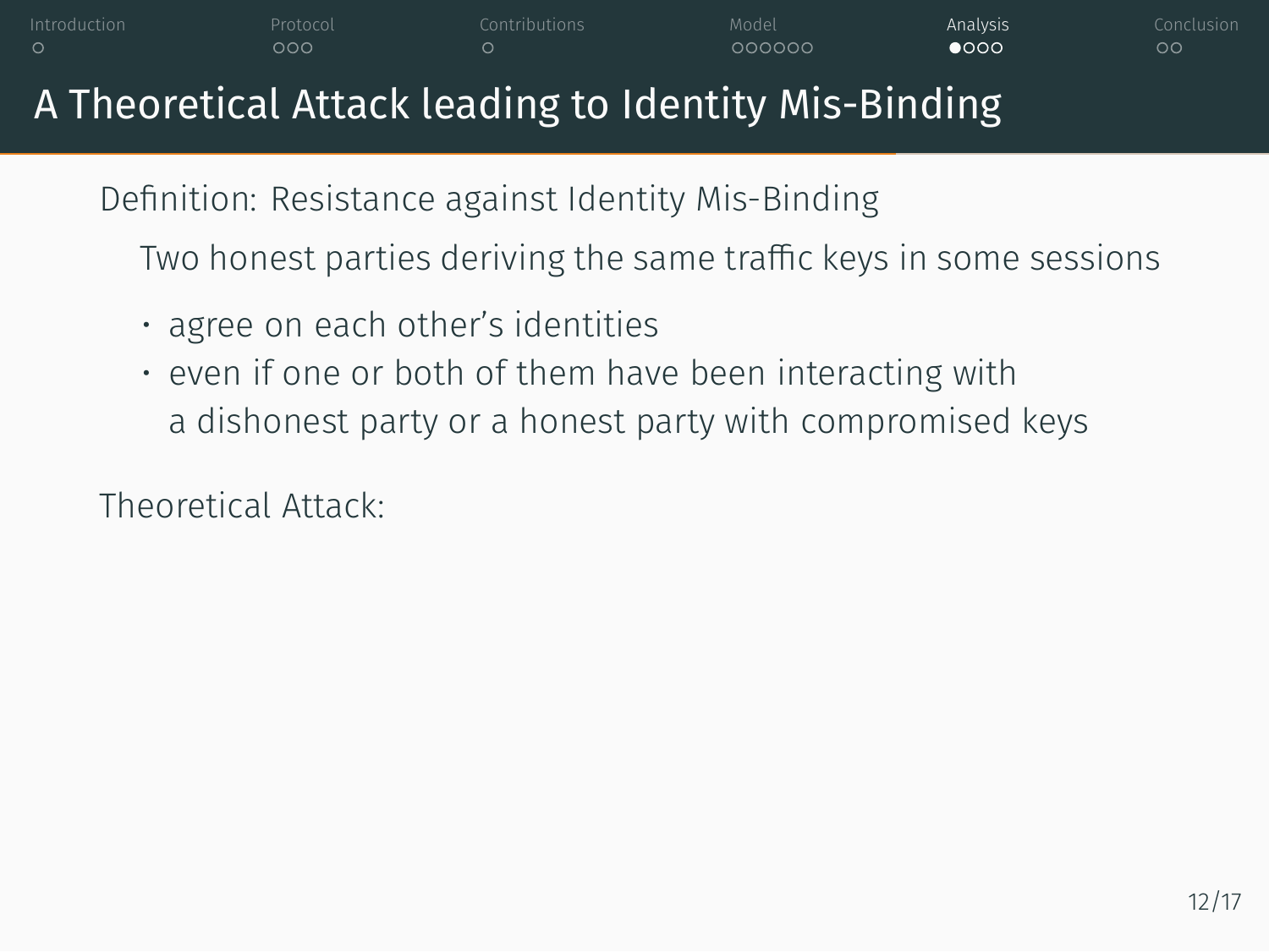# A Theoretical Attack leading to Identity Mis-Binding

Definition: Resistance against Identity Mis-Binding

Two honest parties deriving the same traffic keys in some sessions

- agree on each other's identities
- even if one or both of them have been interacting with a dishonest party or a honest party with compromised keys

Theoretical Attack: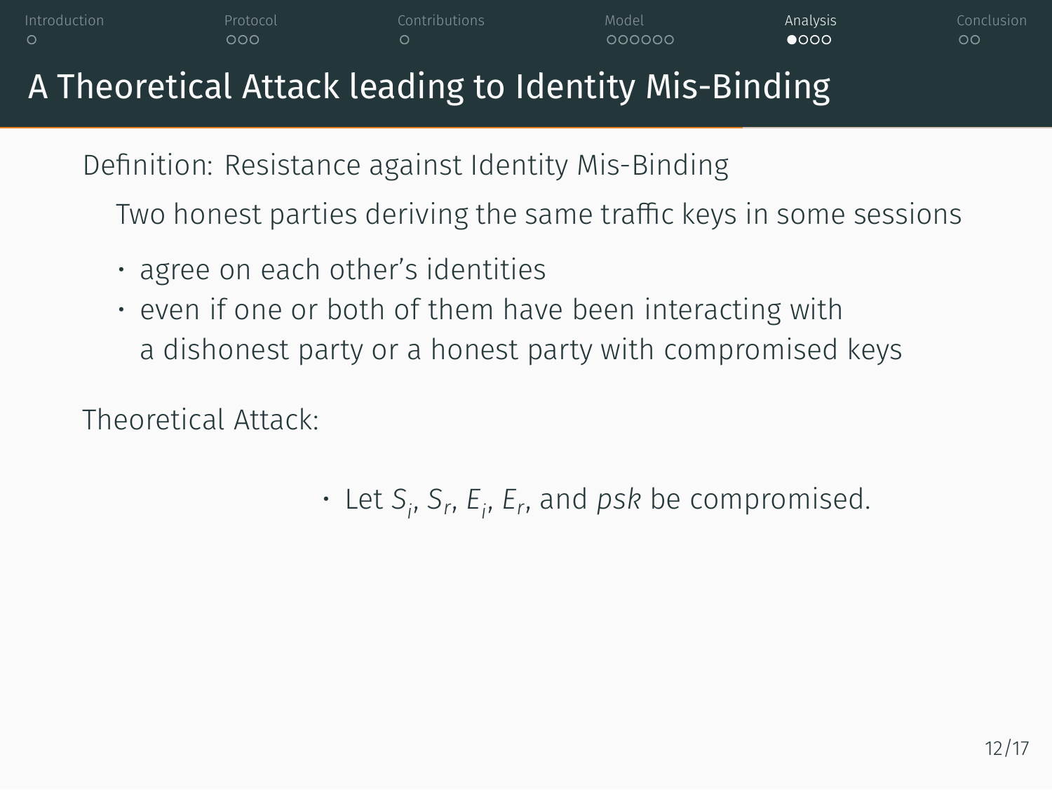# A Theoretical Attack leading to Identity Mis-Binding

Definition: Resistance against Identity Mis-Binding

Two honest parties deriving the same traffic keys in some sessions

- agree on each other's identities
- even if one or both of them have been interacting with a dishonest party or a honest party with compromised keys

Theoretical Attack:

- Let $S_i$, $S_r$, $E_i$, $E_r$, and *psk* be compromised.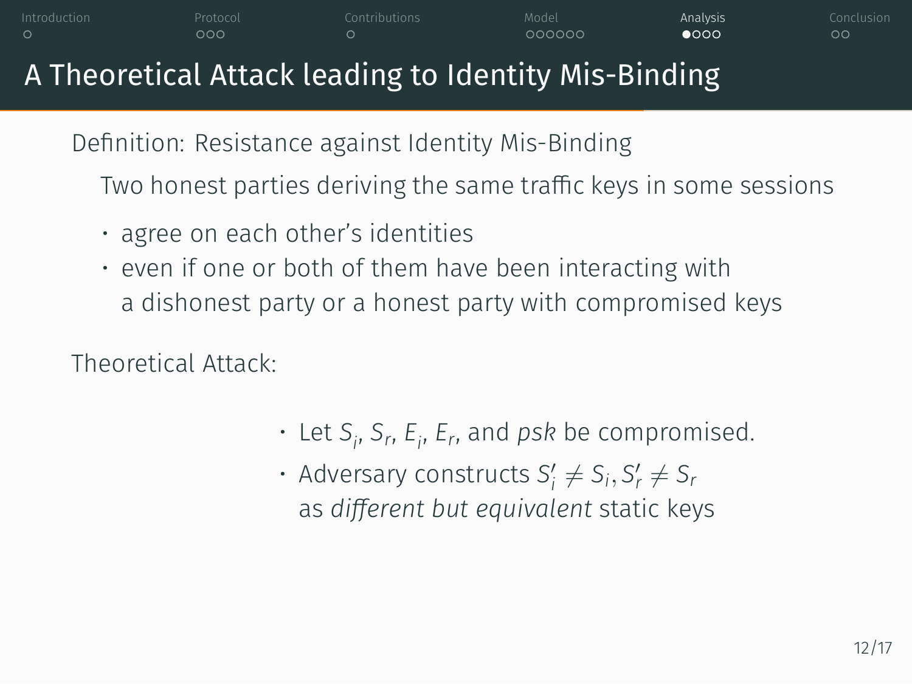# A Theoretical Attack leading to Identity Mis-Binding

Definition: Resistance against Identity Mis-Binding

Two honest parties deriving the same traffic keys in some sessions

- agree on each other's identities
- even if one or both of them have been interacting with a dishonest party or a honest party with compromised keys

Theoretical Attack:

- Let $S_i$, $S_r$, $E_i$, $E_r$, and *psk* be compromised.
- Adversary constructs $S_i' \neq S_i, S_r' \neq S_r$ as *different but equivalent* static keys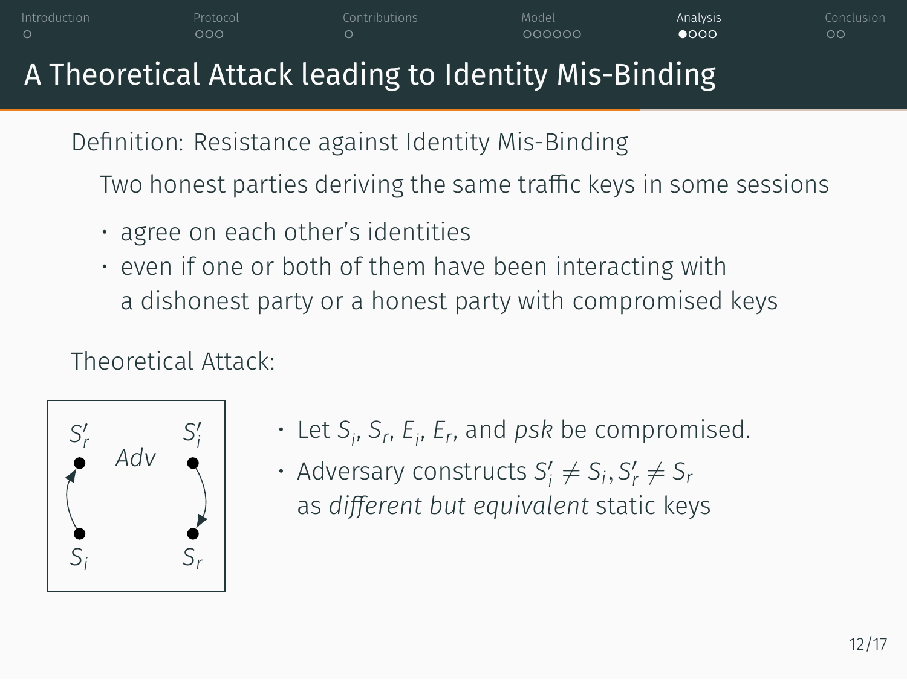# A Theoretical Attack leading to Identity Mis-Binding

Definition: Resistance against Identity Mis-Binding

Two honest parties deriving the same traffic keys in some sessions

- agree on each other's identities
- even if one or both of them have been interacting with a dishonest party or a honest party with compromised keys

Theoretical Attack:

$S'_r$ *Adv* $S'_i$

$S_i$ $S_r$

- Let $S_i$, $S_r$, $E_i$, $E_r$, and $psk$ be compromised.
- Adversary constructs $S'_i \neq S_i, S'_r \neq S_r$ as *different but equivalent* static keys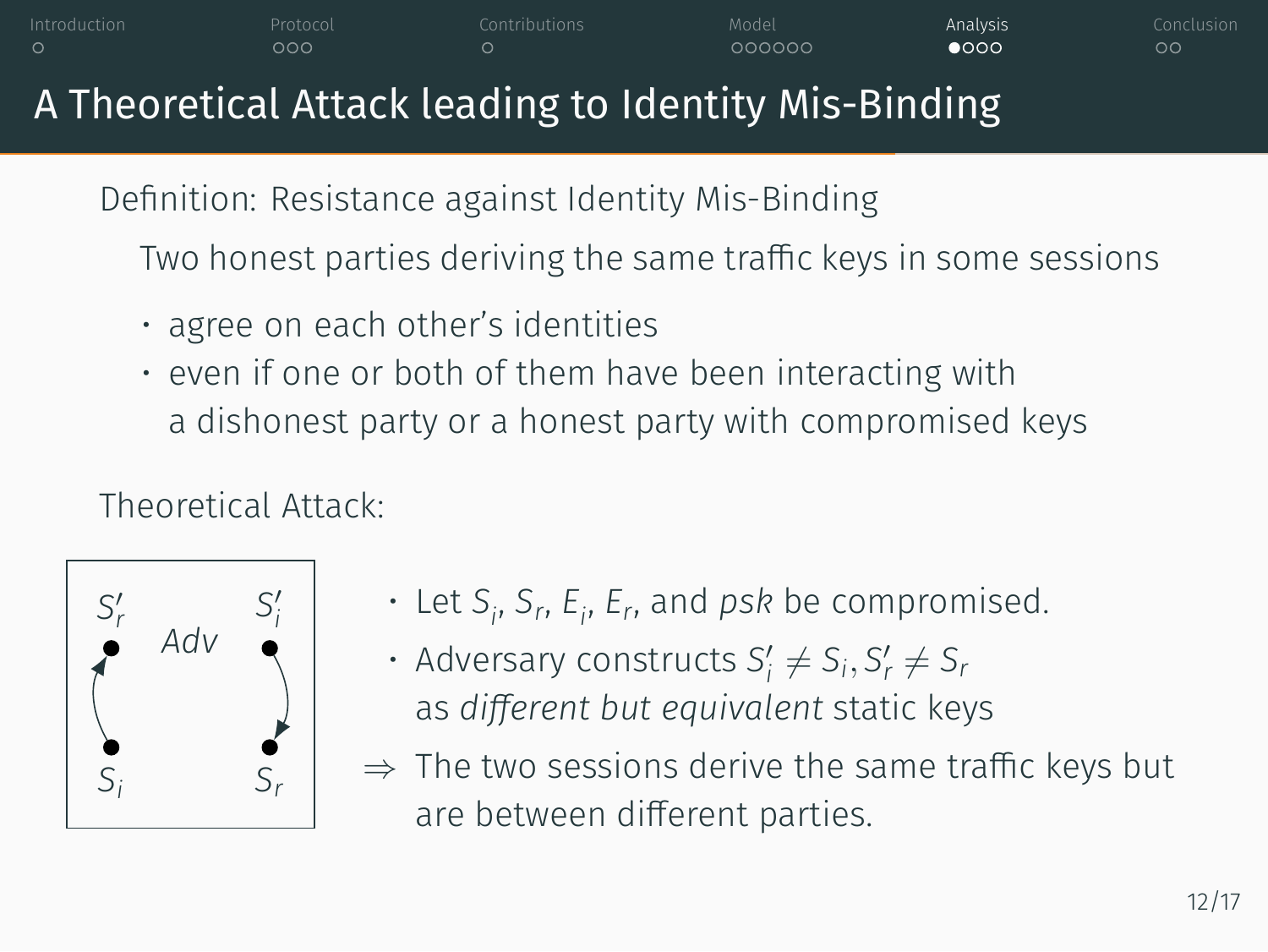# A Theoretical Attack leading to Identity Mis-Binding

Definition: Resistance against Identity Mis-Binding

Two honest parties deriving the same traffic keys in some sessions

- agree on each other's identities
- even if one or both of them have been interacting with a dishonest party or a honest party with compromised keys

Theoretical Attack:

- Let $S_i$, $S_r$, $E_i$, $E_r$, and *psk* be compromised.
- Adversary constructs $S_i' \neq S_i, S_r' \neq S_r$ as *different but equivalent* static keys

$\Rightarrow$ The two sessions derive the same traffic keys but are between different parties.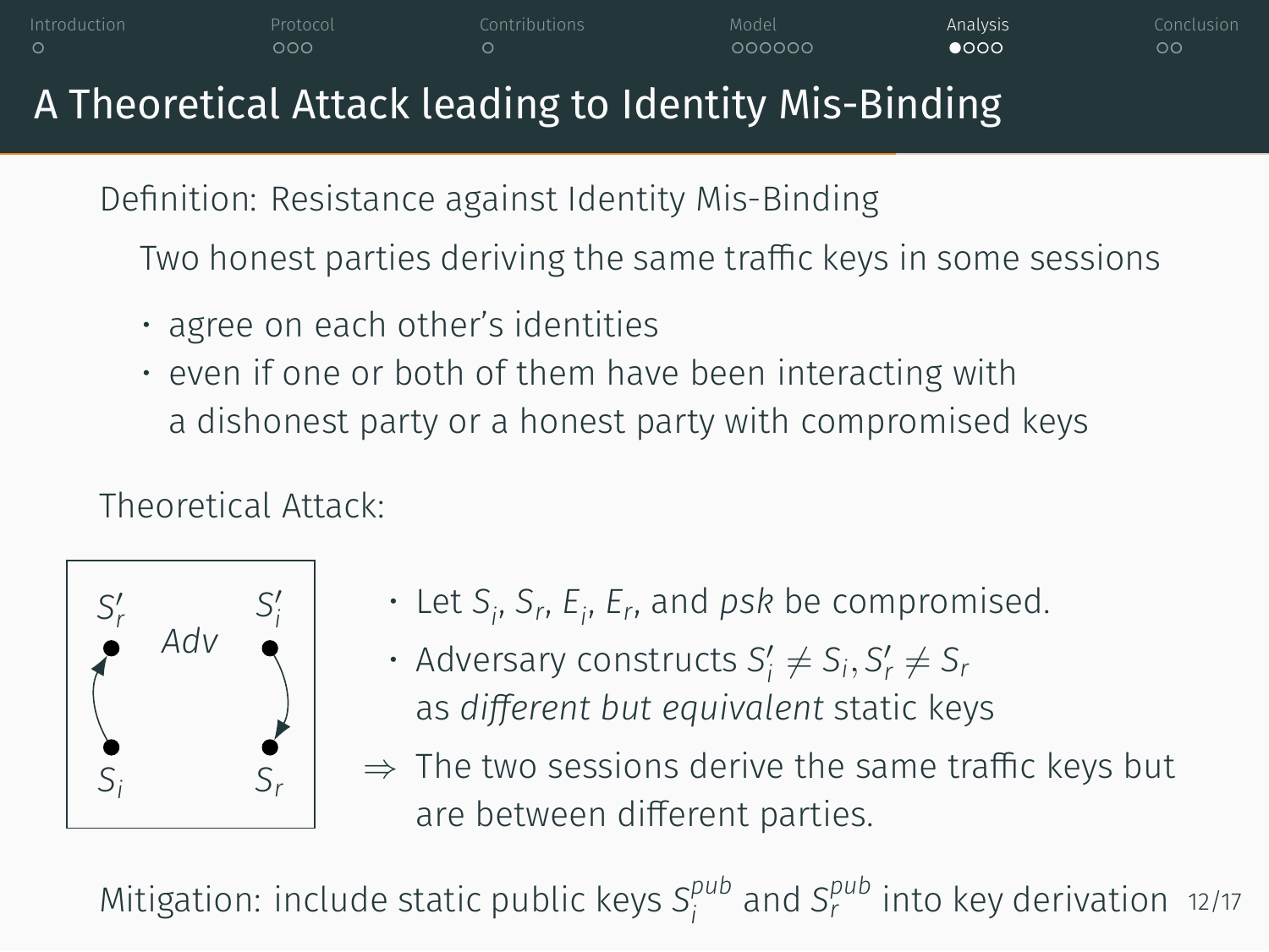# A Theoretical Attack leading to Identity Mis-Binding

Definition: Resistance against Identity Mis-Binding

Two honest parties deriving the same traffic keys in some sessions

- agree on each other's identities
- even if one or both of them have been interacting with a dishonest party or a honest party with compromised keys

Theoretical Attack:

$S'_r$ $Adv$ $S'_i$

$S_i$ $S_r$

- Let $S_i$, $S_r$, $E_i$, $E_r$, and $psk$ be compromised.
- Adversary constructs $S'_i \neq S_i, S'_r \neq S_r$ as *different but equivalent* static keys

$\Rightarrow$ The two sessions derive the same traffic keys but are between different parties.

Mitigation: include static public keys $S_i^{pub}$ and $S_r^{pub}$ into key derivation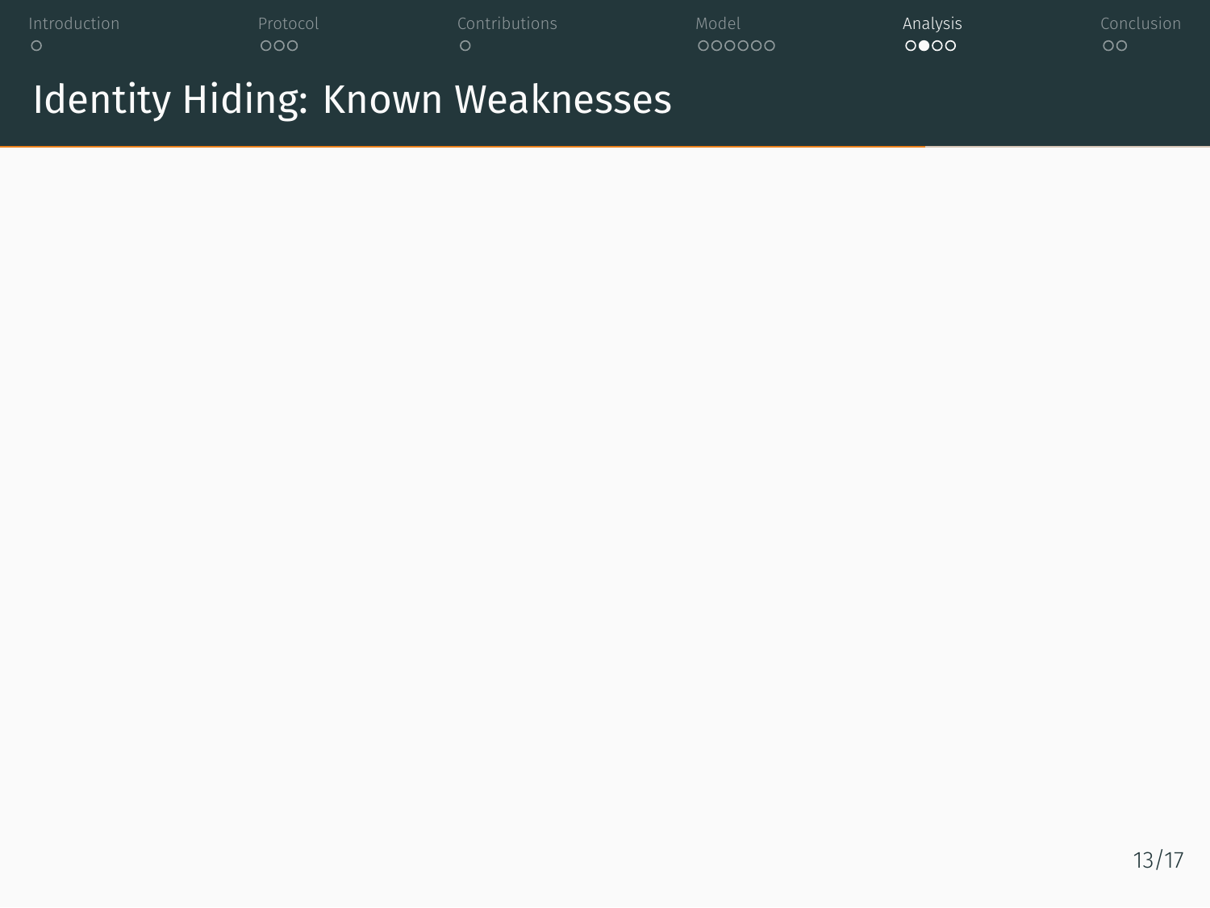# Identity Hiding: Known Weaknesses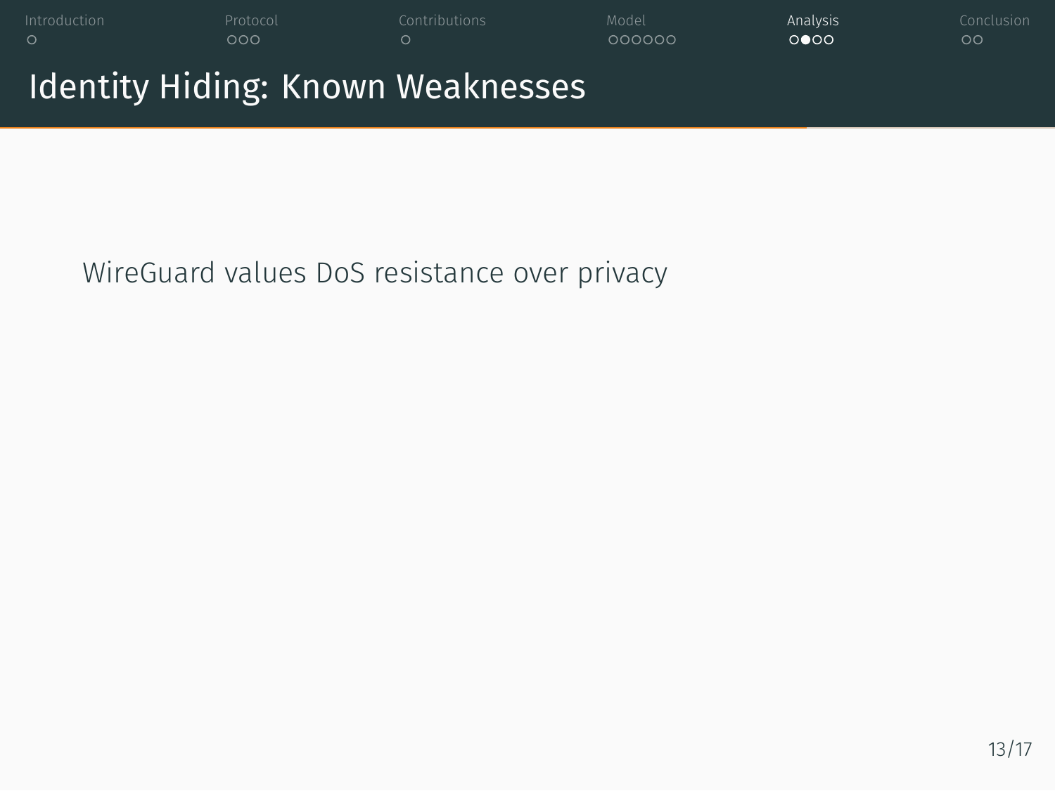# Identity Hiding: Known Weaknesses

WireGuard values DoS resistance over privacy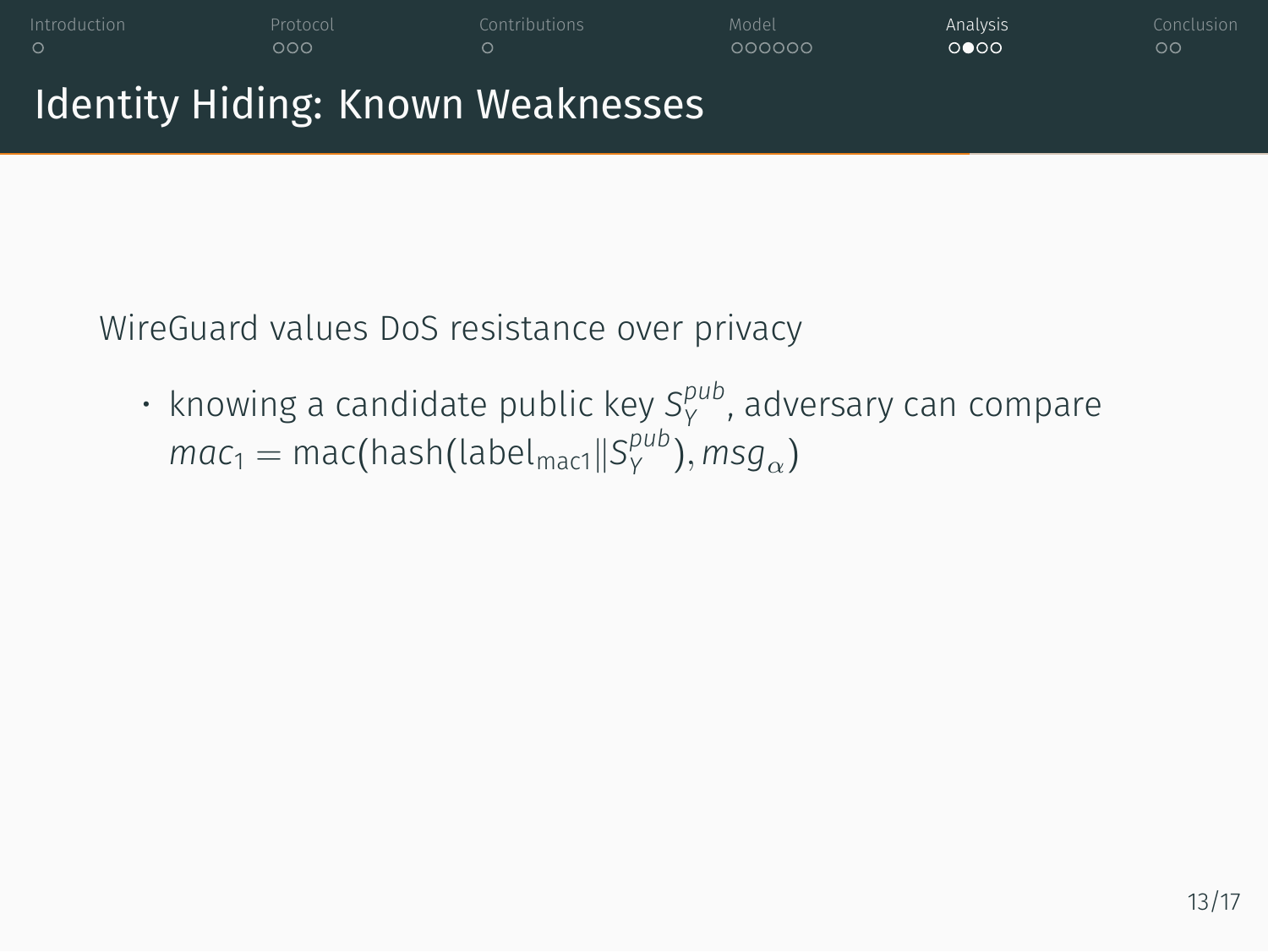# Identity Hiding: Known Weaknesses

WireGuard values DoS resistance over privacy

- knowing a candidate public key $S_Y^{pub}$, adversary can compare $mac_1 = \text{mac}(\text{hash}(\text{label}_{\text{mac1}} \| S_Y^{pub}), msg_\alpha)$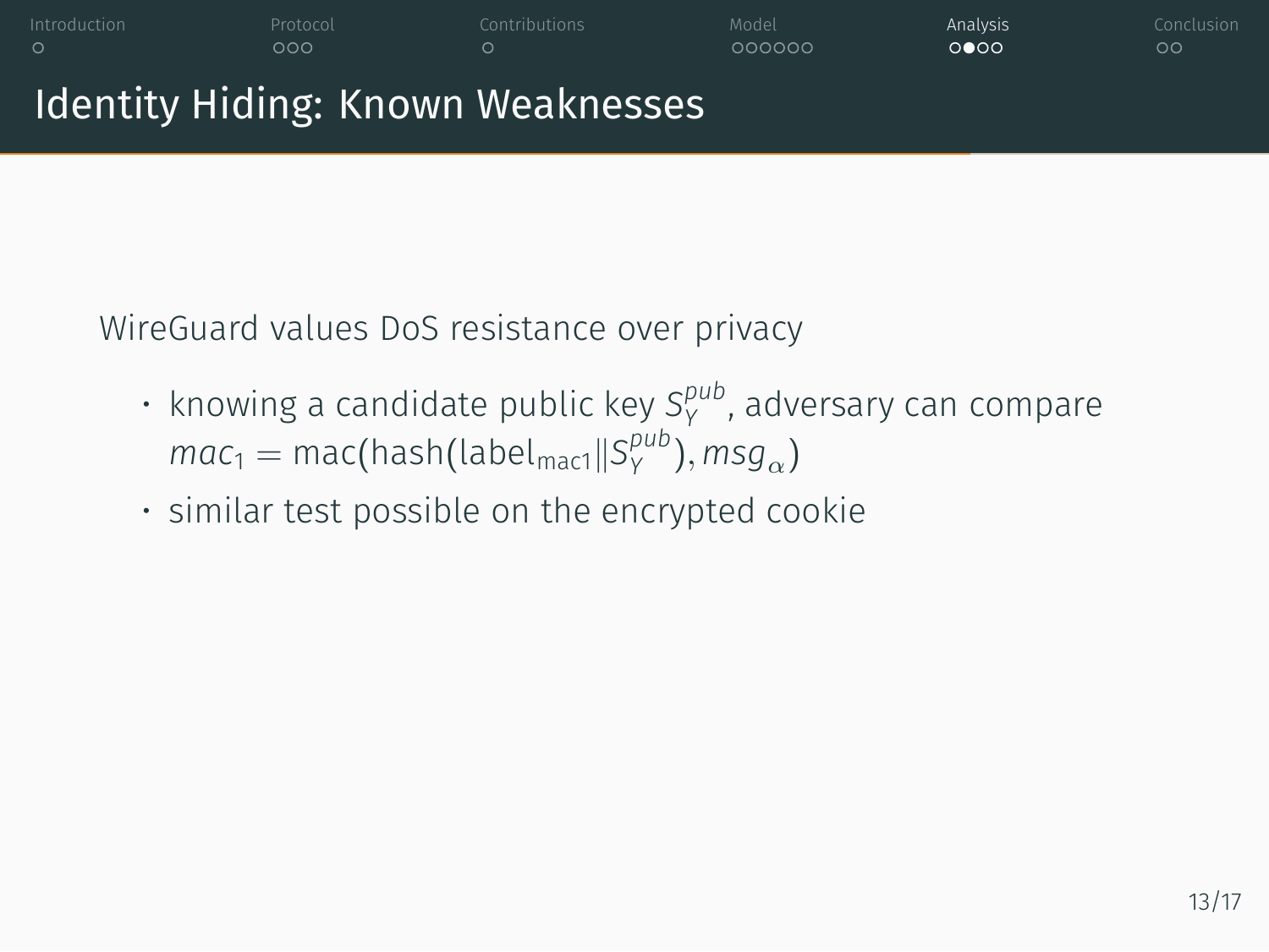# Identity Hiding: Known Weaknesses

WireGuard values DoS resistance over privacy

- knowing a candidate public key $S_Y^{pub}$, adversary can compare $mac_1 = \text{mac}(\text{hash}(\text{label}_{\text{mac1}} \| S_Y^{pub}), msg_\alpha)$
- similar test possible on the encrypted cookie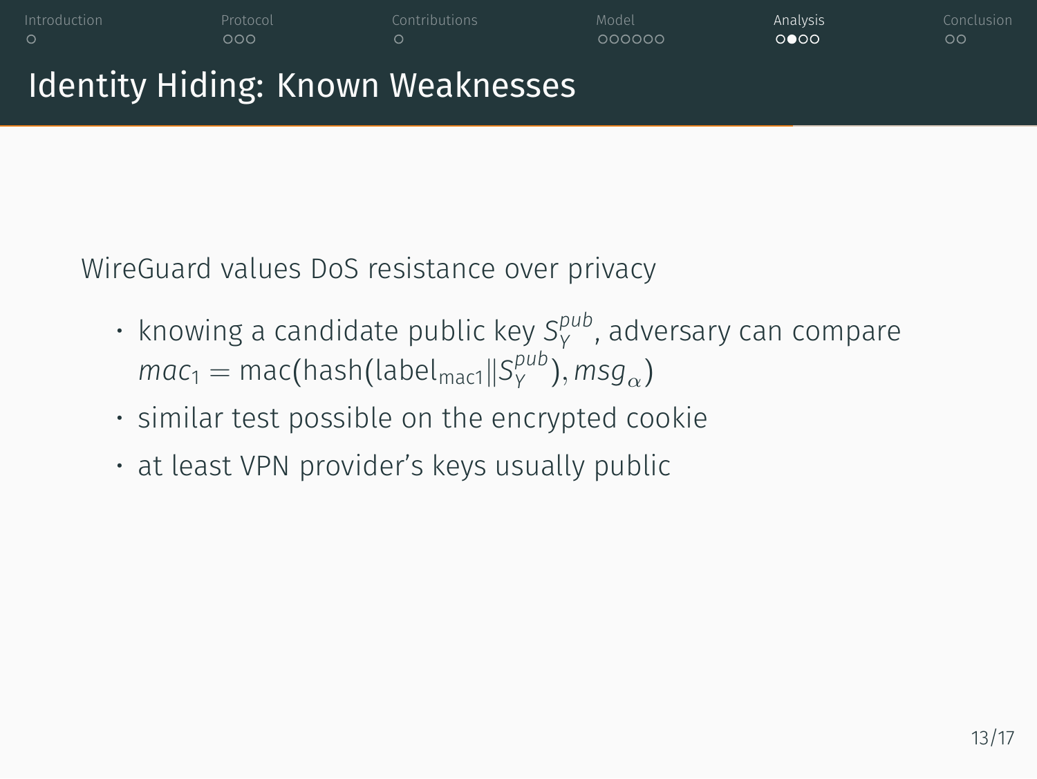# Identity Hiding: Known Weaknesses

WireGuard values DoS resistance over privacy

- knowing a candidate public key $S_Y^{pub}$, adversary can compare $mac_1 = \text{mac}(\text{hash}(\text{label}_{\text{mac1}} \| S_Y^{pub}), msg_\alpha)$
- similar test possible on the encrypted cookie
- at least VPN provider's keys usually public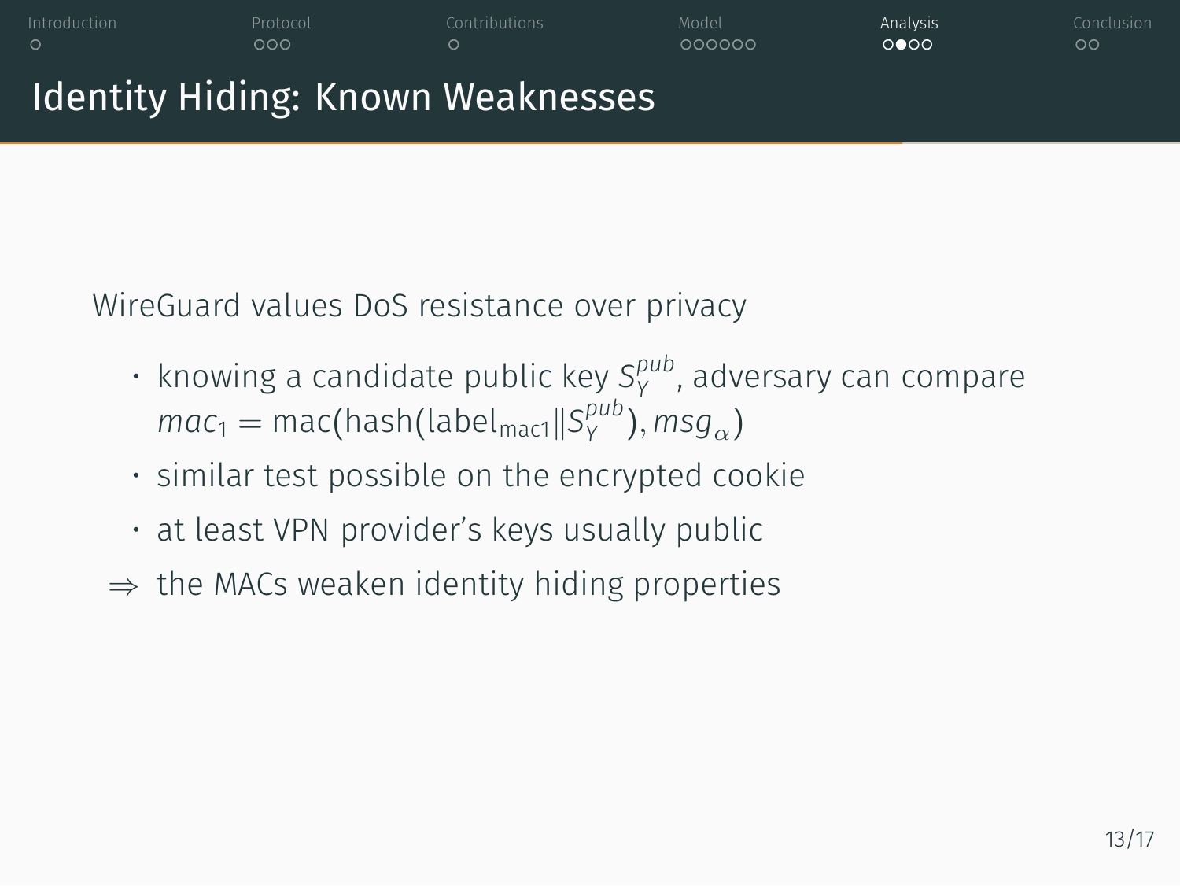# Identity Hiding: Known Weaknesses

WireGuard values DoS resistance over privacy

- knowing a candidate public key $S_Y^{pub}$, adversary can compare $mac_1 = \text{mac}(\text{hash}(\text{label}_{\text{mac1}} \| S_Y^{pub}), msg_\alpha)$
- similar test possible on the encrypted cookie
- at least VPN provider's keys usually public

$\Rightarrow$ the MACs weaken identity hiding properties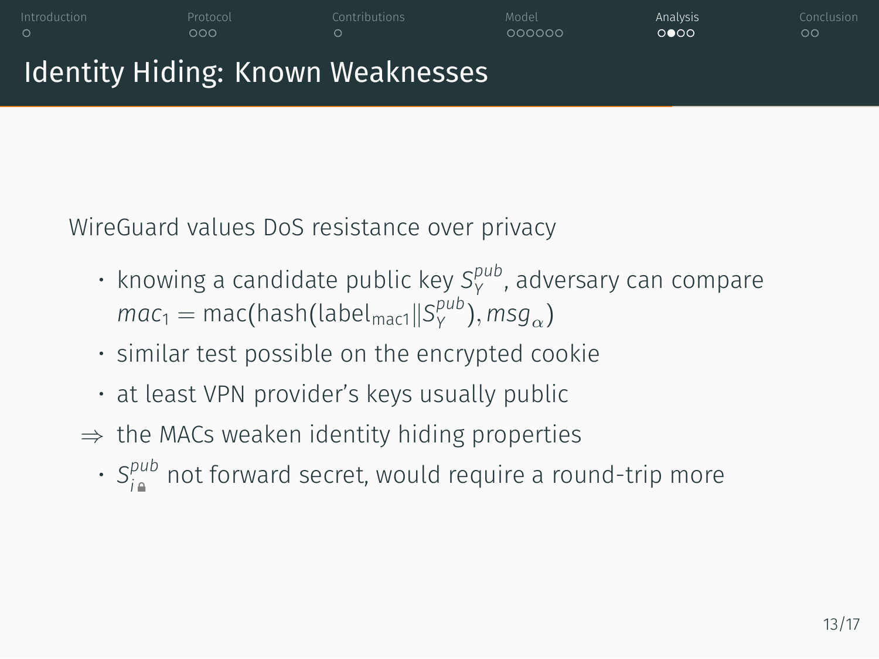# Identity Hiding: Known Weaknesses

WireGuard values DoS resistance over privacy

- knowing a candidate public key $S_Y^{pub}$, adversary can compare $mac_1 = \text{mac}(\text{hash}(\text{label}_{\text{mac1}} \| S_Y^{pub}), msg_\alpha)$
- similar test possible on the encrypted cookie
- at least VPN provider's keys usually public

⇒ the MACs weaken identity hiding properties

- $S_{i🔒}^{pub}$ not forward secret, would require a round-trip more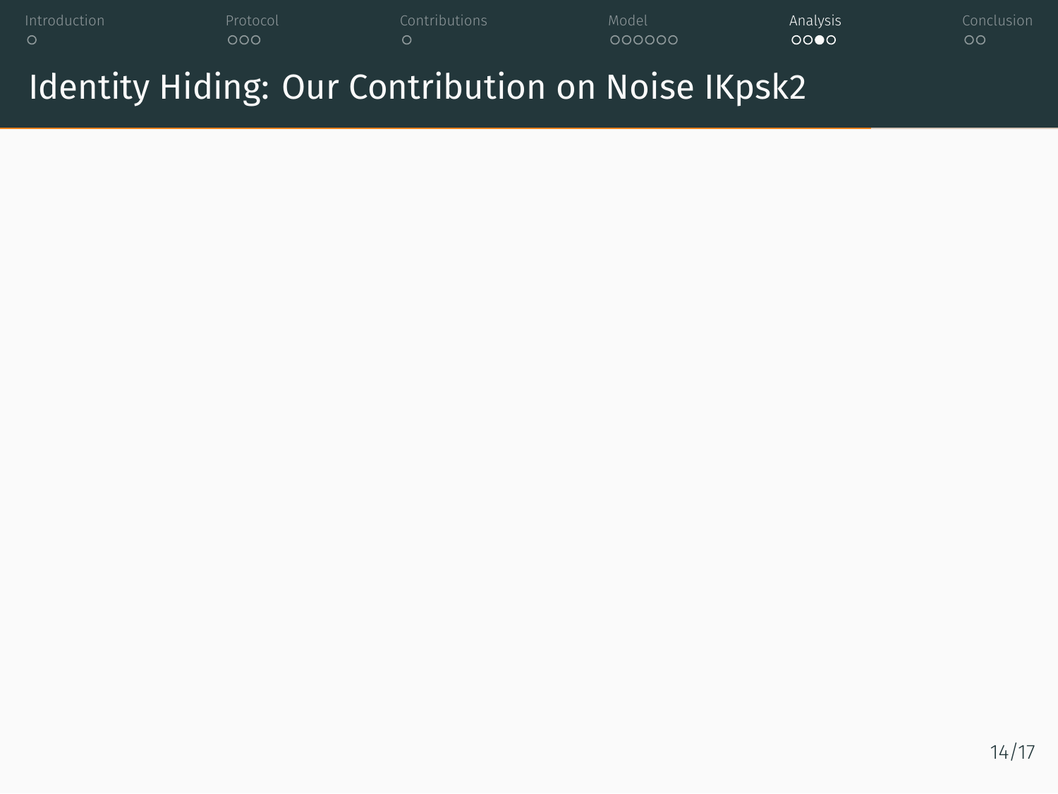# Identity Hiding: Our Contribution on Noise IKpsk2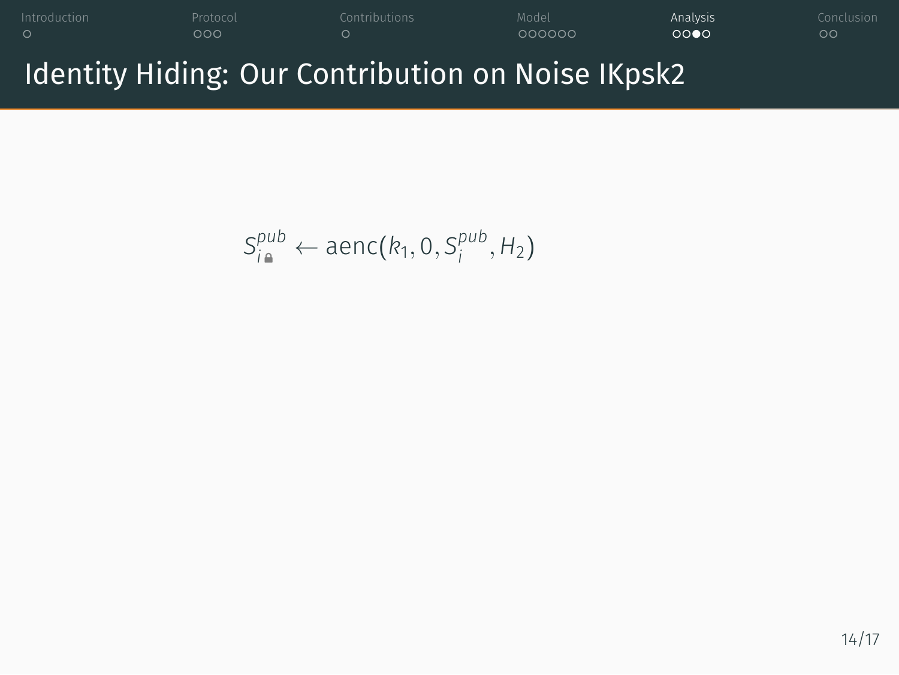# Identity Hiding: Our Contribution on Noise IKpsk2

$$S_{i🔒}^{pub} \leftarrow \text{aenc}(k_1, 0, S_i^{pub}, H_2)$$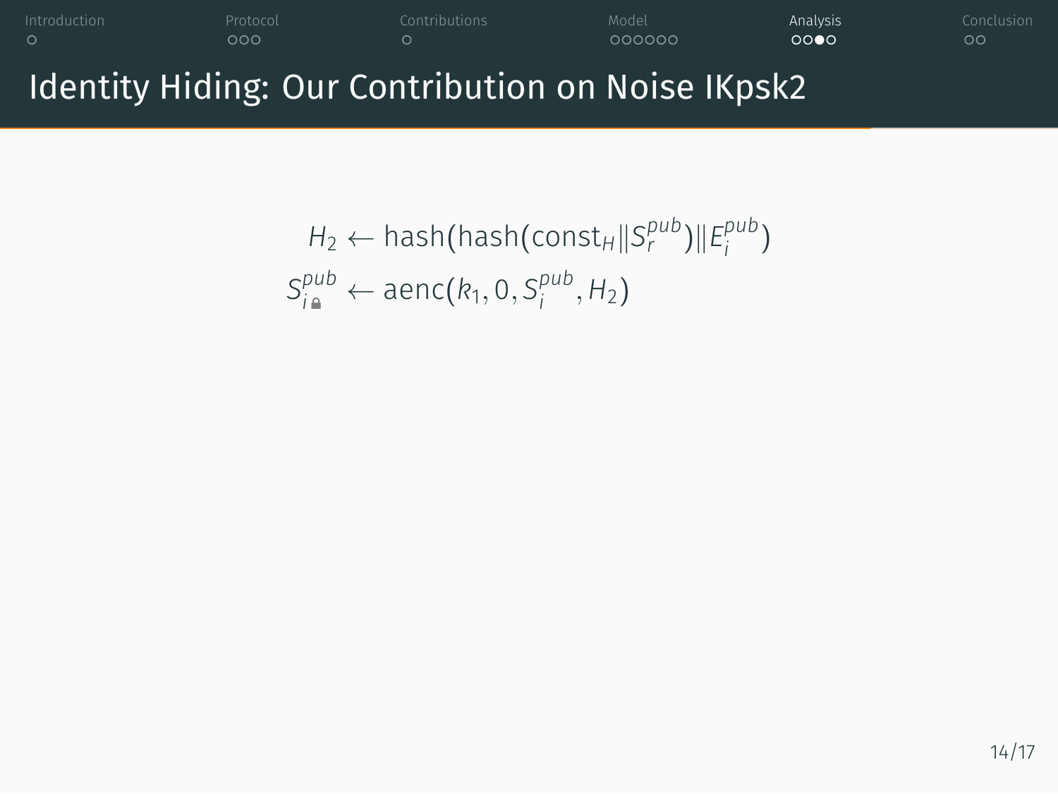# Identity Hiding: Our Contribution on Noise IKpsk2

$$H_2 \leftarrow \text{hash}(\text{hash}(\text{const}_H \| S_r^{pub}) \| E_i^{pub})$$

$$S_{i🔒}^{pub} \leftarrow \text{aenc}(k_1, 0, S_i^{pub}, H_2)$$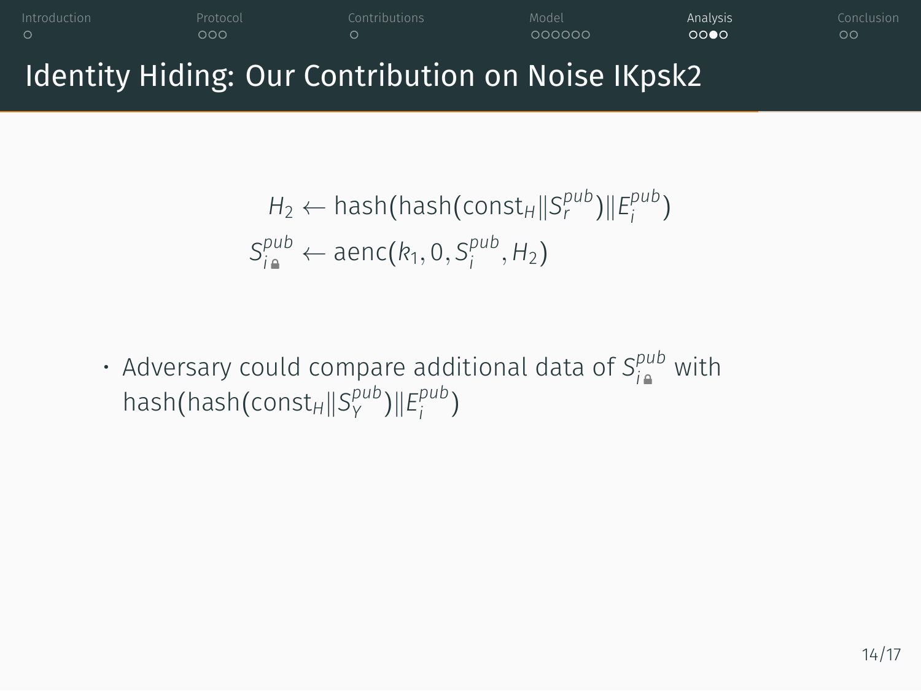# Identity Hiding: Our Contribution on Noise IKpsk2

$$H_2 \leftarrow \text{hash}(\text{hash}(\text{const}_H \| S_r^{pub}) \| E_i^{pub})$$

$$S_{i🔒}^{pub} \leftarrow \text{aenc}(k_1, 0, S_i^{pub}, H_2)$$

- Adversary could compare additional data of $S_{i🔒}^{pub}$ with $\text{hash}(\text{hash}(\text{const}_H \| S_Y^{pub}) \| E_i^{pub})$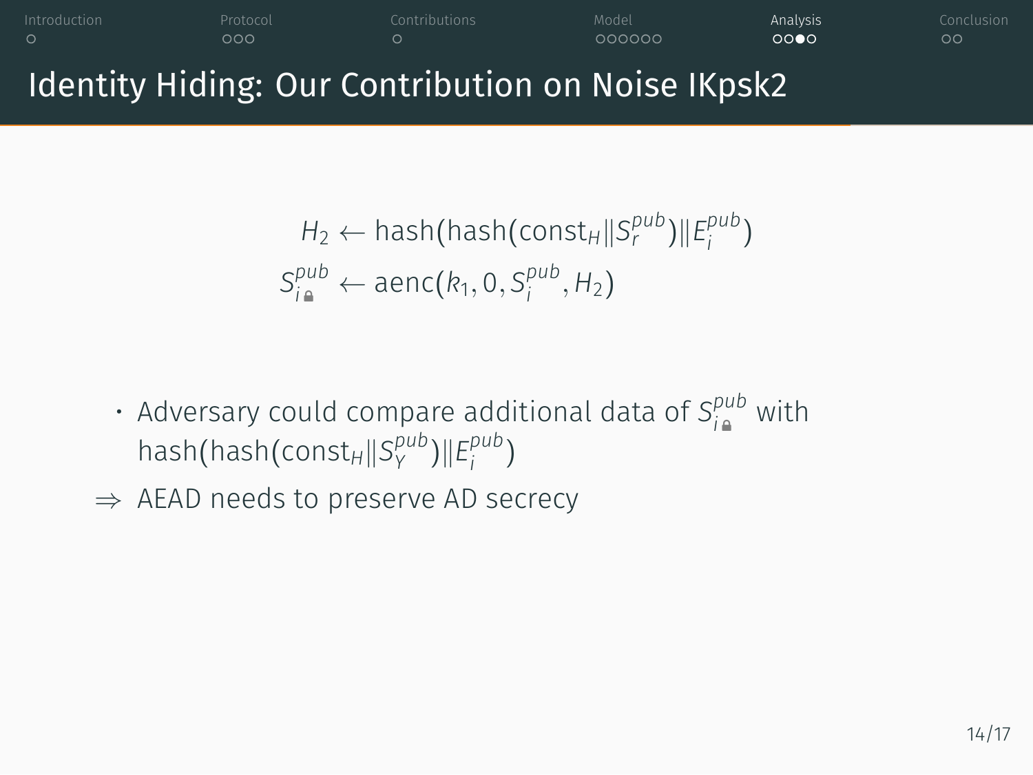# Identity Hiding: Our Contribution on Noise IKpsk2

$$H_2 \leftarrow \text{hash}(\text{hash}(\text{const}_H \| S_r^{pub}) \| E_i^{pub})$$
$$S_{i🔒}^{pub} \leftarrow \text{aenc}(k_1, 0, S_i^{pub}, H_2)$$

- Adversary could compare additional data of $S_{i🔒}^{pub}$ with $\text{hash}(\text{hash}(\text{const}_H \| S_Y^{pub}) \| E_i^{pub})$

$\Rightarrow$ AEAD needs to preserve AD secrecy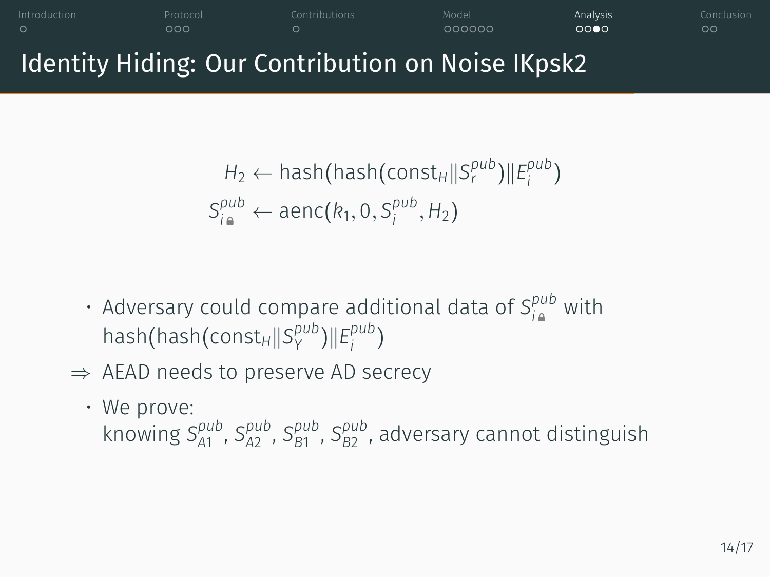# Identity Hiding: Our Contribution on Noise IKpsk2

$$H_2 \leftarrow \text{hash}(\text{hash}(\text{const}_H \| S_r^{pub}) \| E_i^{pub})$$
$$S_{i🔒}^{pub} \leftarrow \text{aenc}(k_1, 0, S_i^{pub}, H_2)$$

- Adversary could compare additional data of $S_{i🔒}^{pub}$ with $\text{hash}(\text{hash}(\text{const}_H \| S_Y^{pub}) \| E_i^{pub})$

$\Rightarrow$ AEAD needs to preserve AD secrecy

- We prove: knowing $S_{A1}^{pub}, S_{A2}^{pub}, S_{B1}^{pub}, S_{B2}^{pub}$, adversary cannot distinguish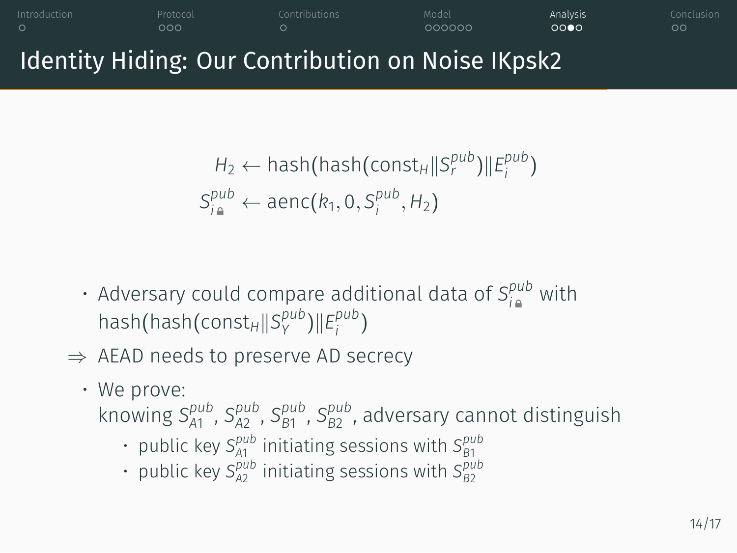# Identity Hiding: Our Contribution on Noise IKpsk2

$$H_2 \leftarrow \text{hash}(\text{hash}(\text{const}_H \| S_r^{pub}) \| E_i^{pub})$$

$$S_{i🔒}^{pub} \leftarrow \text{aenc}(k_1, 0, S_i^{pub}, H_2)$$

- Adversary could compare additional data of $S_{i🔒}^{pub}$ with $\text{hash}(\text{hash}(\text{const}_H \| S_Y^{pub}) \| E_i^{pub})$

$\Rightarrow$ AEAD needs to preserve AD secrecy

- We prove:
  knowing $S_{A1}^{pub}$, $S_{A2}^{pub}$, $S_{B1}^{pub}$, $S_{B2}^{pub}$, adversary cannot distinguish
  - public key $S_{A1}^{pub}$ initiating sessions with $S_{B1}^{pub}$
  - public key $S_{A2}^{pub}$ initiating sessions with $S_{B2}^{pub}$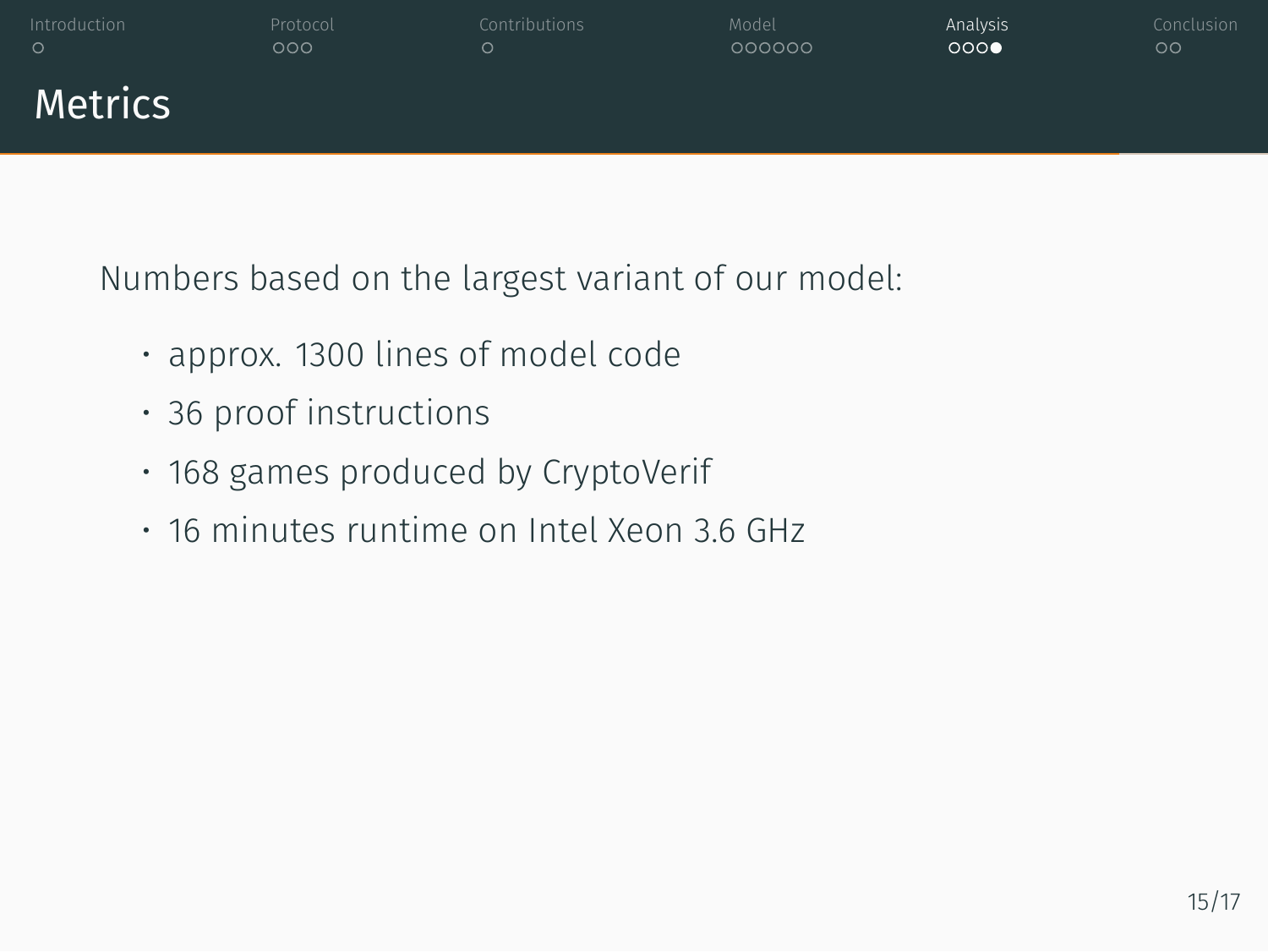# Metrics

Numbers based on the largest variant of our model:

- approx. 1300 lines of model code
- 36 proof instructions
- 168 games produced by CryptoVerif
- 16 minutes runtime on Intel Xeon 3.6 GHz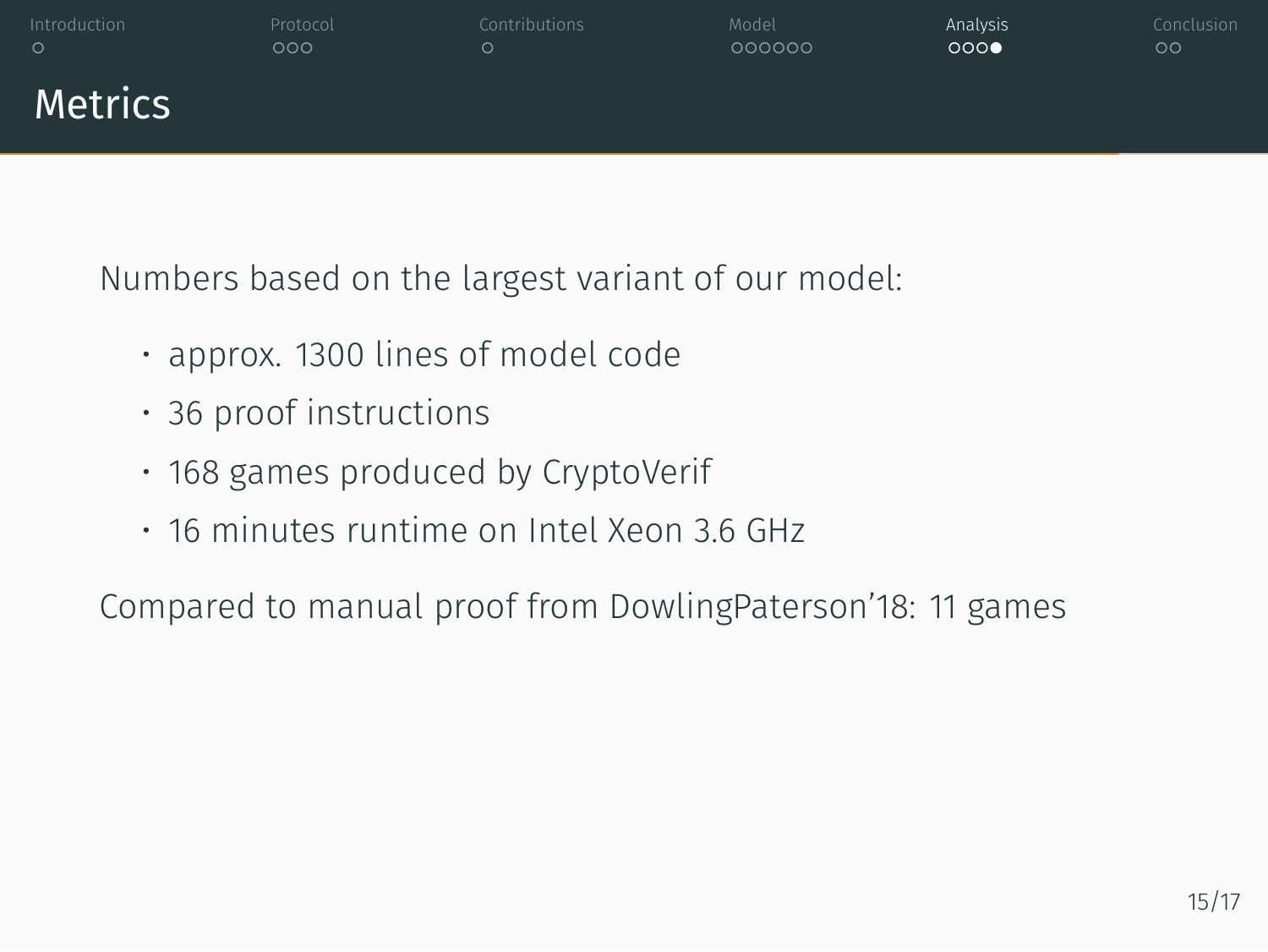# Metrics

Numbers based on the largest variant of our model:

- approx. 1300 lines of model code
- 36 proof instructions
- 168 games produced by CryptoVerif
- 16 minutes runtime on Intel Xeon 3.6 GHz

Compared to manual proof from DowlingPaterson'18: 11 games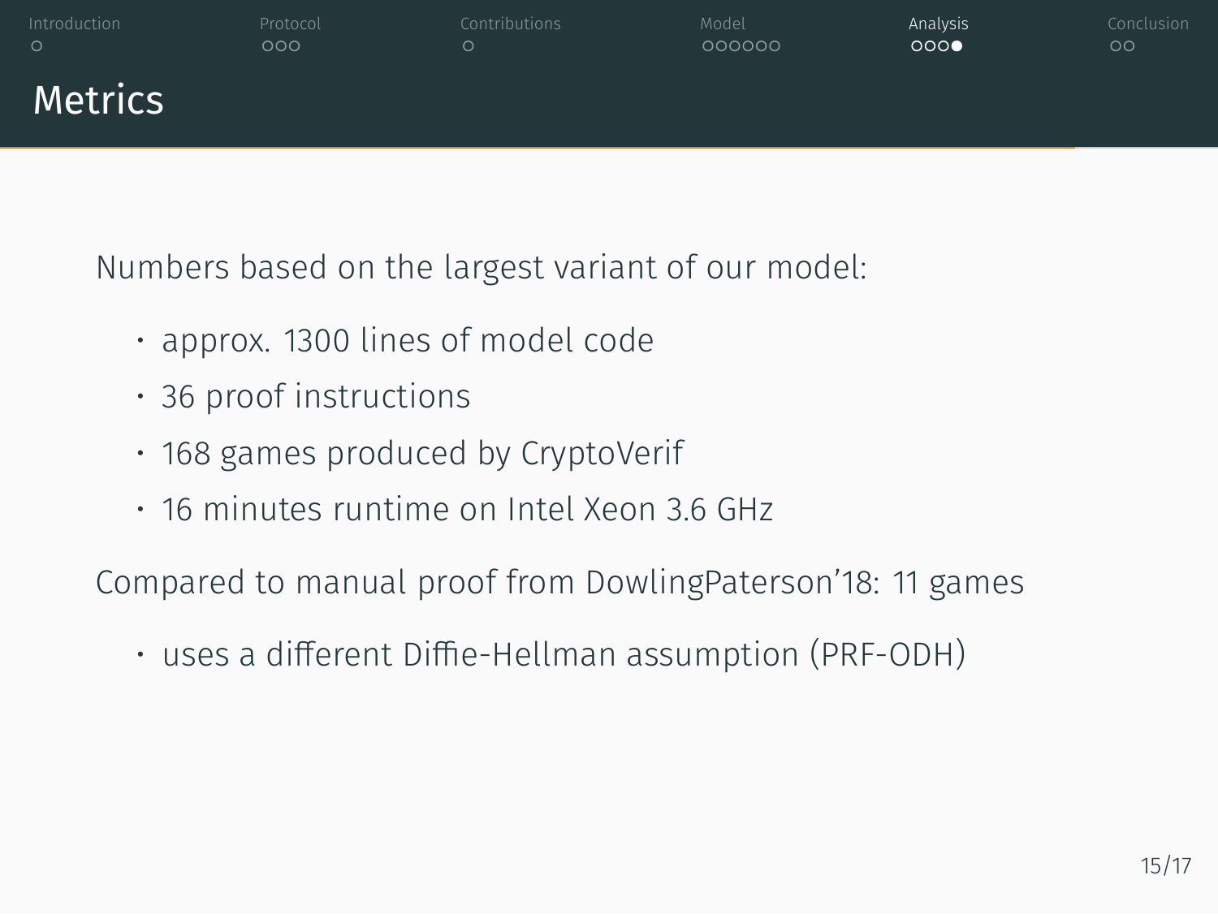# Metrics

Numbers based on the largest variant of our model:

- approx. 1300 lines of model code
- 36 proof instructions
- 168 games produced by CryptoVerif
- 16 minutes runtime on Intel Xeon 3.6 GHz

Compared to manual proof from DowlingPaterson'18: 11 games

- uses a different Diffie-Hellman assumption (PRF-ODH)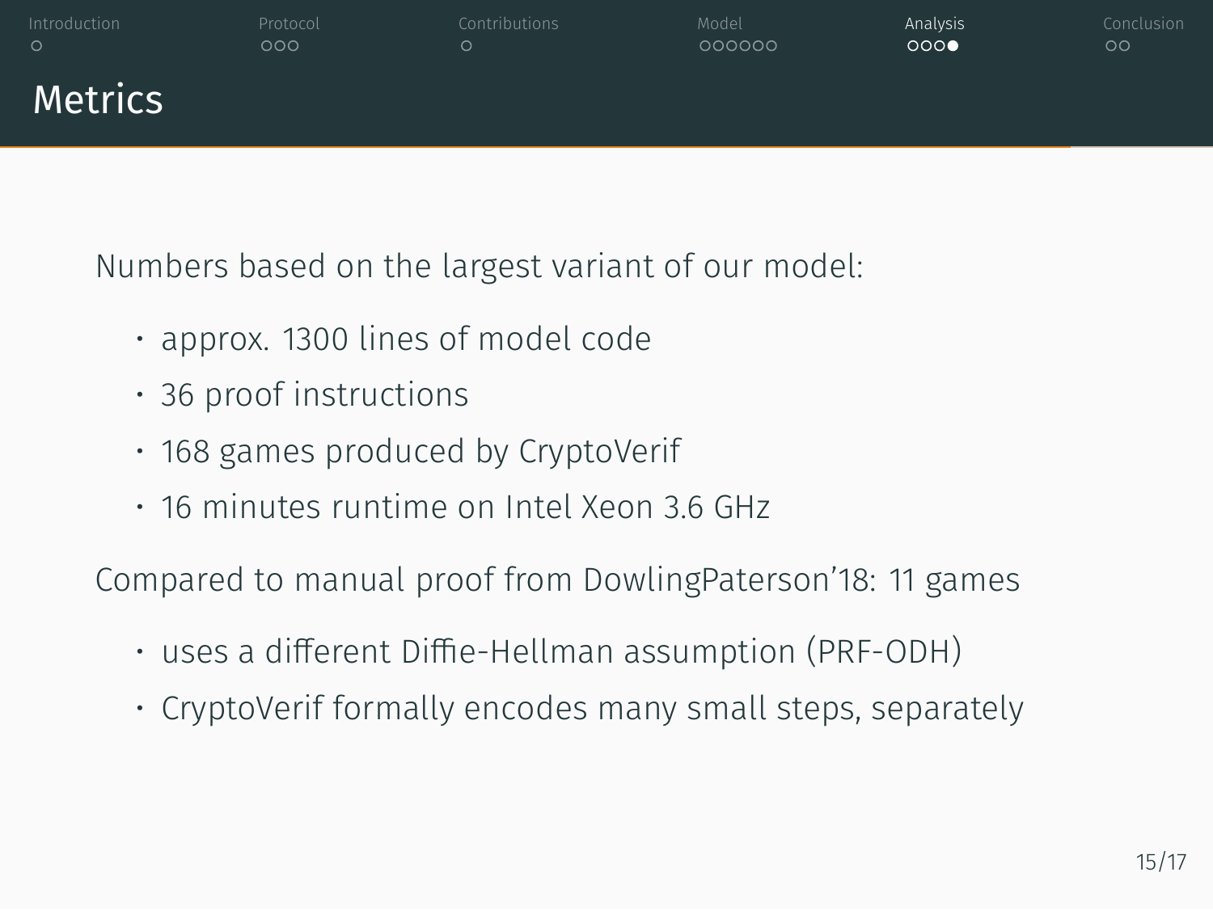# Metrics

Numbers based on the largest variant of our model:

- approx. 1300 lines of model code
- 36 proof instructions
- 168 games produced by CryptoVerif
- 16 minutes runtime on Intel Xeon 3.6 GHz

Compared to manual proof from DowlingPaterson'18: 11 games

- uses a different Diffie-Hellman assumption (PRF-ODH)
- CryptoVerif formally encodes many small steps, separately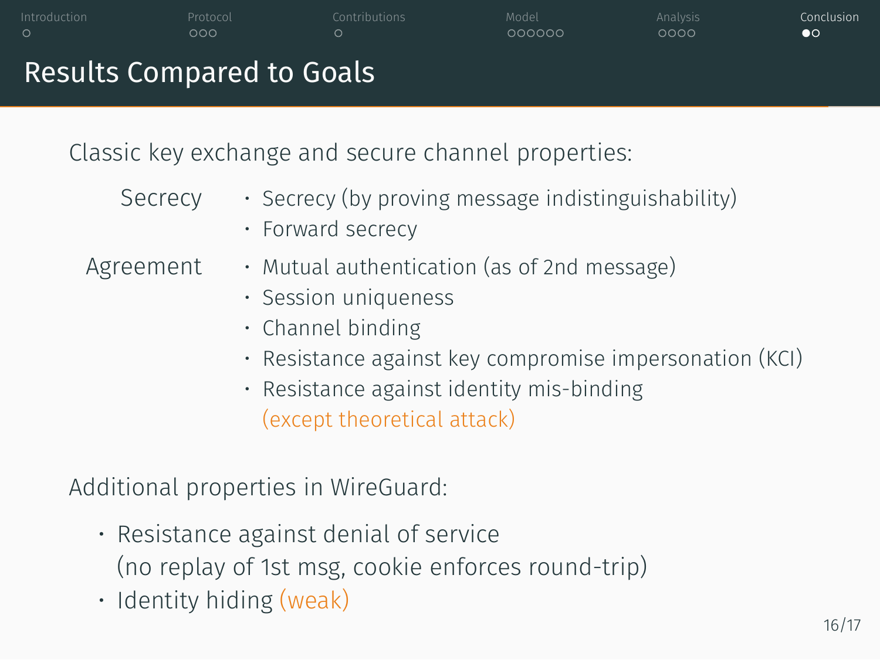# Results Compared to Goals

Classic key exchange and secure channel properties:

**Secrecy**

- Secrecy (by proving message indistinguishability)
- Forward secrecy

**Agreement**

- Mutual authentication (as of 2nd message)
- Session uniqueness
- Channel binding
- Resistance against key compromise impersonation (KCI)
- Resistance against identity mis-binding (except theoretical attack)

Additional properties in WireGuard:

- Resistance against denial of service (no replay of 1st msg, cookie enforces round-trip)
- Identity hiding (weak)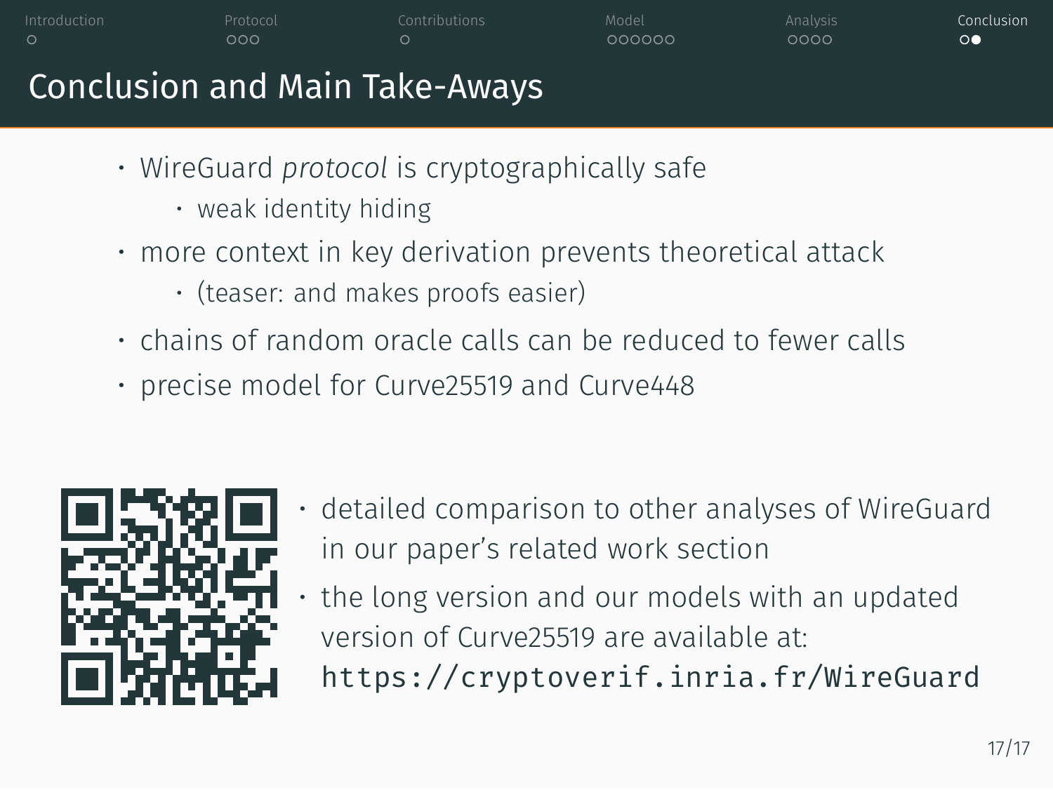## Conclusion and Main Take-Aways

- WireGuard *protocol* is cryptographically safe
  - weak identity hiding
- more context in key derivation prevents theoretical attack
  - (teaser: and makes proofs easier)
- chains of random oracle calls can be reduced to fewer calls
- precise model for Curve25519 and Curve448

- detailed comparison to other analyses of WireGuard in our paper's related work section
- the long version and our models with an updated version of Curve25519 are available at: `https://cryptoverif.inria.fr/WireGuard`